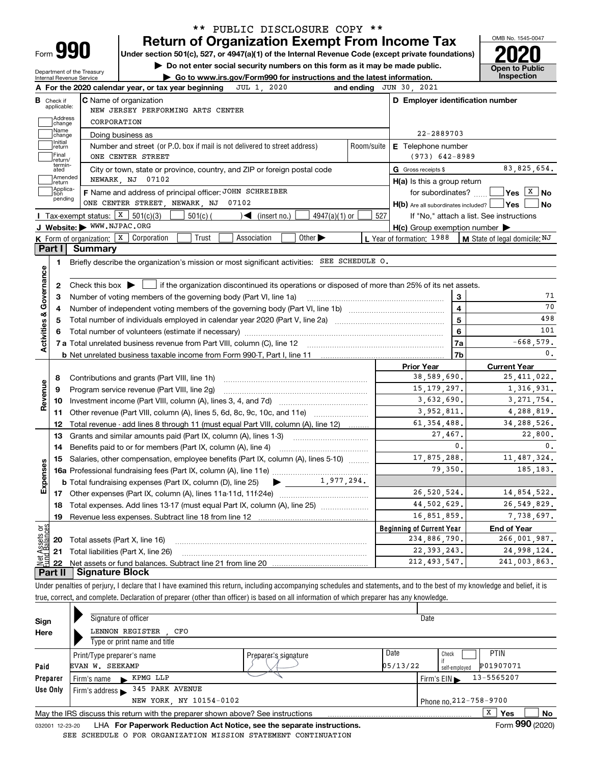\*\* PUBLIC DISCLOSURE COPY \*\*

# Form 990 — Return of Organization Exempt From Income Tax (2020)

Under section 501(c), 527, or 4947(a)(1) of the Internal Revenue Code (except private foundations)

▶ Do not enter social security numbers on this form as it may be made public.

▶ Go to www.irs.gov/Form990 for instructions and the latest information.

Department of the Treasury, Internal Revenue Service

OMB No. 1545-0047 — **Open to Public Inspection**

**A** For the 2020 calendar year, or tax year beginning JUL 1, 2020 and ending JUN 30, 2021

**B** Check if applicable: Address change / Name change / Initial return / Final return/terminated / Amended return / Application pending

**C** Name of organization: NEW JERSEY PERFORMING ARTS CENTER CORPORATION

Doing business as

Number and street (or P.O. box if mail is not delivered to street address): ONE CENTER STREET — Room/suite

City or town, state or province, country, and ZIP or foreign postal code: NEWARK, NJ 07102

**D** Employer identification number: 22-2889703

**E** Telephone number: (973) 642-8989

**G** Gross receipts $ 83,825,654.

**F** Name and address of principal officer: JOHN SCHREIBER, ONE CENTER STREET, NEWARK, NJ 07102

**H(a)** Is this a group return for subordinates? Yes [ ] No [X]

**H(b)** Are all subordinates included? Yes [ ] No [ ] — If "No," attach a list. See instructions

**H(c)** Group exemption number ▶

**I** Tax-exempt status: [X] 501(c)(3) [ ] 501(c) ( ) ◀ (insert no.) [ ] 4947(a)(1) or [ ] 527

**J** Website: ▶ WWW.NJPAC.ORG

**K** Form of organization: [X] Corporation [ ] Trust [ ] Association [ ] Other ▶

**L** Year of formation: 1988

**M** State of legal domicile: NJ

## Part I Summary

**Activities & Governance**

1. Briefly describe the organization's mission or most significant activities: SEE SCHEDULE O.
2. Check this box ▶ [ ] if the organization discontinued its operations or disposed of more than 25% of its net assets.

| Line | Description | | Value |
|---|---|---|---|
| 3 | Number of voting members of the governing body (Part VI, line 1a) | 3 | 71 |
| 4 | Number of independent voting members of the governing body (Part VI, line 1b) | 4 | 70 |
| 5 | Total number of individuals employed in calendar year 2020 (Part V, line 2a) | 5 | 498 |
| 6 | Total number of volunteers (estimate if necessary) | 6 | 101 |
| 7a | Total unrelated business revenue from Part VIII, column (C), line 12 | 7a | -668,579. |
| 7b | Net unrelated business taxable income from Form 990-T, Part I, line 11 | 7b | 0. |

| Line | Description | Prior Year | Current Year |
|---|---|---|---|
| **Revenue** | | | |
| 8 | Contributions and grants (Part VIII, line 1h) | 38,589,690. | 25,411,022. |
| 9 | Program service revenue (Part VIII, line 2g) | 15,179,297. | 1,316,931. |
| 10 | Investment income (Part VIII, column (A), lines 3, 4, and 7d) | 3,632,690. | 3,271,754. |
| 11 | Other revenue (Part VIII, column (A), lines 5, 6d, 8c, 9c, 10c, and 11e) | 3,952,811. | 4,288,819. |
| 12 | Total revenue - add lines 8 through 11 (must equal Part VIII, column (A), line 12) | 61,354,488. | 34,288,526. |
| **Expenses** | | | |
| 13 | Grants and similar amounts paid (Part IX, column (A), lines 1-3) | 27,467. | 22,800. |
| 14 | Benefits paid to or for members (Part IX, column (A), line 4) | 0. | 0. |
| 15 | Salaries, other compensation, employee benefits (Part IX, column (A), lines 5-10) | 17,875,288. | 11,487,324. |
| 16a | Professional fundraising fees (Part IX, column (A), line 11e) | 79,350. | 185,183. |
| b | Total fundraising expenses (Part IX, column (D), line 25) ▶ 1,977,294. | | |
| 17 | Other expenses (Part IX, column (A), lines 11a-11d, 11f-24e) | 26,520,524. | 14,854,522. |
| 18 | Total expenses. Add lines 13-17 (must equal Part IX, column (A), line 25) | 44,502,629. | 26,549,829. |
| 19 | Revenue less expenses. Subtract line 18 from line 12 | 16,851,859. | 7,738,697. |

| Line | Net Assets or Fund Balances | Beginning of Current Year | End of Year |
|---|---|---|---|
| 20 | Total assets (Part X, line 16) | 234,886,790. | 266,001,987. |
| 21 | Total liabilities (Part X, line 26) | 22,393,243. | 24,998,124. |
| 22 | Net assets or fund balances. Subtract line 21 from line 20 | 212,493,547. | 241,003,863. |

## Part II Signature Block

Under penalties of perjury, I declare that I have examined this return, including accompanying schedules and statements, and to the best of my knowledge and belief, it is true, correct, and complete. Declaration of preparer (other than officer) is based on all information of which preparer has any knowledge.

**Sign Here**

Signature of officer — Date

LENNON REGISTER , CFO

Type or print name and title

**Paid Preparer Use Only**

| Print/Type preparer's name | Preparer's signature | Date | Check if self-employed | PTIN |
|---|---|---|---|---|
| EVAN W. SEEKAMP | | 05/13/22 | [ ] | P01907071 |

Firm's name ▶ KPMG LLP — Firm's EIN ▶ 13-5565207

Firm's address ▶ 345 PARK AVENUE, NEW YORK, NY 10154-0102 — Phone no. 212-758-9700

May the IRS discuss this return with the preparer shown above? See instructions [X] Yes [ ] No

032001 12-23-20 LHA For Paperwork Reduction Act Notice, see the separate instructions. Form **990** (2020)

SEE SCHEDULE O FOR ORGANIZATION MISSION STATEMENT CONTINUATION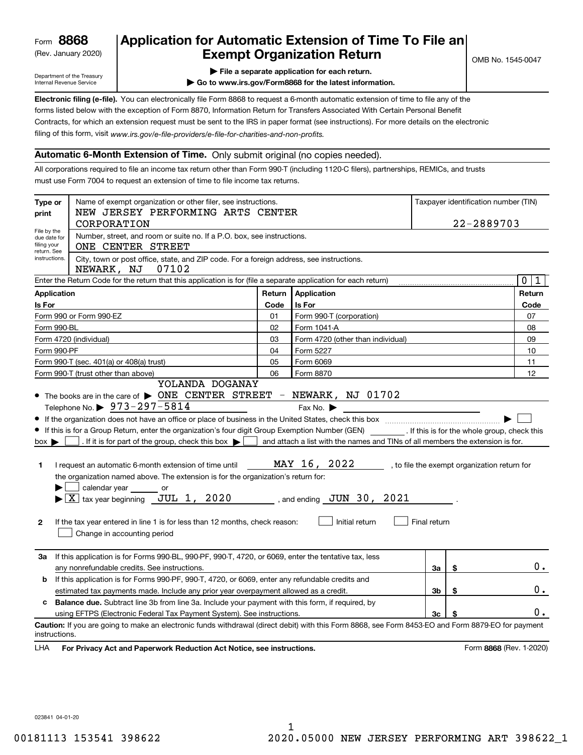Form **8868**
(Rev. January 2020)

Department of the Treasury
Internal Revenue Service

# Application for Automatic Extension of Time To File an Exempt Organization Return

▶ File a separate application for each return.
▶ Go to www.irs.gov/Form8868 for the latest information.

OMB No. 1545-0047

**Electronic filing (e-file).** You can electronically file Form 8868 to request a 6-month automatic extension of time to file any of the forms listed below with the exception of Form 8870, Information Return for Transfers Associated With Certain Personal Benefit Contracts, for which an extension request must be sent to the IRS in paper format (see instructions). For more details on the electronic filing of this form, visit *www.irs.gov/e-file-providers/e-file-for-charities-and-non-profits.*

## Automatic 6-Month Extension of Time. Only submit original (no copies needed).

All corporations required to file an income tax return other than Form 990-T (including 1120-C filers), partnerships, REMICs, and trusts must use Form 7004 to request an extension of time to file income tax returns.

**Type or print**

File by the due date for filing your return. See instructions.

Name of exempt organization or other filer, see instructions.
NEW JERSEY PERFORMING ARTS CENTER CORPORATION

Taxpayer identification number (TIN)
22-2889703

Number, street, and room or suite no. If a P.O. box, see instructions.
ONE CENTER STREET

City, town or post office, state, and ZIP code. For a foreign address, see instructions.
NEWARK, NJ 07102

Enter the Return Code for the return that this application is for (file a separate application for each return) .......... 0 1

| Application Is For | Return Code | Application Is For | Return Code |
|---|---|---|---|
| Form 990 or Form 990-EZ | 01 | Form 990-T (corporation) | 07 |
| Form 990-BL | 02 | Form 1041-A | 08 |
| Form 4720 (individual) | 03 | Form 4720 (other than individual) | 09 |
| Form 990-PF | 04 | Form 5227 | 10 |
| Form 990-T (sec. 401(a) or 408(a) trust) | 05 | Form 6069 | 11 |
| Form 990-T (trust other than above) | 06 | Form 8870 | 12 |

- The books are in the care of ▶ YOLANDA DOGANAY ONE CENTER STREET - NEWARK, NJ 01702
  Telephone No. ▶ 973-297-5814 Fax No. ▶
- If the organization does not have an office or place of business in the United States, check this box .......... ▶ ☐
- If this is for a Group Return, enter the organization's four digit Group Exemption Number (GEN) ______ . If this is for the whole group, check this box ▶ ☐ . If it is for part of the group, check this box ▶ ☐ and attach a list with the names and TINs of all members the extension is for.

**1** I request an automatic 6-month extension of time until MAY 16, 2022, to file the exempt organization return for the organization named above. The extension is for the organization's return for:
▶ ☐ calendar year ______ or
▶ ☒ tax year beginning JUL 1, 2020, and ending JUN 30, 2021.

**2** If the tax year entered in line 1 is for less than 12 months, check reason: ☐ Initial return ☐ Final return ☐ Change in accounting period

| | | | |
|---|---|---|---|
| **3a** | If this application is for Forms 990-BL, 990-PF, 990-T, 4720, or 6069, enter the tentative tax, less any nonrefundable credits. See instructions. | 3a | $ 0. |
| **b** | If this application is for Forms 990-PF, 990-T, 4720, or 6069, enter any refundable credits and estimated tax payments made. Include any prior year overpayment allowed as a credit. | 3b | $ 0. |
| **c** | **Balance due.** Subtract line 3b from line 3a. Include your payment with this form, if required, by using EFTPS (Electronic Federal Tax Payment System). See instructions. | 3c | $ 0. |

**Caution:** If you are going to make an electronic funds withdrawal (direct debit) with this Form 8868, see Form 8453-EO and Form 8879-EO for payment instructions.

LHA **For Privacy Act and Paperwork Reduction Act Notice, see instructions.** Form **8868** (Rev. 1-2020)

023841 04-01-20

00181113 153541 398622 2020.05000 NEW JERSEY PERFORMING ART 398622_1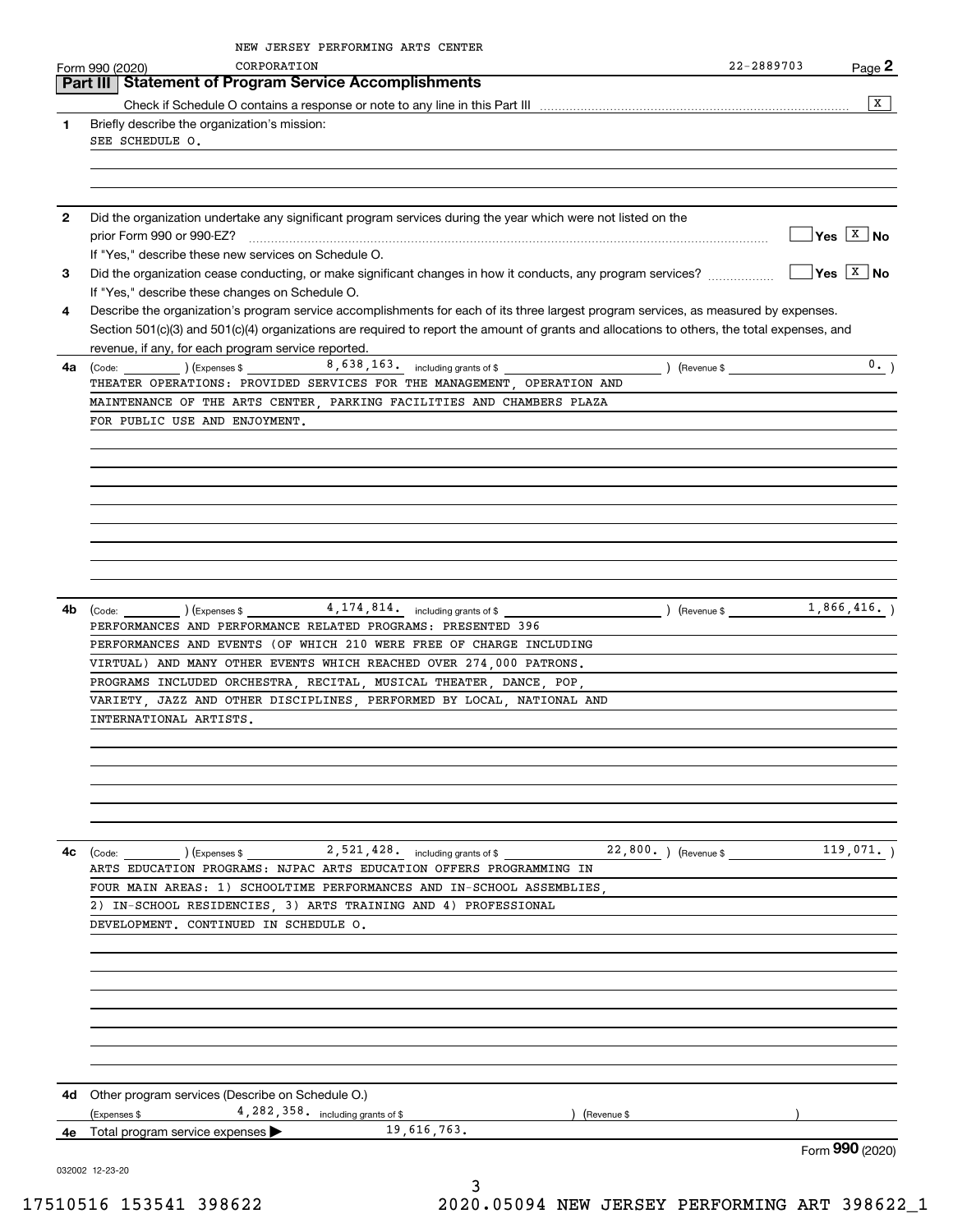NEW JERSEY PERFORMING ARTS CENTER CORPORATION 22-2889703

Form 990 (2020) Page 2

## Part III Statement of Program Service Accomplishments

Check if Schedule O contains a response or note to any line in this Part III [X]

**1** Briefly describe the organization's mission:

SEE SCHEDULE O.

**2** Did the organization undertake any significant program services during the year which were not listed on the prior Form 990 or 990-EZ? [ ] Yes [X] No

If "Yes," describe these new services on Schedule O.

**3** Did the organization cease conducting, or make significant changes in how it conducts, any program services? [ ] Yes [X] No

If "Yes," describe these changes on Schedule O.

**4** Describe the organization's program service accomplishments for each of its three largest program services, as measured by expenses. Section 501(c)(3) and 501(c)(4) organizations are required to report the amount of grants and allocations to others, the total expenses, and revenue, if any, for each program service reported.

**4a** (Code: ) (Expenses $ 8,638,163. including grants of $ ) (Revenue $ 0. )

THEATER OPERATIONS: PROVIDED SERVICES FOR THE MANAGEMENT, OPERATION AND MAINTENANCE OF THE ARTS CENTER, PARKING FACILITIES AND CHAMBERS PLAZA FOR PUBLIC USE AND ENJOYMENT.

**4b** (Code: ) (Expenses $ 4,174,814. including grants of $ ) (Revenue $ 1,866,416. )

PERFORMANCES AND PERFORMANCE RELATED PROGRAMS: PRESENTED 396 PERFORMANCES AND EVENTS (OF WHICH 210 WERE FREE OF CHARGE INCLUDING VIRTUAL) AND MANY OTHER EVENTS WHICH REACHED OVER 274,000 PATRONS. PROGRAMS INCLUDED ORCHESTRA, RECITAL, MUSICAL THEATER, DANCE, POP, VARIETY, JAZZ AND OTHER DISCIPLINES, PERFORMED BY LOCAL, NATIONAL AND INTERNATIONAL ARTISTS.

**4c** (Code: ) (Expenses $ 2,521,428. including grants of $ 22,800. ) (Revenue $ 119,071. )

ARTS EDUCATION PROGRAMS: NJPAC ARTS EDUCATION OFFERS PROGRAMMING IN FOUR MAIN AREAS: 1) SCHOOLTIME PERFORMANCES AND IN-SCHOOL ASSEMBLIES, 2) IN-SCHOOL RESIDENCIES, 3) ARTS TRAINING AND 4) PROFESSIONAL DEVELOPMENT. CONTINUED IN SCHEDULE O.

**4d** Other program services (Describe on Schedule O.)

(Expenses $ 4,282,358. including grants of $ ) (Revenue $ )

**4e** Total program service expenses ▶ 19,616,763.

Form **990** (2020)

032002 12-23-20

17510516 153541 398622 2020.05094 NEW JERSEY PERFORMING ART 398622_1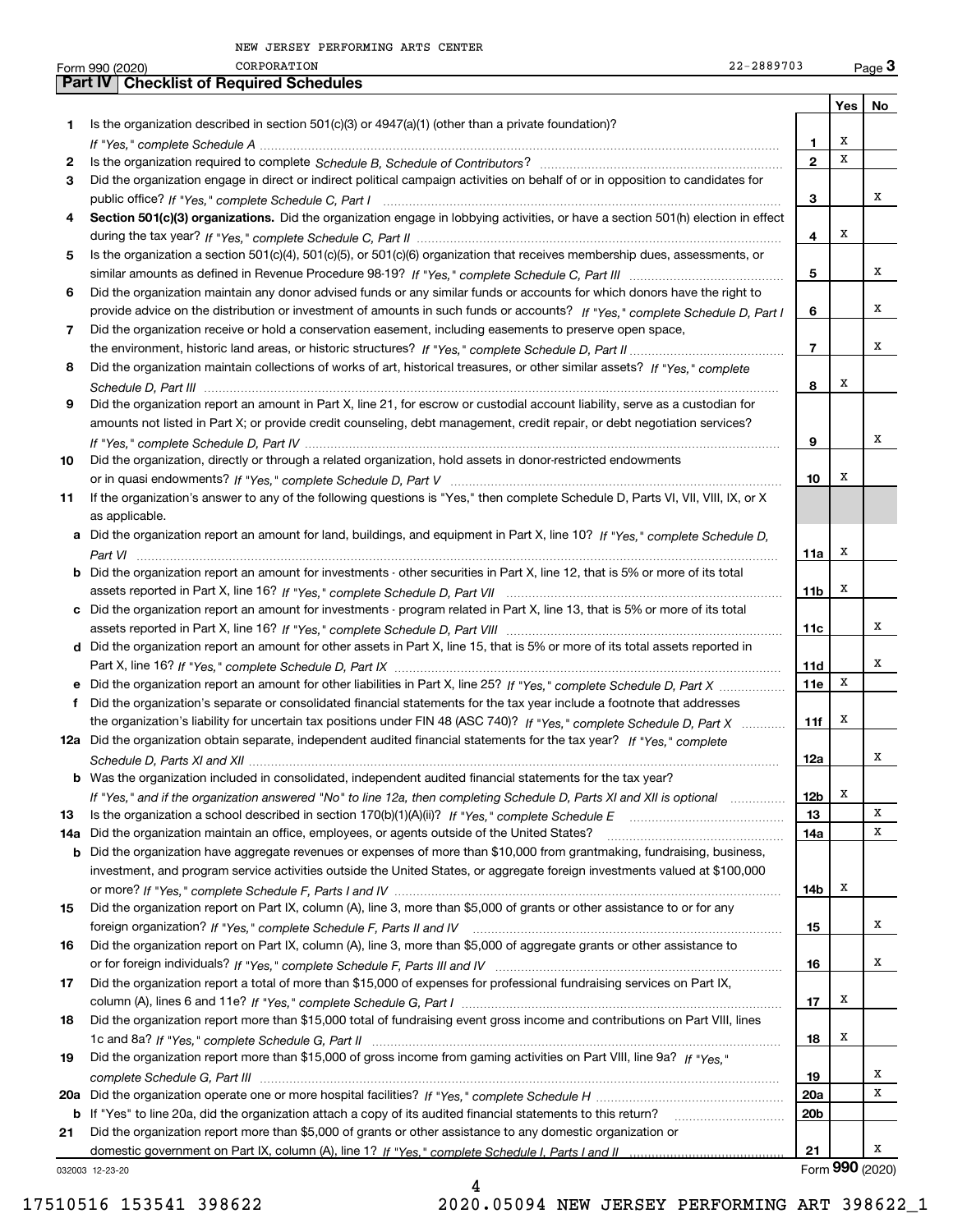NEW JERSEY PERFORMING ARTS CENTER
Form 990 (2020) CORPORATION 22-2889703 Page 3

## Part IV Checklist of Required Schedules

| | | | Yes | No |
|---|---|---|---|---|
| 1 | Is the organization described in section 501(c)(3) or 4947(a)(1) (other than a private foundation)? *If "Yes," complete Schedule A* | 1 | X | |
| 2 | Is the organization required to complete *Schedule B, Schedule of Contributors*? | 2 | X | |
| 3 | Did the organization engage in direct or indirect political campaign activities on behalf of or in opposition to candidates for public office? *If "Yes," complete Schedule C, Part I* | 3 | | X |
| 4 | **Section 501(c)(3) organizations.** Did the organization engage in lobbying activities, or have a section 501(h) election in effect during the tax year? *If "Yes," complete Schedule C, Part II* | 4 | X | |
| 5 | Is the organization a section 501(c)(4), 501(c)(5), or 501(c)(6) organization that receives membership dues, assessments, or similar amounts as defined in Revenue Procedure 98-19? *If "Yes," complete Schedule C, Part III* | 5 | | X |
| 6 | Did the organization maintain any donor advised funds or any similar funds or accounts for which donors have the right to provide advice on the distribution or investment of amounts in such funds or accounts? *If "Yes," complete Schedule D, Part I* | 6 | | X |
| 7 | Did the organization receive or hold a conservation easement, including easements to preserve open space, the environment, historic land areas, or historic structures? *If "Yes," complete Schedule D, Part II* | 7 | | X |
| 8 | Did the organization maintain collections of works of art, historical treasures, or other similar assets? *If "Yes," complete Schedule D, Part III* | 8 | X | |
| 9 | Did the organization report an amount in Part X, line 21, for escrow or custodial account liability, serve as a custodian for amounts not listed in Part X; or provide credit counseling, debt management, credit repair, or debt negotiation services? *If "Yes," complete Schedule D, Part IV* | 9 | | X |
| 10 | Did the organization, directly or through a related organization, hold assets in donor-restricted endowments or in quasi endowments? *If "Yes," complete Schedule D, Part V* | 10 | X | |
| 11 | If the organization's answer to any of the following questions is "Yes," then complete Schedule D, Parts VI, VII, VIII, IX, or X as applicable. | | | |
| a | Did the organization report an amount for land, buildings, and equipment in Part X, line 10? *If "Yes," complete Schedule D, Part VI* | 11a | X | |
| b | Did the organization report an amount for investments - other securities in Part X, line 12, that is 5% or more of its total assets reported in Part X, line 16? *If "Yes," complete Schedule D, Part VII* | 11b | X | |
| c | Did the organization report an amount for investments - program related in Part X, line 13, that is 5% or more of its total assets reported in Part X, line 16? *If "Yes," complete Schedule D, Part VIII* | 11c | | X |
| d | Did the organization report an amount for other assets in Part X, line 15, that is 5% or more of its total assets reported in Part X, line 16? *If "Yes," complete Schedule D, Part IX* | 11d | | X |
| e | Did the organization report an amount for other liabilities in Part X, line 25? *If "Yes," complete Schedule D, Part X* | 11e | X | |
| f | Did the organization's separate or consolidated financial statements for the tax year include a footnote that addresses the organization's liability for uncertain tax positions under FIN 48 (ASC 740)? *If "Yes," complete Schedule D, Part X* | 11f | X | |
| 12a | Did the organization obtain separate, independent audited financial statements for the tax year? *If "Yes," complete Schedule D, Parts XI and XII* | 12a | | X |
| b | Was the organization included in consolidated, independent audited financial statements for the tax year? *If "Yes," and if the organization answered "No" to line 12a, then completing Schedule D, Parts XI and XII is optional* | 12b | X | |
| 13 | Is the organization a school described in section 170(b)(1)(A)(ii)? *If "Yes," complete Schedule E* | 13 | | X |
| 14a | Did the organization maintain an office, employees, or agents outside of the United States? | 14a | | X |
| b | Did the organization have aggregate revenues or expenses of more than $10,000 from grantmaking, fundraising, business, investment, and program service activities outside the United States, or aggregate foreign investments valued at $100,000 or more? *If "Yes," complete Schedule F, Parts I and IV* | 14b | X | |
| 15 | Did the organization report on Part IX, column (A), line 3, more than $5,000 of grants or other assistance to or for any foreign organization? *If "Yes," complete Schedule F, Parts II and IV* | 15 | | X |
| 16 | Did the organization report on Part IX, column (A), line 3, more than $5,000 of aggregate grants or other assistance to or for foreign individuals? *If "Yes," complete Schedule F, Parts III and IV* | 16 | | X |
| 17 | Did the organization report a total of more than $15,000 of expenses for professional fundraising services on Part IX, column (A), lines 6 and 11e? *If "Yes," complete Schedule G, Part I* | 17 | X | |
| 18 | Did the organization report more than $15,000 total of fundraising event gross income and contributions on Part VIII, lines 1c and 8a? *If "Yes," complete Schedule G, Part II* | 18 | X | |
| 19 | Did the organization report more than $15,000 of gross income from gaming activities on Part VIII, line 9a? *If "Yes," complete Schedule G, Part III* | 19 | | X |
| 20a | Did the organization operate one or more hospital facilities? *If "Yes," complete Schedule H* | 20a | | X |
| b | If "Yes" to line 20a, did the organization attach a copy of its audited financial statements to this return? | 20b | | |
| 21 | Did the organization report more than $5,000 of grants or other assistance to any domestic organization or domestic government on Part IX, column (A), line 1? *If "Yes," complete Schedule I, Parts I and II* | 21 | | X |

032003 12-23-20

Form **990** (2020)

17510516 153541 398622 2020.05094 NEW JERSEY PERFORMING ART 398622_1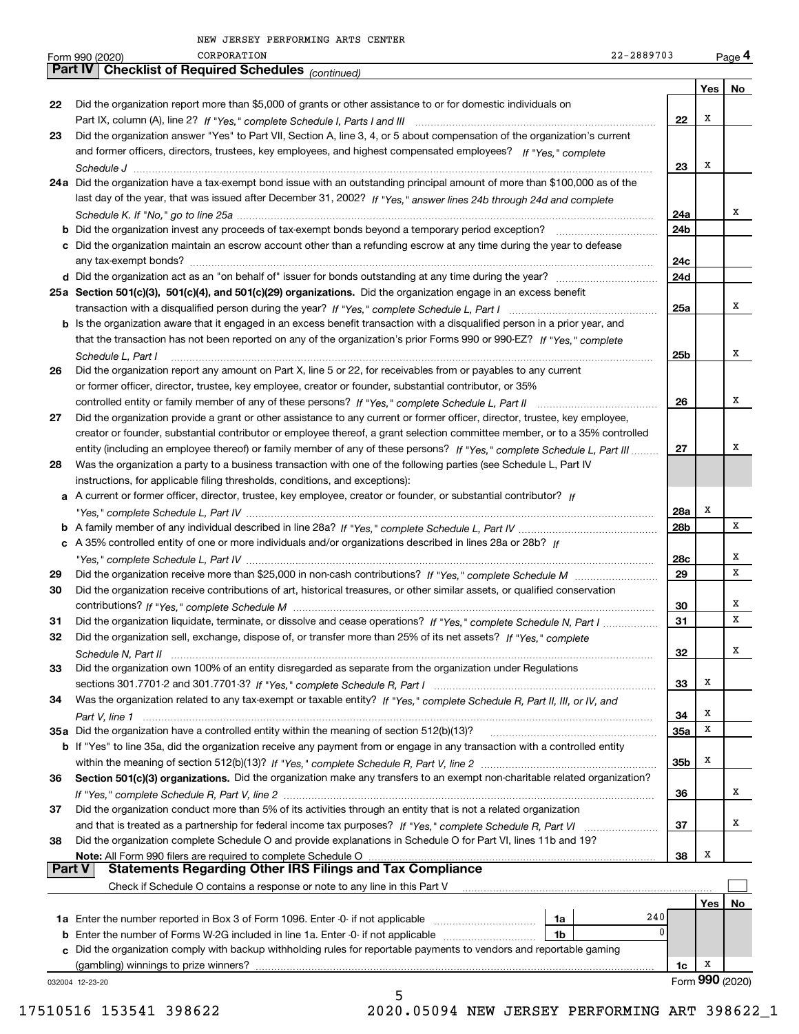NEW JERSEY PERFORMING ARTS CENTER CORPORATION 22-2889703

Form 990 (2020) Page 4

## Part IV Checklist of Required Schedules *(continued)*

| | | | Yes | No |
|---|---|---|---|---|
| 22 | Did the organization report more than $5,000 of grants or other assistance to or for domestic individuals on Part IX, column (A), line 2? *If "Yes," complete Schedule I, Parts I and III* | 22 | X | |
| 23 | Did the organization answer "Yes" to Part VII, Section A, line 3, 4, or 5 about compensation of the organization's current and former officers, directors, trustees, key employees, and highest compensated employees? *If "Yes," complete Schedule J* | 23 | X | |
| 24a | Did the organization have a tax-exempt bond issue with an outstanding principal amount of more than $100,000 as of the last day of the year, that was issued after December 31, 2002? *If "Yes," answer lines 24b through 24d and complete Schedule K. If "No," go to line 25a* | 24a | | X |
| b | Did the organization invest any proceeds of tax-exempt bonds beyond a temporary period exception? | 24b | | |
| c | Did the organization maintain an escrow account other than a refunding escrow at any time during the year to defease any tax-exempt bonds? | 24c | | |
| d | Did the organization act as an "on behalf of" issuer for bonds outstanding at any time during the year? | 24d | | |
| 25a | **Section 501(c)(3), 501(c)(4), and 501(c)(29) organizations.** Did the organization engage in an excess benefit transaction with a disqualified person during the year? *If "Yes," complete Schedule L, Part I* | 25a | | X |
| b | Is the organization aware that it engaged in an excess benefit transaction with a disqualified person in a prior year, and that the transaction has not been reported on any of the organization's prior Forms 990 or 990-EZ? *If "Yes," complete Schedule L, Part I* | 25b | | X |
| 26 | Did the organization report any amount on Part X, line 5 or 22, for receivables from or payables to any current or former officer, director, trustee, key employee, creator or founder, substantial contributor, or 35% controlled entity or family member of any of these persons? *If "Yes," complete Schedule L, Part II* | 26 | | X |
| 27 | Did the organization provide a grant or other assistance to any current or former officer, director, trustee, key employee, creator or founder, substantial contributor or employee thereof, a grant selection committee member, or to a 35% controlled entity (including an employee thereof) or family member of any of these persons? *If "Yes," complete Schedule L, Part III* | 27 | | X |
| 28 | Was the organization a party to a business transaction with one of the following parties (see Schedule L, Part IV instructions, for applicable filing thresholds, conditions, and exceptions): | | | |
| a | A current or former officer, director, trustee, key employee, creator or founder, or substantial contributor? *If "Yes," complete Schedule L, Part IV* | 28a | X | |
| b | A family member of any individual described in line 28a? *If "Yes," complete Schedule L, Part IV* | 28b | | X |
| c | A 35% controlled entity of one or more individuals and/or organizations described in lines 28a or 28b? *If "Yes," complete Schedule L, Part IV* | 28c | | X |
| 29 | Did the organization receive more than $25,000 in non-cash contributions? *If "Yes," complete Schedule M* | 29 | | X |
| 30 | Did the organization receive contributions of art, historical treasures, or other similar assets, or qualified conservation contributions? *If "Yes," complete Schedule M* | 30 | | X |
| 31 | Did the organization liquidate, terminate, or dissolve and cease operations? *If "Yes," complete Schedule N, Part I* | 31 | | X |
| 32 | Did the organization sell, exchange, dispose of, or transfer more than 25% of its net assets? *If "Yes," complete Schedule N, Part II* | 32 | | X |
| 33 | Did the organization own 100% of an entity disregarded as separate from the organization under Regulations sections 301.7701-2 and 301.7701-3? *If "Yes," complete Schedule R, Part I* | 33 | X | |
| 34 | Was the organization related to any tax-exempt or taxable entity? *If "Yes," complete Schedule R, Part II, III, or IV, and Part V, line 1* | 34 | X | |
| 35a | Did the organization have a controlled entity within the meaning of section 512(b)(13)? | 35a | X | |
| b | If "Yes" to line 35a, did the organization receive any payment from or engage in any transaction with a controlled entity within the meaning of section 512(b)(13)? *If "Yes," complete Schedule R, Part V, line 2* | 35b | X | |
| 36 | **Section 501(c)(3) organizations.** Did the organization make any transfers to an exempt non-charitable related organization? *If "Yes," complete Schedule R, Part V, line 2* | 36 | | X |
| 37 | Did the organization conduct more than 5% of its activities through an entity that is not a related organization and that is treated as a partnership for federal income tax purposes? *If "Yes," complete Schedule R, Part VI* | 37 | | X |
| 38 | Did the organization complete Schedule O and provide explanations in Schedule O for Part VI, lines 11b and 19? **Note:** All Form 990 filers are required to complete Schedule O | 38 | X | |

## Part V Statements Regarding Other IRS Filings and Tax Compliance

Check if Schedule O contains a response or note to any line in this Part V ☐

| | | | | | Yes | No |
|---|---|---|---|---|---|---|
| 1a | Enter the number reported in Box 3 of Form 1096. Enter -0- if not applicable | 1a | 240 | | | |
| b | Enter the number of Forms W-2G included in line 1a. Enter -0- if not applicable | 1b | 0 | | | |
| c | Did the organization comply with backup withholding rules for reportable payments to vendors and reportable gaming (gambling) winnings to prize winners? | | | 1c | X | |

032004 12-23-20 Form **990** (2020)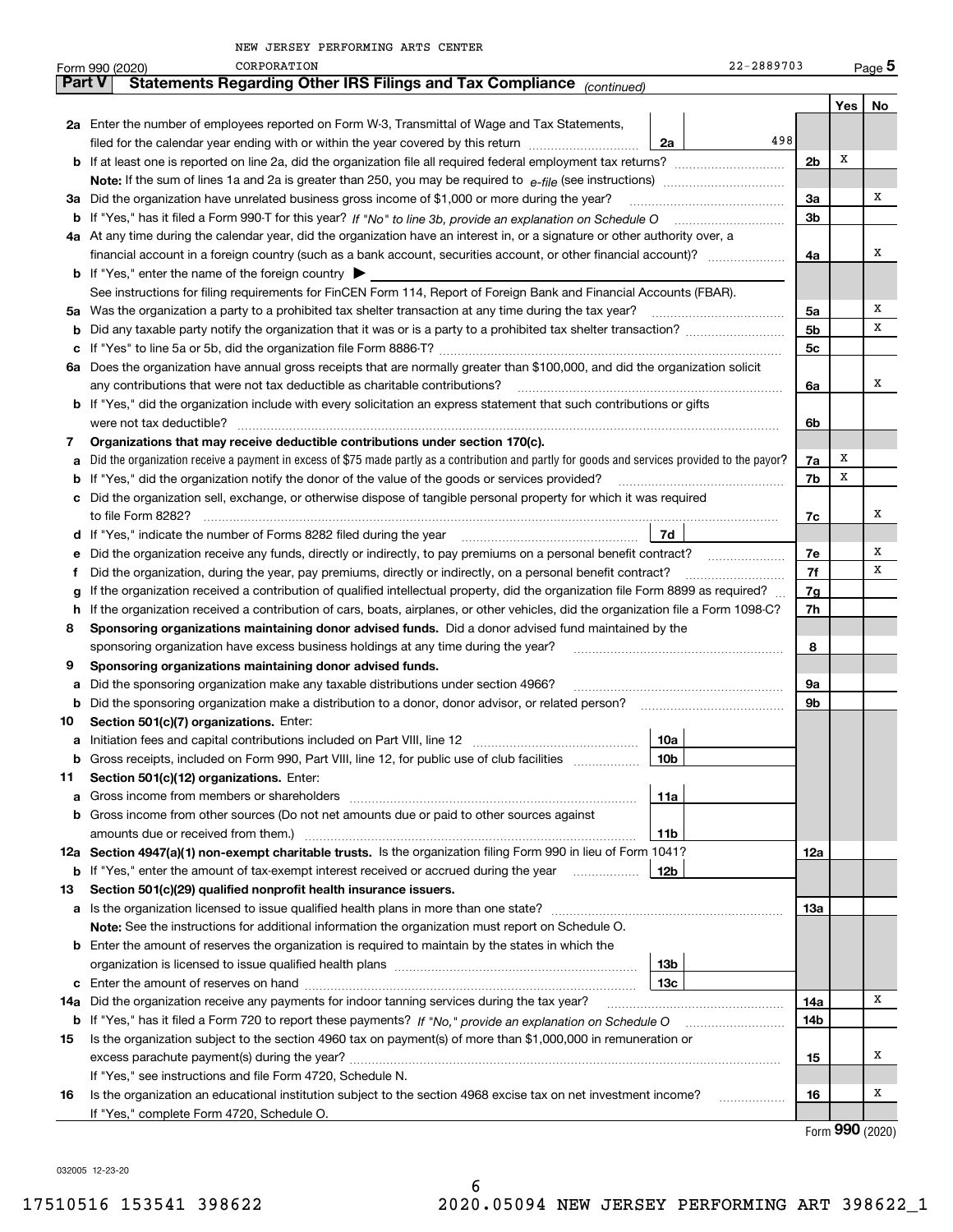NEW JERSEY PERFORMING ARTS CENTER CORPORATION 22-2889703

## Part V Statements Regarding Other IRS Filings and Tax Compliance *(continued)*

| | | | | Yes | No |
|---|---|---|---|---|---|
| **2a** | Enter the number of employees reported on Form W-3, Transmittal of Wage and Tax Statements, filed for the calendar year ending with or within the year covered by this return | 2a | 498 | | |
| **b** | If at least one is reported on line 2a, did the organization file all required federal employment tax returns? | | 2b | X | |
| | **Note:** If the sum of lines 1a and 2a is greater than 250, you may be required to *e-file* (see instructions) | | | | |
| **3a** | Did the organization have unrelated business gross income of $1,000 or more during the year? | | 3a | | X |
| **b** | If "Yes," has it filed a Form 990-T for this year? *If "No" to line 3b, provide an explanation on Schedule O* | | 3b | | |
| **4a** | At any time during the calendar year, did the organization have an interest in, or a signature or other authority over, a financial account in a foreign country (such as a bank account, securities account, or other financial account)? | | 4a | | X |
| **b** | If "Yes," enter the name of the foreign country ▶ | | | | |
| | See instructions for filing requirements for FinCEN Form 114, Report of Foreign Bank and Financial Accounts (FBAR). | | | | |
| **5a** | Was the organization a party to a prohibited tax shelter transaction at any time during the tax year? | | 5a | | X |
| **b** | Did any taxable party notify the organization that it was or is a party to a prohibited tax shelter transaction? | | 5b | | X |
| **c** | If "Yes" to line 5a or 5b, did the organization file Form 8886-T? | | 5c | | |
| **6a** | Does the organization have annual gross receipts that are normally greater than $100,000, and did the organization solicit any contributions that were not tax deductible as charitable contributions? | | 6a | | X |
| **b** | If "Yes," did the organization include with every solicitation an express statement that such contributions or gifts were not tax deductible? | | 6b | | |
| **7** | **Organizations that may receive deductible contributions under section 170(c).** | | | | |
| **a** | Did the organization receive a payment in excess of $75 made partly as a contribution and partly for goods and services provided to the payor? | | 7a | X | |
| **b** | If "Yes," did the organization notify the donor of the value of the goods or services provided? | | 7b | X | |
| **c** | Did the organization sell, exchange, or otherwise dispose of tangible personal property for which it was required to file Form 8282? | | 7c | | X |
| **d** | If "Yes," indicate the number of Forms 8282 filed during the year | 7d | | | |
| **e** | Did the organization receive any funds, directly or indirectly, to pay premiums on a personal benefit contract? | | 7e | | X |
| **f** | Did the organization, during the year, pay premiums, directly or indirectly, on a personal benefit contract? | | 7f | | X |
| **g** | If the organization received a contribution of qualified intellectual property, did the organization file Form 8899 as required? | | 7g | | |
| **h** | If the organization received a contribution of cars, boats, airplanes, or other vehicles, did the organization file a Form 1098-C? | | 7h | | |
| **8** | **Sponsoring organizations maintaining donor advised funds.** Did a donor advised fund maintained by the sponsoring organization have excess business holdings at any time during the year? | | 8 | | |
| **9** | **Sponsoring organizations maintaining donor advised funds.** | | | | |
| **a** | Did the sponsoring organization make any taxable distributions under section 4966? | | 9a | | |
| **b** | Did the sponsoring organization make a distribution to a donor, donor advisor, or related person? | | 9b | | |
| **10** | **Section 501(c)(7) organizations.** Enter: | | | | |
| **a** | Initiation fees and capital contributions included on Part VIII, line 12 | 10a | | | |
| **b** | Gross receipts, included on Form 990, Part VIII, line 12, for public use of club facilities | 10b | | | |
| **11** | **Section 501(c)(12) organizations.** Enter: | | | | |
| **a** | Gross income from members or shareholders | 11a | | | |
| **b** | Gross income from other sources (Do not net amounts due or paid to other sources against amounts due or received from them.) | 11b | | | |
| **12a** | **Section 4947(a)(1) non-exempt charitable trusts.** Is the organization filing Form 990 in lieu of Form 1041? | | 12a | | |
| **b** | If "Yes," enter the amount of tax-exempt interest received or accrued during the year | 12b | | | |
| **13** | **Section 501(c)(29) qualified nonprofit health insurance issuers.** | | | | |
| **a** | Is the organization licensed to issue qualified health plans in more than one state? | | 13a | | |
| | **Note:** See the instructions for additional information the organization must report on Schedule O. | | | | |
| **b** | Enter the amount of reserves the organization is required to maintain by the states in which the organization is licensed to issue qualified health plans | 13b | | | |
| **c** | Enter the amount of reserves on hand | 13c | | | |
| **14a** | Did the organization receive any payments for indoor tanning services during the tax year? | | 14a | | X |
| **b** | If "Yes," has it filed a Form 720 to report these payments? *If "No," provide an explanation on Schedule O* | | 14b | | |
| **15** | Is the organization subject to the section 4960 tax on payment(s) of more than $1,000,000 in remuneration or excess parachute payment(s) during the year? | | 15 | | X |
| | If "Yes," see instructions and file Form 4720, Schedule N. | | | | |
| **16** | Is the organization an educational institution subject to the section 4968 excise tax on net investment income? | | 16 | | X |
| | If "Yes," complete Form 4720, Schedule O. | | | | |

Form **990** (2020)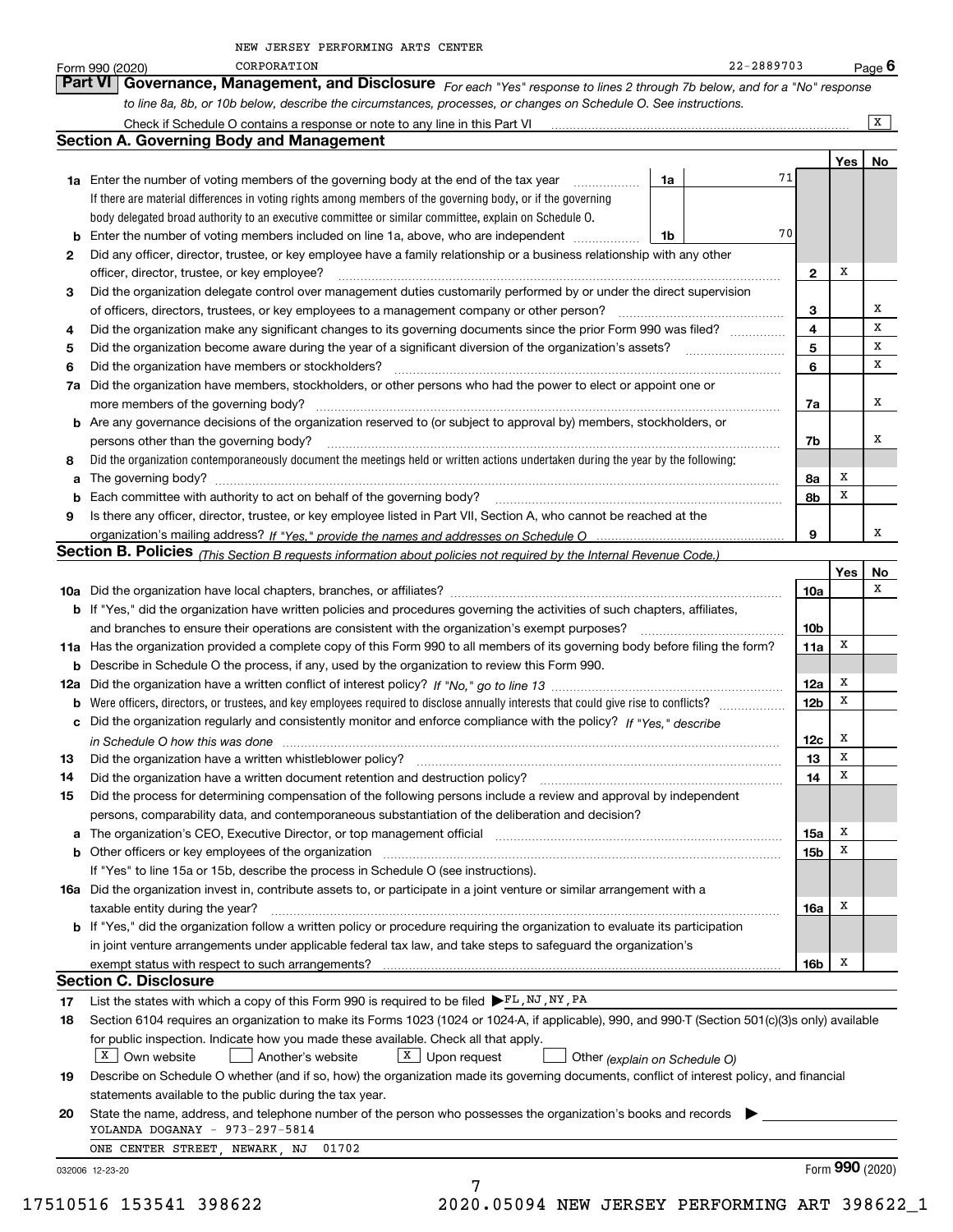NEW JERSEY PERFORMING ARTS CENTER

Form 990 (2020) CORPORATION 22-2889703 Page **6**

## Part VI Governance, Management, and Disclosure

*For each "Yes" response to lines 2 through 7b below, and for a "No" response to line 8a, 8b, or 10b below, describe the circumstances, processes, or changes on Schedule O. See instructions.*

Check if Schedule O contains a response or note to any line in this Part VI .......... [X]

### Section A. Governing Body and Management

| | | | | Yes | No |
|---|---|---|---|---|---|
| **1a** | Enter the number of voting members of the governing body at the end of the tax year ..... **1a** 71<br>If there are material differences in voting rights among members of the governing body, or if the governing body delegated broad authority to an executive committee or similar committee, explain on Schedule O. | | | | |
| **b** | Enter the number of voting members included on line 1a, above, who are independent ..... **1b** 70 | | | | |
| **2** | Did any officer, director, trustee, or key employee have a family relationship or a business relationship with any other officer, director, trustee, or key employee? | | **2** | X | |
| **3** | Did the organization delegate control over management duties customarily performed by or under the direct supervision of officers, directors, trustees, or key employees to a management company or other person? | | **3** | | X |
| **4** | Did the organization make any significant changes to its governing documents since the prior Form 990 was filed? | | **4** | | X |
| **5** | Did the organization become aware during the year of a significant diversion of the organization's assets? | | **5** | | X |
| **6** | Did the organization have members or stockholders? | | **6** | | X |
| **7a** | Did the organization have members, stockholders, or other persons who had the power to elect or appoint one or more members of the governing body? | | **7a** | | X |
| **b** | Are any governance decisions of the organization reserved to (or subject to approval by) members, stockholders, or persons other than the governing body? | | **7b** | | X |
| **8** | Did the organization contemporaneously document the meetings held or written actions undertaken during the year by the following: | | | | |
| **a** | The governing body? | | **8a** | X | |
| **b** | Each committee with authority to act on behalf of the governing body? | | **8b** | X | |
| **9** | Is there any officer, director, trustee, or key employee listed in Part VII, Section A, who cannot be reached at the organization's mailing address? *If "Yes," provide the names and addresses on Schedule O* | | **9** | | X |

### Section B. Policies *(This Section B requests information about policies not required by the Internal Revenue Code.)*

| | | | Yes | No |
|---|---|---|---|---|
| **10a** | Did the organization have local chapters, branches, or affiliates? | **10a** | | X |
| **b** | If "Yes," did the organization have written policies and procedures governing the activities of such chapters, affiliates, and branches to ensure their operations are consistent with the organization's exempt purposes? | **10b** | | |
| **11a** | Has the organization provided a complete copy of this Form 990 to all members of its governing body before filing the form? | **11a** | X | |
| **b** | Describe in Schedule O the process, if any, used by the organization to review this Form 990. | | | |
| **12a** | Did the organization have a written conflict of interest policy? *If "No," go to line 13* | **12a** | X | |
| **b** | Were officers, directors, or trustees, and key employees required to disclose annually interests that could give rise to conflicts? | **12b** | X | |
| **c** | Did the organization regularly and consistently monitor and enforce compliance with the policy? *If "Yes," describe in Schedule O how this was done* | **12c** | X | |
| **13** | Did the organization have a written whistleblower policy? | **13** | X | |
| **14** | Did the organization have a written document retention and destruction policy? | **14** | X | |
| **15** | Did the process for determining compensation of the following persons include a review and approval by independent persons, comparability data, and contemporaneous substantiation of the deliberation and decision? | | | |
| **a** | The organization's CEO, Executive Director, or top management official | **15a** | X | |
| **b** | Other officers or key employees of the organization<br>If "Yes" to line 15a or 15b, describe the process in Schedule O (see instructions). | **15b** | X | |
| **16a** | Did the organization invest in, contribute assets to, or participate in a joint venture or similar arrangement with a taxable entity during the year? | **16a** | X | |
| **b** | If "Yes," did the organization follow a written policy or procedure requiring the organization to evaluate its participation in joint venture arrangements under applicable federal tax law, and take steps to safeguard the organization's exempt status with respect to such arrangements? | **16b** | X | |

### Section C. Disclosure

**17** List the states with which a copy of this Form 990 is required to be filed ▶ FL,NJ,NY,PA

**18** Section 6104 requires an organization to make its Forms 1023 (1024 or 1024-A, if applicable), 990, and 990-T (Section 501(c)(3)s only) available for public inspection. Indicate how you made these available. Check all that apply.

[X] Own website  [ ] Another's website  [X] Upon request  [ ] Other *(explain on Schedule O)*

**19** Describe on Schedule O whether (and if so, how) the organization made its governing documents, conflict of interest policy, and financial statements available to the public during the tax year.

**20** State the name, address, and telephone number of the person who possesses the organization's books and records ▶

YOLANDA DOGANAY - 973-297-5814

ONE CENTER STREET, NEWARK, NJ 01702

032006 12-23-20 Form **990** (2020)

17510516 153541 398622 2020.05094 NEW JERSEY PERFORMING ART 398622_1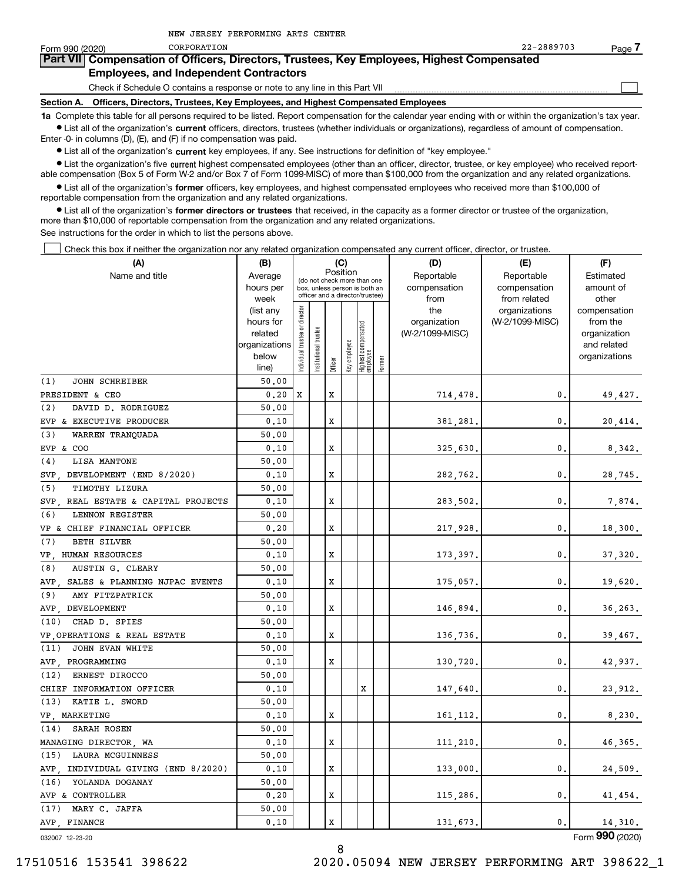NEW JERSEY PERFORMING ARTS CENTER

Form 990 (2020) CORPORATION 22-2889703 Page **7**

## Part VII Compensation of Officers, Directors, Trustees, Key Employees, Highest Compensated Employees, and Independent Contractors

Check if Schedule O contains a response or note to any line in this Part VII

### Section A. Officers, Directors, Trustees, Key Employees, and Highest Compensated Employees

**1a** Complete this table for all persons required to be listed. Report compensation for the calendar year ending with or within the organization's tax year.

- List all of the organization's **current** officers, directors, trustees (whether individuals or organizations), regardless of amount of compensation. Enter -0- in columns (D), (E), and (F) if no compensation was paid.
- List all of the organization's **current** key employees, if any. See instructions for definition of "key employee."
- List the organization's five **current** highest compensated employees (other than an officer, director, trustee, or key employee) who received reportable compensation (Box 5 of Form W-2 and/or Box 7 of Form 1099-MISC) of more than $100,000 from the organization and any related organizations.
- List all of the organization's **former** officers, key employees, and highest compensated employees who received more than $100,000 of reportable compensation from the organization and any related organizations.
- List all of the organization's **former directors or trustees** that received, in the capacity as a former director or trustee of the organization, more than $10,000 of reportable compensation from the organization and any related organizations.

See instructions for the order in which to list the persons above.

Check this box if neither the organization nor any related organization compensated any current officer, director, or trustee.

| (A) Name and title | (B) Average hours per week (list any hours for related organizations below line) | (C) Position: Individual trustee or director | Institutional trustee | Officer | Key employee | Highest compensated employee | Former | (D) Reportable compensation from the organization (W-2/1099-MISC) | (E) Reportable compensation from related organizations (W-2/1099-MISC) | (F) Estimated amount of other compensation from the organization and related organizations |
|---|---|---|---|---|---|---|---|---|---|---|
| (1) JOHN SCHREIBER<br>PRESIDENT & CEO | 50.00<br>0.20 | X | | X | | | | 714,478. | 0. | 49,427. |
| (2) DAVID D. RODRIGUEZ<br>EVP & EXECUTIVE PRODUCER | 50.00<br>0.10 | | | X | | | | 381,281. | 0. | 20,414. |
| (3) WARREN TRANQUADA<br>EVP & COO | 50.00<br>0.10 | | | X | | | | 325,630. | 0. | 8,342. |
| (4) LISA MANTONE<br>SVP, DEVELOPMENT (END 8/2020) | 50.00<br>0.10 | | | X | | | | 282,762. | 0. | 28,745. |
| (5) TIMOTHY LIZURA<br>SVP, REAL ESTATE & CAPITAL PROJECTS | 50.00<br>0.10 | | | X | | | | 283,502. | 0. | 7,874. |
| (6) LENNON REGISTER<br>VP & CHIEF FINANCIAL OFFICER | 50.00<br>0.20 | | | X | | | | 217,928. | 0. | 18,300. |
| (7) BETH SILVER<br>VP, HUMAN RESOURCES | 50.00<br>0.10 | | | X | | | | 173,397. | 0. | 37,320. |
| (8) AUSTIN G. CLEARY<br>AVP, SALES & PLANNING NJPAC EVENTS | 50.00<br>0.10 | | | X | | | | 175,057. | 0. | 19,620. |
| (9) AMY FITZPATRICK<br>AVP, DEVELOPMENT | 50.00<br>0.10 | | | X | | | | 146,894. | 0. | 36,263. |
| (10) CHAD D. SPIES<br>VP,OPERATIONS & REAL ESTATE | 50.00<br>0.10 | | | X | | | | 136,736. | 0. | 39,467. |
| (11) JOHN EVAN WHITE<br>AVP, PROGRAMMING | 50.00<br>0.10 | | | X | | | | 130,720. | 0. | 42,937. |
| (12) ERNEST DIROCCO<br>CHIEF INFORMATION OFFICER | 50.00<br>0.10 | | | | | X | | 147,640. | 0. | 23,912. |
| (13) KATIE L. SWORD<br>VP, MARKETING | 50.00<br>0.10 | | | X | | | | 161,112. | 0. | 8,230. |
| (14) SARAH ROSEN<br>MANAGING DIRECTOR, WA | 50.00<br>0.10 | | | X | | | | 111,210. | 0. | 46,365. |
| (15) LAURA MCGUINNESS<br>AVP, INDIVIDUAL GIVING (END 8/2020) | 50.00<br>0.10 | | | X | | | | 133,000. | 0. | 24,509. |
| (16) YOLANDA DOGANAY<br>AVP & CONTROLLER | 50.00<br>0.20 | | | X | | | | 115,286. | 0. | 41,454. |
| (17) MARY C. JAFFA<br>AVP, FINANCE | 50.00<br>0.10 | | | X | | | | 131,673. | 0. | 14,310. |

032007 12-23-20 Form **990** (2020)

17510516 153541 398622 2020.05094 NEW JERSEY PERFORMING ART 398622_1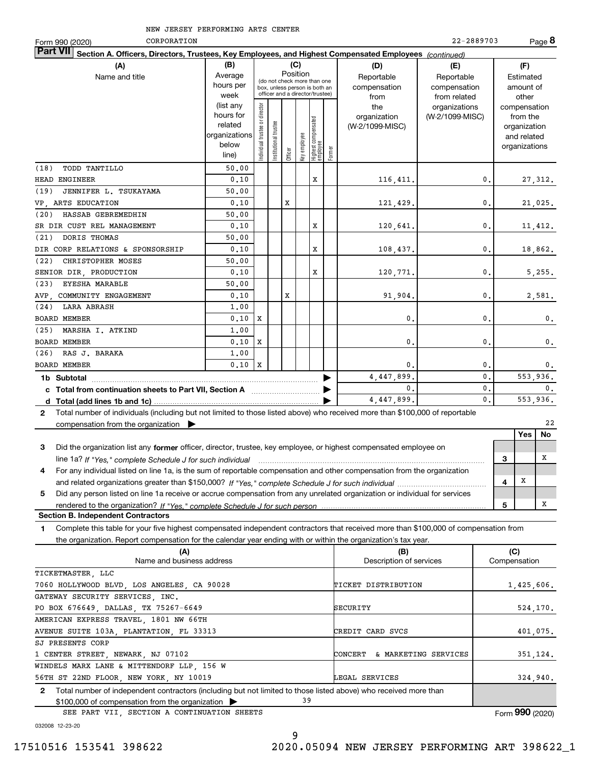NEW JERSEY PERFORMING ARTS CENTER CORPORATION 22-2889703

Form 990 (2020) Page **8**

**Part VII Section A. Officers, Directors, Trustees, Key Employees, and Highest Compensated Employees** *(continued)*

| (A) Name and title | (B) Average hours per week (list any hours for related organizations below line) | (C) Position: Individual trustee or director | Institutional trustee | Officer | Key employee | Highest compensated employee | Former | (D) Reportable compensation from the organization (W-2/1099-MISC) | (E) Reportable compensation from related organizations (W-2/1099-MISC) | (F) Estimated amount of other compensation from the organization and related organizations |
|---|---|---|---|---|---|---|---|---|---|---|
| (18) TODD TANTILLO<br>HEAD ENGINEER | 50.00<br>0.10 | | | | | X | | 116,411. | 0. | 27,312. |
| (19) JENNIFER L. TSUKAYAMA<br>VP, ARTS EDUCATION | 50.00<br>0.10 | | | X | | | | 121,429. | 0. | 21,025. |
| (20) HASSAB GEBREMEDHIN<br>SR DIR CUST REL MANAGEMENT | 50.00<br>0.10 | | | | | X | | 120,641. | 0. | 11,412. |
| (21) DORIS THOMAS<br>DIR CORP RELATIONS & SPONSORSHIP | 50.00<br>0.10 | | | | | X | | 108,437. | 0. | 18,862. |
| (22) CHRISTOPHER MOSES<br>SENIOR DIR, PRODUCTION | 50.00<br>0.10 | | | | | X | | 120,771. | 0. | 5,255. |
| (23) EYESHA MARABLE<br>AVP, COMMUNITY ENGAGEMENT | 50.00<br>0.10 | | | X | | | | 91,904. | 0. | 2,581. |
| (24) LARA ABRASH<br>BOARD MEMBER | 1.00<br>0.10 | X | | | | | | 0. | 0. | 0. |
| (25) MARSHA I. ATKIND<br>BOARD MEMBER | 1.00<br>0.10 | X | | | | | | 0. | 0. | 0. |
| (26) RAS J. BARAKA<br>BOARD MEMBER | 1.00<br>0.10 | X | | | | | | 0. | 0. | 0. |
| **1b Subtotal** | | | | | | | | 4,447,899. | 0. | 553,936. |
| **c Total from continuation sheets to Part VII, Section A** | | | | | | | | 0. | 0. | 0. |
| **d Total (add lines 1b and 1c)** | | | | | | | | 4,447,899. | 0. | 553,936. |

**2** Total number of individuals (including but not limited to those listed above) who received more than $100,000 of reportable compensation from the organization ▶ 22

| | | | Yes | No |
|---|---|---|---|---|
| **3** | Did the organization list any **former** officer, director, trustee, key employee, or highest compensated employee on line 1a? *If "Yes," complete Schedule J for such individual* | 3 | | X |
| **4** | For any individual listed on line 1a, is the sum of reportable compensation and other compensation from the organization and related organizations greater than $150,000? *If "Yes," complete Schedule J for such individual* | 4 | X | |
| **5** | Did any person listed on line 1a receive or accrue compensation from any unrelated organization or individual for services rendered to the organization? *If "Yes," complete Schedule J for such person* | 5 | | X |

**Section B. Independent Contractors**

**1** Complete this table for your five highest compensated independent contractors that received more than $100,000 of compensation from the organization. Report compensation for the calendar year ending with or within the organization's tax year.

| (A) Name and business address | (B) Description of services | (C) Compensation |
|---|---|---|
| TICKETMASTER, LLC<br>7060 HOLLYWOOD BLVD, LOS ANGELES, CA 90028 | TICKET DISTRIBUTION | 1,425,606. |
| GATEWAY SECURITY SERVICES, INC.<br>PO BOX 676649, DALLAS, TX 75267-6649 | SECURITY | 524,170. |
| AMERICAN EXPRESS TRAVEL, 1801 NW 66TH<br>AVENUE SUITE 103A, PLANTATION, FL 33313 | CREDIT CARD SVCS | 401,075. |
| SJ PRESENTS CORP<br>1 CENTER STREET, NEWARK, NJ 07102 | CONCERT & MARKETING SERVICES | 351,124. |
| WINDELS MARX LANE & MITTENDORF LLP, 156 W<br>56TH ST 22ND FLOOR, NEW YORK, NY 10019 | LEGAL SERVICES | 324,940. |

**2** Total number of independent contractors (including but not limited to those listed above) who received more than $100,000 of compensation from the organization ▶ 39

SEE PART VII, SECTION A CONTINUATION SHEETS

Form **990** (2020)

032008 12-23-20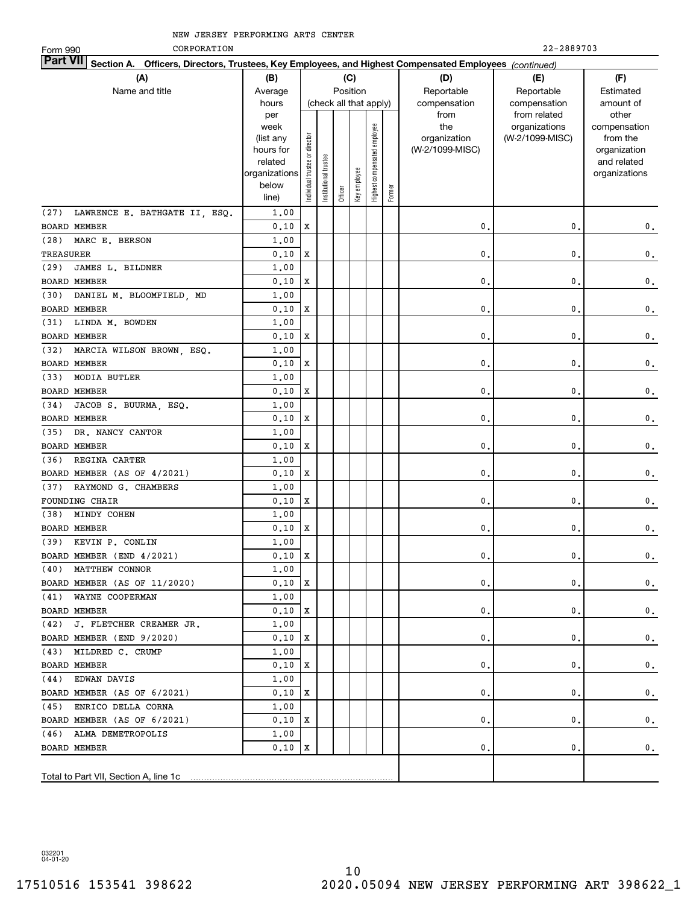NEW JERSEY PERFORMING ARTS CENTER

Form 990 CORPORATION 22-2889703

**Part VII Section A. Officers, Directors, Trustees, Key Employees, and Highest Compensated Employees** *(continued)*

| (A) Name and title | (B) Average hours per week (list any hours for related organizations below line) | (C) Position (check all that apply): Individual trustee or director | Institutional trustee | Officer | Key employee | Highest compensated employee | Former | (D) Reportable compensation from the organization (W-2/1099-MISC) | (E) Reportable compensation from related organizations (W-2/1099-MISC) | (F) Estimated amount of other compensation from the organization and related organizations |
|---|---|---|---|---|---|---|---|---|---|---|
| (27) LAWRENCE E. BATHGATE II, ESQ. BOARD MEMBER | 1.00 / 0.10 | X | | | | | | 0. | 0. | 0. |
| (28) MARC E. BERSON TREASURER | 1.00 / 0.10 | X | | | | | | 0. | 0. | 0. |
| (29) JAMES L. BILDNER BOARD MEMBER | 1.00 / 0.10 | X | | | | | | 0. | 0. | 0. |
| (30) DANIEL M. BLOOMFIELD, MD BOARD MEMBER | 1.00 / 0.10 | X | | | | | | 0. | 0. | 0. |
| (31) LINDA M. BOWDEN BOARD MEMBER | 1.00 / 0.10 | X | | | | | | 0. | 0. | 0. |
| (32) MARCIA WILSON BROWN, ESQ. BOARD MEMBER | 1.00 / 0.10 | X | | | | | | 0. | 0. | 0. |
| (33) MODIA BUTLER BOARD MEMBER | 1.00 / 0.10 | X | | | | | | 0. | 0. | 0. |
| (34) JACOB S. BUURMA, ESQ. BOARD MEMBER | 1.00 / 0.10 | X | | | | | | 0. | 0. | 0. |
| (35) DR. NANCY CANTOR BOARD MEMBER | 1.00 / 0.10 | X | | | | | | 0. | 0. | 0. |
| (36) REGINA CARTER BOARD MEMBER (AS OF 4/2021) | 1.00 / 0.10 | X | | | | | | 0. | 0. | 0. |
| (37) RAYMOND G. CHAMBERS FOUNDING CHAIR | 1.00 / 0.10 | X | | | | | | 0. | 0. | 0. |
| (38) MINDY COHEN BOARD MEMBER | 1.00 / 0.10 | X | | | | | | 0. | 0. | 0. |
| (39) KEVIN P. CONLIN BOARD MEMBER (END 4/2021) | 1.00 / 0.10 | X | | | | | | 0. | 0. | 0. |
| (40) MATTHEW CONNOR BOARD MEMBER (AS OF 11/2020) | 1.00 / 0.10 | X | | | | | | 0. | 0. | 0. |
| (41) WAYNE COOPERMAN BOARD MEMBER | 1.00 / 0.10 | X | | | | | | 0. | 0. | 0. |
| (42) J. FLETCHER CREAMER JR. BOARD MEMBER (END 9/2020) | 1.00 / 0.10 | X | | | | | | 0. | 0. | 0. |
| (43) MILDRED C. CRUMP BOARD MEMBER | 1.00 / 0.10 | X | | | | | | 0. | 0. | 0. |
| (44) EDWAN DAVIS BOARD MEMBER (AS OF 6/2021) | 1.00 / 0.10 | X | | | | | | 0. | 0. | 0. |
| (45) ENRICO DELLA CORNA BOARD MEMBER (AS OF 6/2021) | 1.00 / 0.10 | X | | | | | | 0. | 0. | 0. |
| (46) ALMA DEMETROPOLIS BOARD MEMBER | 1.00 / 0.10 | X | | | | | | 0. | 0. | 0. |
| Total to Part VII, Section A, line 1c | | | | | | | | | | |

032201 04-01-20

17510516 153541 398622 2020.05094 NEW JERSEY PERFORMING ART 398622_1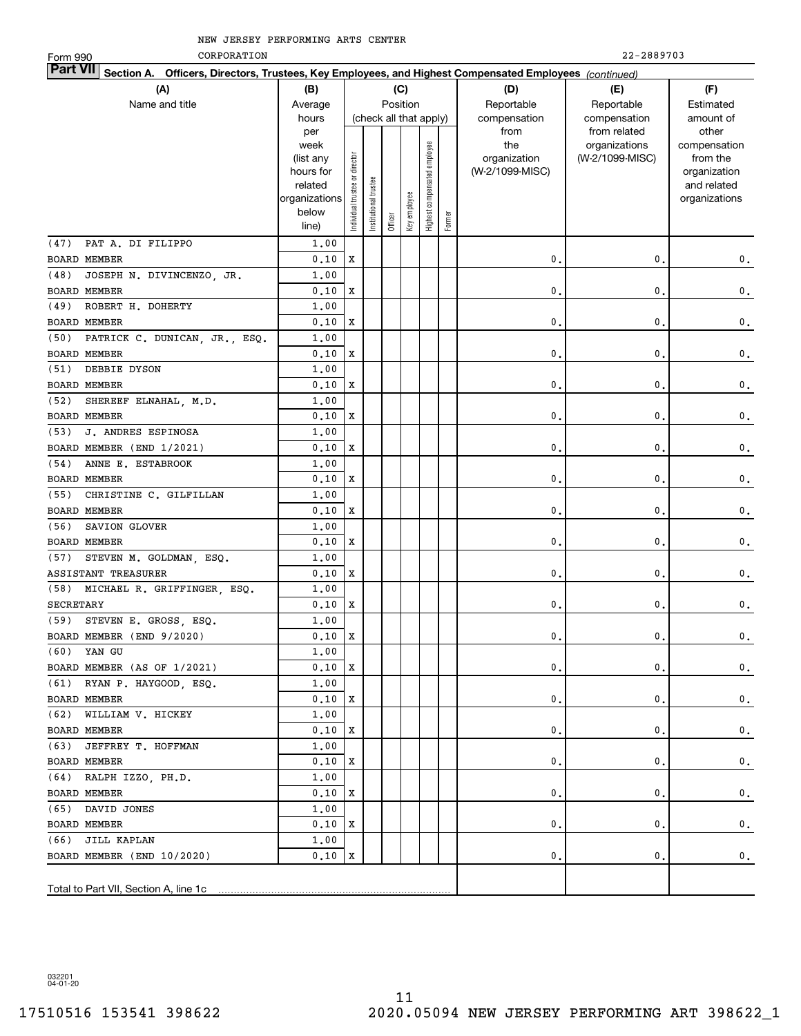NEW JERSEY PERFORMING ARTS CENTER

Form 990 CORPORATION 22-2889703

**Part VII Section A. Officers, Directors, Trustees, Key Employees, and Highest Compensated Employees** *(continued)*

| (A) Name and title | (B) Average hours per week (list any hours for related organizations below line) | (C) Position (check all that apply): Individual trustee or director | Institutional trustee | Officer | Key employee | Highest compensated employee | Former | (D) Reportable compensation from the organization (W-2/1099-MISC) | (E) Reportable compensation from related organizations (W-2/1099-MISC) | (F) Estimated amount of other compensation from the organization and related organizations |
|---|---|---|---|---|---|---|---|---|---|---|
| (47) PAT A. DI FILIPPO<br>BOARD MEMBER | 1.00<br>0.10 | X | | | | | | 0. | 0. | 0. |
| (48) JOSEPH N. DIVINCENZO, JR.<br>BOARD MEMBER | 1.00<br>0.10 | X | | | | | | 0. | 0. | 0. |
| (49) ROBERT H. DOHERTY<br>BOARD MEMBER | 1.00<br>0.10 | X | | | | | | 0. | 0. | 0. |
| (50) PATRICK C. DUNICAN, JR., ESQ.<br>BOARD MEMBER | 1.00<br>0.10 | X | | | | | | 0. | 0. | 0. |
| (51) DEBBIE DYSON<br>BOARD MEMBER | 1.00<br>0.10 | X | | | | | | 0. | 0. | 0. |
| (52) SHEREEF ELNAHAL, M.D.<br>BOARD MEMBER | 1.00<br>0.10 | X | | | | | | 0. | 0. | 0. |
| (53) J. ANDRES ESPINOSA<br>BOARD MEMBER (END 1/2021) | 1.00<br>0.10 | X | | | | | | 0. | 0. | 0. |
| (54) ANNE E. ESTABROOK<br>BOARD MEMBER | 1.00<br>0.10 | X | | | | | | 0. | 0. | 0. |
| (55) CHRISTINE C. GILFILLAN<br>BOARD MEMBER | 1.00<br>0.10 | X | | | | | | 0. | 0. | 0. |
| (56) SAVION GLOVER<br>BOARD MEMBER | 1.00<br>0.10 | X | | | | | | 0. | 0. | 0. |
| (57) STEVEN M. GOLDMAN, ESQ.<br>ASSISTANT TREASURER | 1.00<br>0.10 | X | | | | | | 0. | 0. | 0. |
| (58) MICHAEL R. GRIFFINGER, ESQ.<br>SECRETARY | 1.00<br>0.10 | X | | | | | | 0. | 0. | 0. |
| (59) STEVEN E. GROSS, ESQ.<br>BOARD MEMBER (END 9/2020) | 1.00<br>0.10 | X | | | | | | 0. | 0. | 0. |
| (60) YAN GU<br>BOARD MEMBER (AS OF 1/2021) | 1.00<br>0.10 | X | | | | | | 0. | 0. | 0. |
| (61) RYAN P. HAYGOOD, ESQ.<br>BOARD MEMBER | 1.00<br>0.10 | X | | | | | | 0. | 0. | 0. |
| (62) WILLIAM V. HICKEY<br>BOARD MEMBER | 1.00<br>0.10 | X | | | | | | 0. | 0. | 0. |
| (63) JEFFREY T. HOFFMAN<br>BOARD MEMBER | 1.00<br>0.10 | X | | | | | | 0. | 0. | 0. |
| (64) RALPH IZZO, PH.D.<br>BOARD MEMBER | 1.00<br>0.10 | X | | | | | | 0. | 0. | 0. |
| (65) DAVID JONES<br>BOARD MEMBER | 1.00<br>0.10 | X | | | | | | 0. | 0. | 0. |
| (66) JILL KAPLAN<br>BOARD MEMBER (END 10/2020) | 1.00<br>0.10 | X | | | | | | 0. | 0. | 0. |
| Total to Part VII, Section A, line 1c | | | | | | | | | | |

032201
04-01-20

17510516 153541 398622 2020.05094 NEW JERSEY PERFORMING ART 398622_1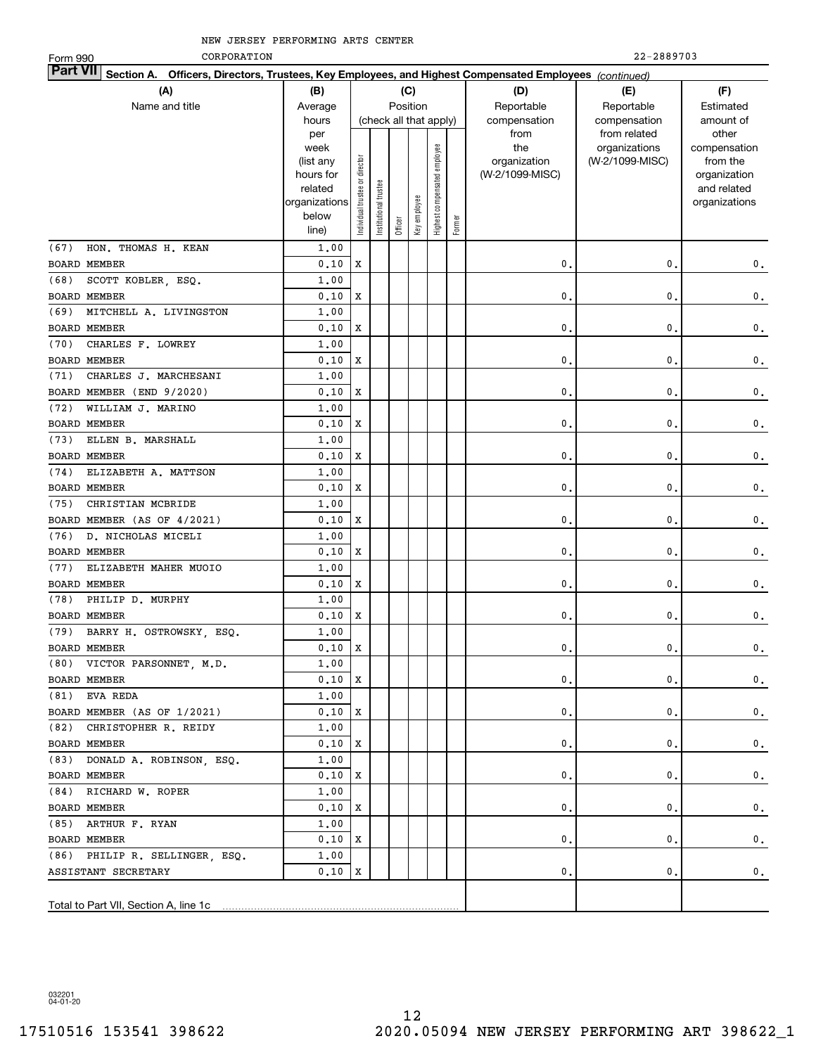NEW JERSEY PERFORMING ARTS CENTER

Form 990 CORPORATION 22-2889703

**Part VII Section A. Officers, Directors, Trustees, Key Employees, and Highest Compensated Employees** *(continued)*

| (A) Name and title | (B) Average hours per week (list any hours for related organizations below line) | (C) Position (check all that apply): Individual trustee or director | Institutional trustee | Officer | Key employee | Highest compensated employee | Former | (D) Reportable compensation from the organization (W-2/1099-MISC) | (E) Reportable compensation from related organizations (W-2/1099-MISC) | (F) Estimated amount of other compensation from the organization and related organizations |
|---|---|---|---|---|---|---|---|---|---|---|
| (67) HON. THOMAS H. KEAN | 1.00 | | | | | | | | | |
| BOARD MEMBER | 0.10 | X | | | | | | 0. | 0. | 0. |
| (68) SCOTT KOBLER, ESQ. | 1.00 | | | | | | | | | |
| BOARD MEMBER | 0.10 | X | | | | | | 0. | 0. | 0. |
| (69) MITCHELL A. LIVINGSTON | 1.00 | | | | | | | | | |
| BOARD MEMBER | 0.10 | X | | | | | | 0. | 0. | 0. |
| (70) CHARLES F. LOWREY | 1.00 | | | | | | | | | |
| BOARD MEMBER | 0.10 | X | | | | | | 0. | 0. | 0. |
| (71) CHARLES J. MARCHESANI | 1.00 | | | | | | | | | |
| BOARD MEMBER (END 9/2020) | 0.10 | X | | | | | | 0. | 0. | 0. |
| (72) WILLIAM J. MARINO | 1.00 | | | | | | | | | |
| BOARD MEMBER | 0.10 | X | | | | | | 0. | 0. | 0. |
| (73) ELLEN B. MARSHALL | 1.00 | | | | | | | | | |
| BOARD MEMBER | 0.10 | X | | | | | | 0. | 0. | 0. |
| (74) ELIZABETH A. MATTSON | 1.00 | | | | | | | | | |
| BOARD MEMBER | 0.10 | X | | | | | | 0. | 0. | 0. |
| (75) CHRISTIAN MCBRIDE | 1.00 | | | | | | | | | |
| BOARD MEMBER (AS OF 4/2021) | 0.10 | X | | | | | | 0. | 0. | 0. |
| (76) D. NICHOLAS MICELI | 1.00 | | | | | | | | | |
| BOARD MEMBER | 0.10 | X | | | | | | 0. | 0. | 0. |
| (77) ELIZABETH MAHER MUOIO | 1.00 | | | | | | | | | |
| BOARD MEMBER | 0.10 | X | | | | | | 0. | 0. | 0. |
| (78) PHILIP D. MURPHY | 1.00 | | | | | | | | | |
| BOARD MEMBER | 0.10 | X | | | | | | 0. | 0. | 0. |
| (79) BARRY H. OSTROWSKY, ESQ. | 1.00 | | | | | | | | | |
| BOARD MEMBER | 0.10 | X | | | | | | 0. | 0. | 0. |
| (80) VICTOR PARSONNET, M.D. | 1.00 | | | | | | | | | |
| BOARD MEMBER | 0.10 | X | | | | | | 0. | 0. | 0. |
| (81) EVA REDA | 1.00 | | | | | | | | | |
| BOARD MEMBER (AS OF 1/2021) | 0.10 | X | | | | | | 0. | 0. | 0. |
| (82) CHRISTOPHER R. REIDY | 1.00 | | | | | | | | | |
| BOARD MEMBER | 0.10 | X | | | | | | 0. | 0. | 0. |
| (83) DONALD A. ROBINSON, ESQ. | 1.00 | | | | | | | | | |
| BOARD MEMBER | 0.10 | X | | | | | | 0. | 0. | 0. |
| (84) RICHARD W. ROPER | 1.00 | | | | | | | | | |
| BOARD MEMBER | 0.10 | X | | | | | | 0. | 0. | 0. |
| (85) ARTHUR F. RYAN | 1.00 | | | | | | | | | |
| BOARD MEMBER | 0.10 | X | | | | | | 0. | 0. | 0. |
| (86) PHILIP R. SELLINGER, ESQ. | 1.00 | | | | | | | | | |
| ASSISTANT SECRETARY | 0.10 | X | | | | | | 0. | 0. | 0. |
| Total to Part VII, Section A, line 1c | | | | | | | | | | |

032201 04-01-20

17510516 153541 398622 2020.05094 NEW JERSEY PERFORMING ART 398622_1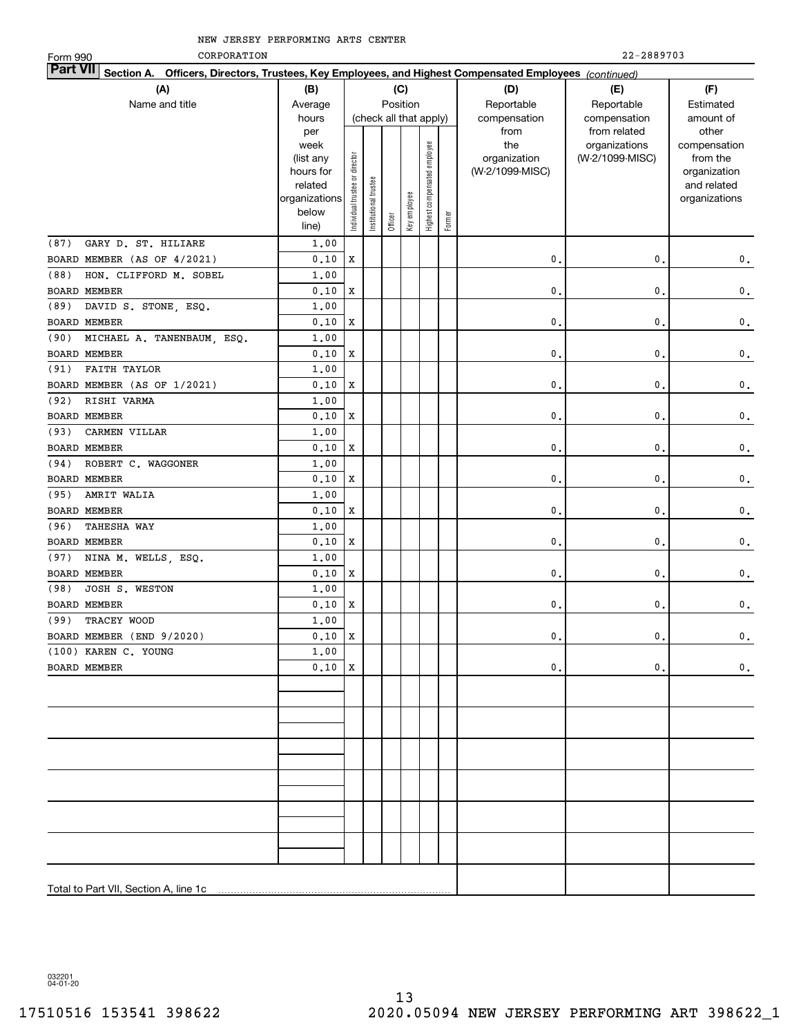NEW JERSEY PERFORMING ARTS CENTER

Form 990 CORPORATION 22-2889703

**Part VII Section A. Officers, Directors, Trustees, Key Employees, and Highest Compensated Employees** *(continued)*

| (A) Name and title | (B) Average hours per week (list any hours for related organizations below line) | (C) Position (check all that apply): Individual trustee or director | Institutional trustee | Officer | Key employee | Highest compensated employee | Former | (D) Reportable compensation from the organization (W-2/1099-MISC) | (E) Reportable compensation from related organizations (W-2/1099-MISC) | (F) Estimated amount of other compensation from the organization and related organizations |
|---|---|---|---|---|---|---|---|---|---|---|
| (87) GARY D. ST. HILIARE | 1.00 | | | | | | | | | |
| BOARD MEMBER (AS OF 4/2021) | 0.10 | X | | | | | | 0. | 0. | 0. |
| (88) HON. CLIFFORD M. SOBEL | 1.00 | | | | | | | | | |
| BOARD MEMBER | 0.10 | X | | | | | | 0. | 0. | 0. |
| (89) DAVID S. STONE, ESQ. | 1.00 | | | | | | | | | |
| BOARD MEMBER | 0.10 | X | | | | | | 0. | 0. | 0. |
| (90) MICHAEL A. TANENBAUM, ESQ. | 1.00 | | | | | | | | | |
| BOARD MEMBER | 0.10 | X | | | | | | 0. | 0. | 0. |
| (91) FAITH TAYLOR | 1.00 | | | | | | | | | |
| BOARD MEMBER (AS OF 1/2021) | 0.10 | X | | | | | | 0. | 0. | 0. |
| (92) RISHI VARMA | 1.00 | | | | | | | | | |
| BOARD MEMBER | 0.10 | X | | | | | | 0. | 0. | 0. |
| (93) CARMEN VILLAR | 1.00 | | | | | | | | | |
| BOARD MEMBER | 0.10 | X | | | | | | 0. | 0. | 0. |
| (94) ROBERT C. WAGGONER | 1.00 | | | | | | | | | |
| BOARD MEMBER | 0.10 | X | | | | | | 0. | 0. | 0. |
| (95) AMRIT WALIA | 1.00 | | | | | | | | | |
| BOARD MEMBER | 0.10 | X | | | | | | 0. | 0. | 0. |
| (96) TAHESHA WAY | 1.00 | | | | | | | | | |
| BOARD MEMBER | 0.10 | X | | | | | | 0. | 0. | 0. |
| (97) NINA M. WELLS, ESQ. | 1.00 | | | | | | | | | |
| BOARD MEMBER | 0.10 | X | | | | | | 0. | 0. | 0. |
| (98) JOSH S. WESTON | 1.00 | | | | | | | | | |
| BOARD MEMBER | 0.10 | X | | | | | | 0. | 0. | 0. |
| (99) TRACEY WOOD | 1.00 | | | | | | | | | |
| BOARD MEMBER (END 9/2020) | 0.10 | X | | | | | | 0. | 0. | 0. |
| (100) KAREN C. YOUNG | 1.00 | | | | | | | | | |
| BOARD MEMBER | 0.10 | X | | | | | | 0. | 0. | 0. |
| Total to Part VII, Section A, line 1c | | | | | | | | | | |

032201 04-01-20

17510516 153541 398622 2020.05094 NEW JERSEY PERFORMING ART 398622_1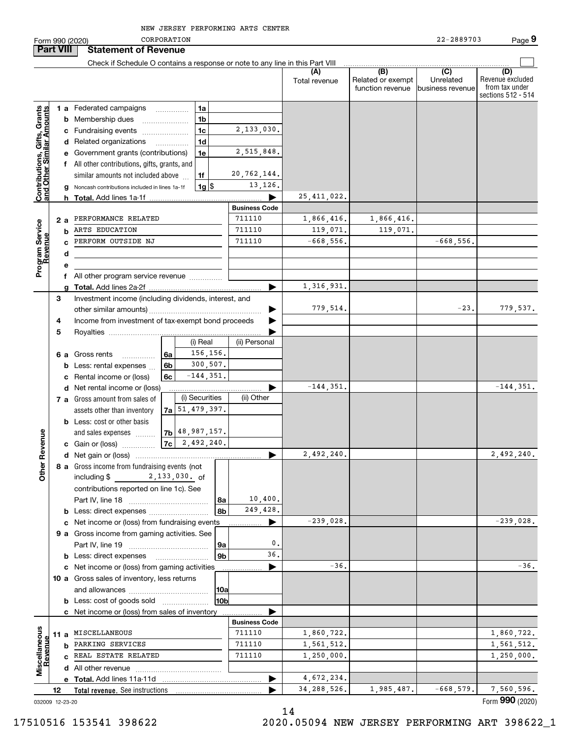NEW JERSEY PERFORMING ARTS CENTER CORPORATION

Form 990 (2020) 22-2889703 Page 9

## Part VIII Statement of Revenue

Check if Schedule O contains a response or note to any line in this Part VIII

| | | | (A) Total revenue | (B) Related or exempt function revenue | (C) Unrelated business revenue | (D) Revenue excluded from tax under sections 512 - 514 |
|---|---|---|---|---|---|---|
| **Contributions, Gifts, Grants and Other Similar Amounts** | 1a Federated campaigns (1a) | | | | | |
| | b Membership dues (1b) | | | | | |
| | c Fundraising events (1c) | 2,133,030. | | | | |
| | d Related organizations (1d) | | | | | |
| | e Government grants (contributions) (1e) | 2,515,848. | | | | |
| | f All other contributions, gifts, grants, and similar amounts not included above (1f) | 20,762,144. | | | | |
| | g Noncash contributions included in lines 1a-1f (1g) $ | 13,126. | | | | |
| | h **Total.** Add lines 1a-1f | | 25,411,022. | | | |
| **Program Service Revenue** | | **Business Code** | | | | |
| | 2a PERFORMANCE RELATED | 711110 | 1,866,416. | 1,866,416. | | |
| | b ARTS EDUCATION | 711110 | 119,071. | 119,071. | | |
| | c PERFORM OUTSIDE NJ | 711110 | -668,556. | | -668,556. | |
| | d | | | | | |
| | e | | | | | |
| | f All other program service revenue | | | | | |
| | g **Total.** Add lines 2a-2f | | 1,316,931. | | | |
| **Other Revenue** | 3 Investment income (including dividends, interest, and other similar amounts) | | 779,514. | | -23. | 779,537. |
| | 4 Income from investment of tax-exempt bond proceeds | | | | | |
| | 5 Royalties | | | | | |
| | 6a Gross rents (6a): (i) Real 156,156.; (ii) Personal | | | | | |
| | b Less: rental expenses (6b): (i) Real 300,507.; (ii) Personal | | | | | |
| | c Rental income or (loss) (6c): (i) Real -144,351.; (ii) Personal | | | | | |
| | d Net rental income or (loss) | | -144,351. | | | -144,351. |
| | 7a Gross amount from sales of assets other than inventory (7a): (i) Securities 51,479,397.; (ii) Other | | | | | |
| | b Less: cost or other basis and sales expenses (7b): (i) Securities 48,987,157.; (ii) Other | | | | | |
| | c Gain or (loss) (7c): (i) Securities 2,492,240.; (ii) Other | | | | | |
| | d Net gain or (loss) | | 2,492,240. | | | 2,492,240. |
| | 8a Gross income from fundraising events (not including $ 2,133,030. of contributions reported on line 1c). See Part IV, line 18 (8a) | 10,400. | | | | |
| | b Less: direct expenses (8b) | 249,428. | | | | |
| | c Net income or (loss) from fundraising events | | -239,028. | | | -239,028. |
| | 9a Gross income from gaming activities. See Part IV, line 19 (9a) | 0. | | | | |
| | b Less: direct expenses (9b) | 36. | | | | |
| | c Net income or (loss) from gaming activities | | -36. | | | -36. |
| | 10a Gross sales of inventory, less returns and allowances (10a) | | | | | |
| | b Less: cost of goods sold (10b) | | | | | |
| | c Net income or (loss) from sales of inventory | | | | | |
| **Miscellaneous Revenue** | | **Business Code** | | | | |
| | 11a MISCELLANEOUS | 711110 | 1,860,722. | | | 1,860,722. |
| | b PARKING SERVICES | 711110 | 1,561,512. | | | 1,561,512. |
| | c REAL ESTATE RELATED | 711110 | 1,250,000. | | | 1,250,000. |
| | d All other revenue | | | | | |
| | e **Total.** Add lines 11a-11d | | 4,672,234. | | | |
| | 12 **Total revenue.** See instructions | | 34,288,526. | 1,985,487. | -668,579. | 7,560,596. |

032009 12-23-20

Form **990** (2020)

17510516 153541 398622 2020.05094 NEW JERSEY PERFORMING ART 398622_1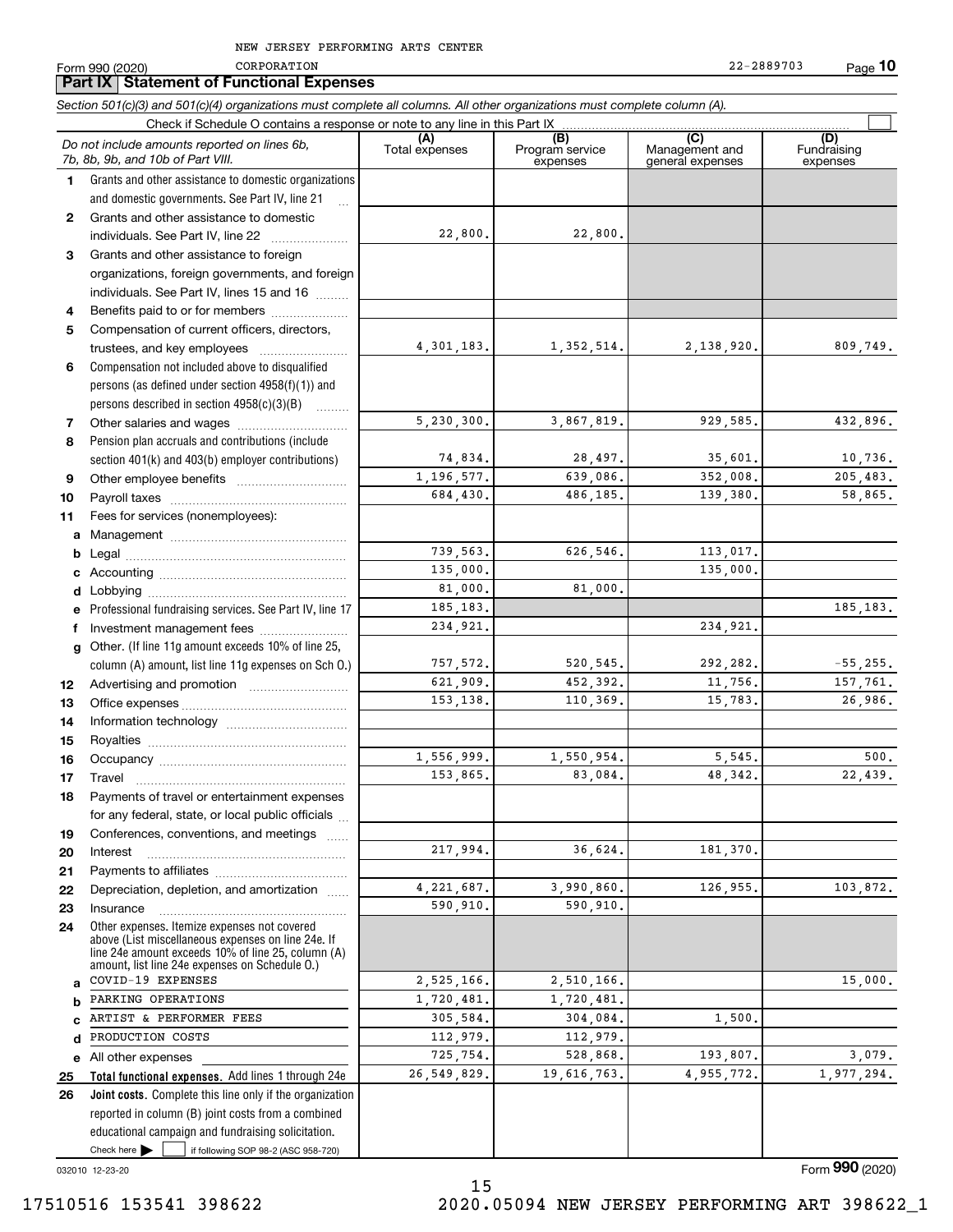NEW JERSEY PERFORMING ARTS CENTER
Form 990 (2020) CORPORATION 22-2889703 Page **10**

## Part IX Statement of Functional Expenses

*Section 501(c)(3) and 501(c)(4) organizations must complete all columns. All other organizations must complete column (A).*

Check if Schedule O contains a response or note to any line in this Part IX ☐

| | *Do not include amounts reported on lines 6b, 7b, 8b, 9b, and 10b of Part VIII.* | (A) Total expenses | (B) Program service expenses | (C) Management and general expenses | (D) Fundraising expenses |
|---|---|---|---|---|---|
| 1 | Grants and other assistance to domestic organizations and domestic governments. See Part IV, line 21 | | | | |
| 2 | Grants and other assistance to domestic individuals. See Part IV, line 22 | 22,800. | 22,800. | | |
| 3 | Grants and other assistance to foreign organizations, foreign governments, and foreign individuals. See Part IV, lines 15 and 16 | | | | |
| 4 | Benefits paid to or for members | | | | |
| 5 | Compensation of current officers, directors, trustees, and key employees | 4,301,183. | 1,352,514. | 2,138,920. | 809,749. |
| 6 | Compensation not included above to disqualified persons (as defined under section 4958(f)(1)) and persons described in section 4958(c)(3)(B) | | | | |
| 7 | Other salaries and wages | 5,230,300. | 3,867,819. | 929,585. | 432,896. |
| 8 | Pension plan accruals and contributions (include section 401(k) and 403(b) employer contributions) | 74,834. | 28,497. | 35,601. | 10,736. |
| 9 | Other employee benefits | 1,196,577. | 639,086. | 352,008. | 205,483. |
| 10 | Payroll taxes | 684,430. | 486,185. | 139,380. | 58,865. |
| 11 | Fees for services (nonemployees): | | | | |
| a | Management | | | | |
| b | Legal | 739,563. | 626,546. | 113,017. | |
| c | Accounting | 135,000. | | 135,000. | |
| d | Lobbying | 81,000. | 81,000. | | |
| e | Professional fundraising services. See Part IV, line 17 | 185,183. | | | 185,183. |
| f | Investment management fees | 234,921. | | 234,921. | |
| g | Other. (If line 11g amount exceeds 10% of line 25, column (A) amount, list line 11g expenses on Sch O.) | 757,572. | 520,545. | 292,282. | -55,255. |
| 12 | Advertising and promotion | 621,909. | 452,392. | 11,756. | 157,761. |
| 13 | Office expenses | 153,138. | 110,369. | 15,783. | 26,986. |
| 14 | Information technology | | | | |
| 15 | Royalties | | | | |
| 16 | Occupancy | 1,556,999. | 1,550,954. | 5,545. | 500. |
| 17 | Travel | 153,865. | 83,084. | 48,342. | 22,439. |
| 18 | Payments of travel or entertainment expenses for any federal, state, or local public officials | | | | |
| 19 | Conferences, conventions, and meetings | | | | |
| 20 | Interest | 217,994. | 36,624. | 181,370. | |
| 21 | Payments to affiliates | | | | |
| 22 | Depreciation, depletion, and amortization | 4,221,687. | 3,990,860. | 126,955. | 103,872. |
| 23 | Insurance | 590,910. | 590,910. | | |
| 24 | Other expenses. Itemize expenses not covered above (List miscellaneous expenses on line 24e. If line 24e amount exceeds 10% of line 25, column (A) amount, list line 24e expenses on Schedule O.) | | | | |
| a | COVID-19 EXPENSES | 2,525,166. | 2,510,166. | | 15,000. |
| b | PARKING OPERATIONS | 1,720,481. | 1,720,481. | | |
| c | ARTIST & PERFORMER FEES | 305,584. | 304,084. | 1,500. | |
| d | PRODUCTION COSTS | 112,979. | 112,979. | | |
| e | All other expenses | 725,754. | 528,868. | 193,807. | 3,079. |
| 25 | **Total functional expenses.** Add lines 1 through 24e | 26,549,829. | 19,616,763. | 4,955,772. | 1,977,294. |
| 26 | **Joint costs.** Complete this line only if the organization reported in column (B) joint costs from a combined educational campaign and fundraising solicitation. Check here ☐ if following SOP 98-2 (ASC 958-720) | | | | |

032010 12-23-20 Form **990** (2020)

17510516 153541 398622 2020.05094 NEW JERSEY PERFORMING ART 398622_1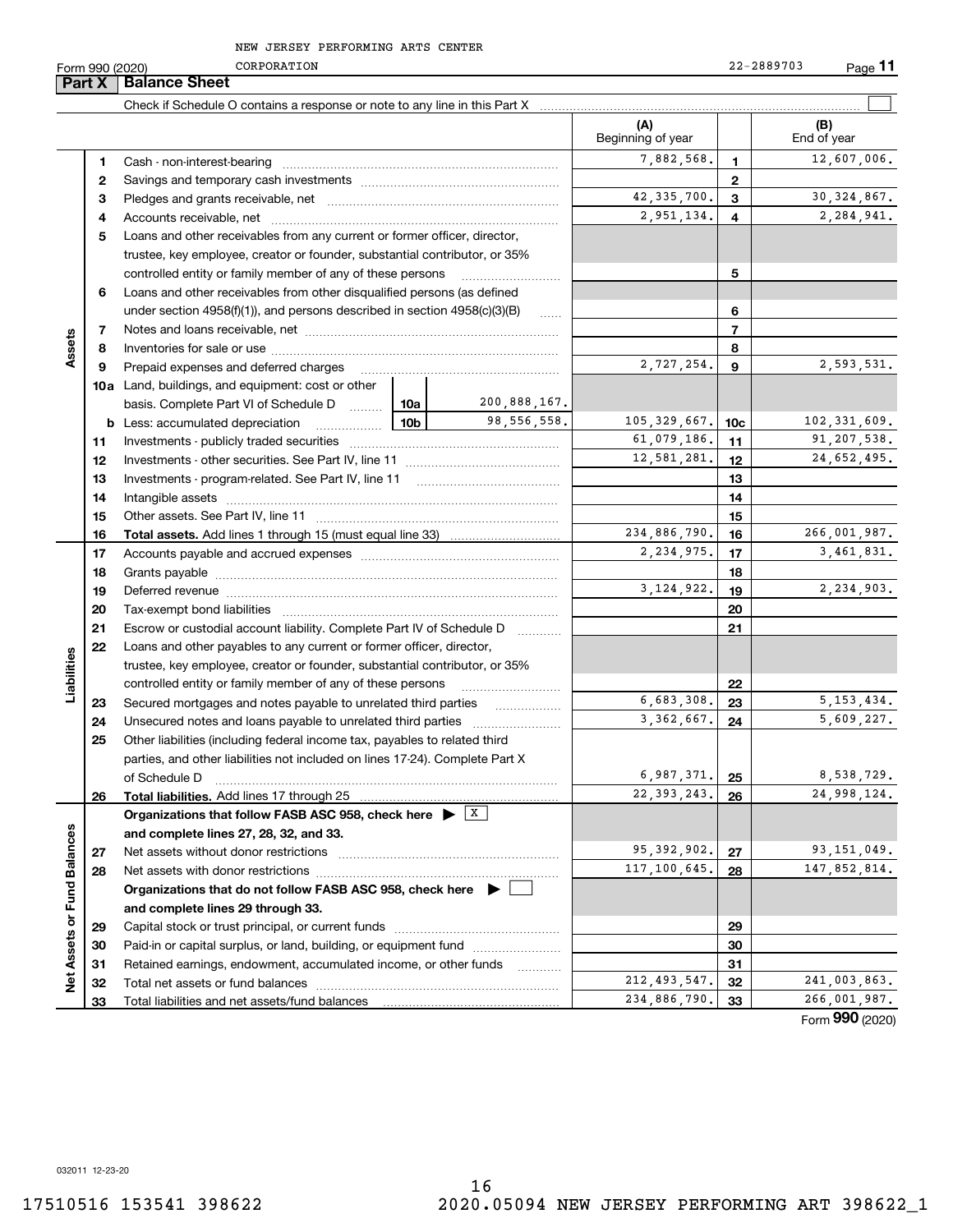NEW JERSEY PERFORMING ARTS CENTER CORPORATION 22-2889703

Form 990 (2020) Page **11**

## Part X Balance Sheet

Check if Schedule O contains a response or note to any line in this Part X ☐

| | | | | (A) Beginning of year | | (B) End of year |
|---|---|---|---|---|---|---|
| **Assets** | 1 | Cash - non-interest-bearing | | 7,882,568. | 1 | 12,607,006. |
| | 2 | Savings and temporary cash investments | | | 2 | |
| | 3 | Pledges and grants receivable, net | | 42,335,700. | 3 | 30,324,867. |
| | 4 | Accounts receivable, net | | 2,951,134. | 4 | 2,284,941. |
| | 5 | Loans and other receivables from any current or former officer, director, trustee, key employee, creator or founder, substantial contributor, or 35% controlled entity or family member of any of these persons | | | 5 | |
| | 6 | Loans and other receivables from other disqualified persons (as defined under section 4958(f)(1)), and persons described in section 4958(c)(3)(B) | | | 6 | |
| | 7 | Notes and loans receivable, net | | | 7 | |
| | 8 | Inventories for sale or use | | | 8 | |
| | 9 | Prepaid expenses and deferred charges | | 2,727,254. | 9 | 2,593,531. |
| | 10a | Land, buildings, and equipment: cost or other basis. Complete Part VI of Schedule D | 10a 200,888,167. | | | |
| | b | Less: accumulated depreciation | 10b 98,556,558. | 105,329,667. | 10c | 102,331,609. |
| | 11 | Investments - publicly traded securities | | 61,079,186. | 11 | 91,207,538. |
| | 12 | Investments - other securities. See Part IV, line 11 | | 12,581,281. | 12 | 24,652,495. |
| | 13 | Investments - program-related. See Part IV, line 11 | | | 13 | |
| | 14 | Intangible assets | | | 14 | |
| | 15 | Other assets. See Part IV, line 11 | | | 15 | |
| | 16 | **Total assets.** Add lines 1 through 15 (must equal line 33) | | 234,886,790. | 16 | 266,001,987. |
| **Liabilities** | 17 | Accounts payable and accrued expenses | | 2,234,975. | 17 | 3,461,831. |
| | 18 | Grants payable | | | 18 | |
| | 19 | Deferred revenue | | 3,124,922. | 19 | 2,234,903. |
| | 20 | Tax-exempt bond liabilities | | | 20 | |
| | 21 | Escrow or custodial account liability. Complete Part IV of Schedule D | | | 21 | |
| | 22 | Loans and other payables to any current or former officer, director, trustee, key employee, creator or founder, substantial contributor, or 35% controlled entity or family member of any of these persons | | | 22 | |
| | 23 | Secured mortgages and notes payable to unrelated third parties | | 6,683,308. | 23 | 5,153,434. |
| | 24 | Unsecured notes and loans payable to unrelated third parties | | 3,362,667. | 24 | 5,609,227. |
| | 25 | Other liabilities (including federal income tax, payables to related third parties, and other liabilities not included on lines 17-24). Complete Part X of Schedule D | | 6,987,371. | 25 | 8,538,729. |
| | 26 | **Total liabilities.** Add lines 17 through 25 | | 22,393,243. | 26 | 24,998,124. |
| **Net Assets or Fund Balances** | | **Organizations that follow FASB ASC 958, check here** ▶ ☒ **and complete lines 27, 28, 32, and 33.** | | | | |
| | 27 | Net assets without donor restrictions | | 95,392,902. | 27 | 93,151,049. |
| | 28 | Net assets with donor restrictions | | 117,100,645. | 28 | 147,852,814. |
| | | **Organizations that do not follow FASB ASC 958, check here** ▶ ☐ **and complete lines 29 through 33.** | | | | |
| | 29 | Capital stock or trust principal, or current funds | | | 29 | |
| | 30 | Paid-in or capital surplus, or land, building, or equipment fund | | | 30 | |
| | 31 | Retained earnings, endowment, accumulated income, or other funds | | | 31 | |
| | 32 | Total net assets or fund balances | | 212,493,547. | 32 | 241,003,863. |
| | 33 | Total liabilities and net assets/fund balances | | 234,886,790. | 33 | 266,001,987. |

Form **990** (2020)

032011 12-23-20

17510516 153541 398622 2020.05094 NEW JERSEY PERFORMING ART 398622_1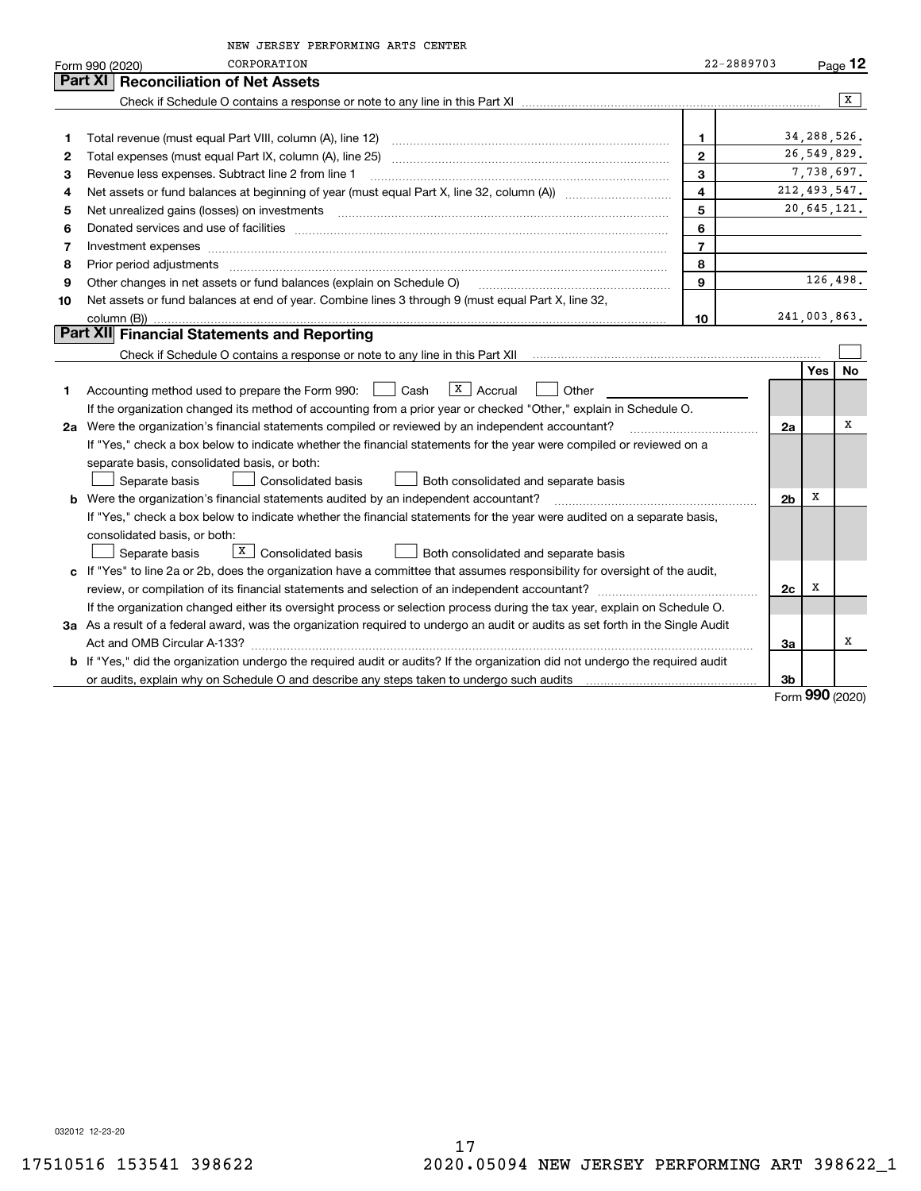NEW JERSEY PERFORMING ARTS CENTER CORPORATION

Form 990 (2020) 22-2889703 Page **12**

## Part XI Reconciliation of Net Assets

Check if Schedule O contains a response or note to any line in this Part XI .......... [X]

| | | | |
|---|---|---|---|
| 1 | Total revenue (must equal Part VIII, column (A), line 12) | 1 | 34,288,526. |
| 2 | Total expenses (must equal Part IX, column (A), line 25) | 2 | 26,549,829. |
| 3 | Revenue less expenses. Subtract line 2 from line 1 | 3 | 7,738,697. |
| 4 | Net assets or fund balances at beginning of year (must equal Part X, line 32, column (A)) | 4 | 212,493,547. |
| 5 | Net unrealized gains (losses) on investments | 5 | 20,645,121. |
| 6 | Donated services and use of facilities | 6 | |
| 7 | Investment expenses | 7 | |
| 8 | Prior period adjustments | 8 | |
| 9 | Other changes in net assets or fund balances (explain on Schedule O) | 9 | 126,498. |
| 10 | Net assets or fund balances at end of year. Combine lines 3 through 9 (must equal Part X, line 32, column (B)) | 10 | 241,003,863. |

## Part XII Financial Statements and Reporting

Check if Schedule O contains a response or note to any line in this Part XII .......... [ ]

| | | | Yes | No |
|---|---|---|---|---|
| 1 | Accounting method used to prepare the Form 990: [ ] Cash [X] Accrual [ ] Other | | | |
| | If the organization changed its method of accounting from a prior year or checked "Other," explain in Schedule O. | | | |
| 2a | Were the organization's financial statements compiled or reviewed by an independent accountant? | 2a | | X |
| | If "Yes," check a box below to indicate whether the financial statements for the year were compiled or reviewed on a separate basis, consolidated basis, or both: [ ] Separate basis [ ] Consolidated basis [ ] Both consolidated and separate basis | | | |
| b | Were the organization's financial statements audited by an independent accountant? | 2b | X | |
| | If "Yes," check a box below to indicate whether the financial statements for the year were audited on a separate basis, consolidated basis, or both: [ ] Separate basis [X] Consolidated basis [ ] Both consolidated and separate basis | | | |
| c | If "Yes" to line 2a or 2b, does the organization have a committee that assumes responsibility for oversight of the audit, review, or compilation of its financial statements and selection of an independent accountant? | 2c | X | |
| | If the organization changed either its oversight process or selection process during the tax year, explain on Schedule O. | | | |
| 3a | As a result of a federal award, was the organization required to undergo an audit or audits as set forth in the Single Audit Act and OMB Circular A-133? | 3a | | X |
| b | If "Yes," did the organization undergo the required audit or audits? If the organization did not undergo the required audit or audits, explain why on Schedule O and describe any steps taken to undergo such audits | 3b | | |

Form **990** (2020)

032012 12-23-20

17510516 153541 398622 2020.05094 NEW JERSEY PERFORMING ART 398622_1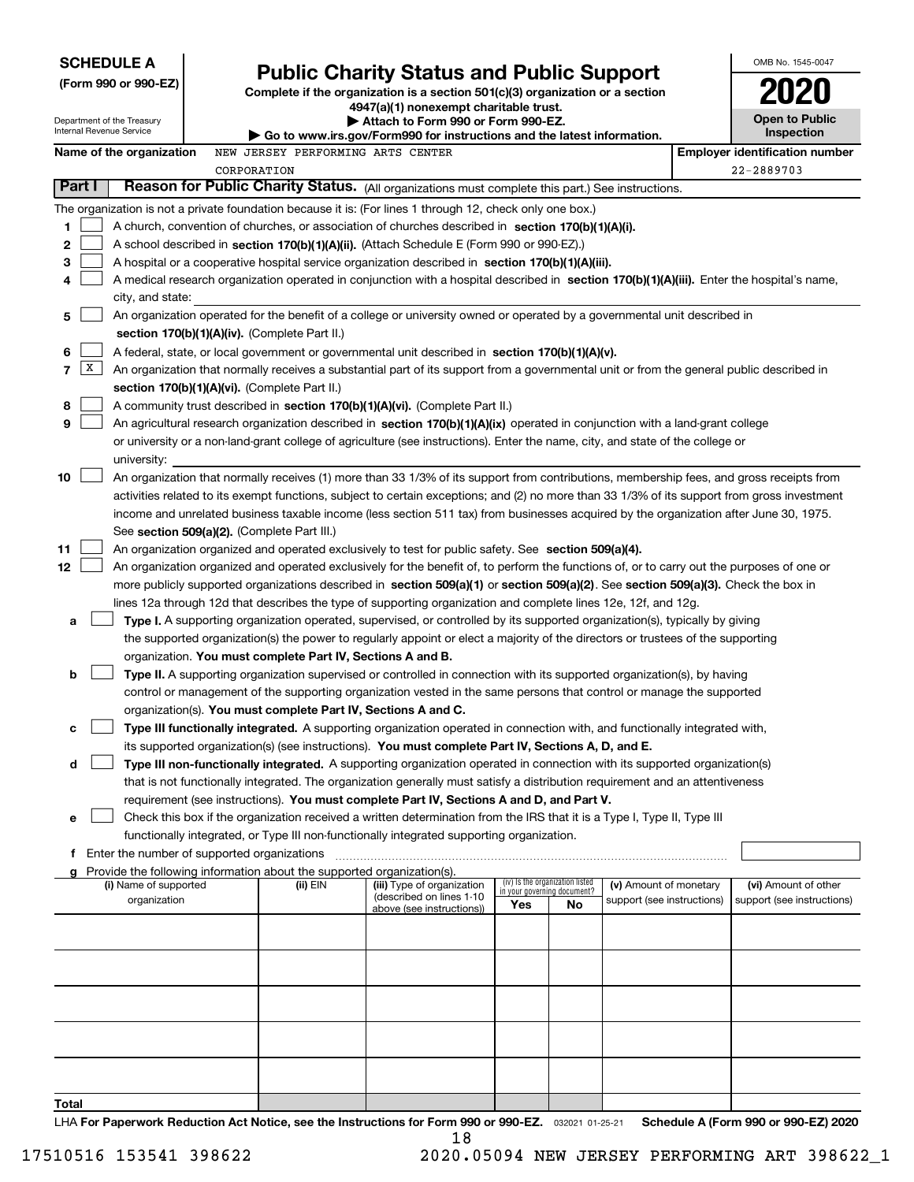**SCHEDULE A**
**(Form 990 or 990-EZ)**

Department of the Treasury
Internal Revenue Service

# Public Charity Status and Public Support

**Complete if the organization is a section 501(c)(3) organization or a section 4947(a)(1) nonexempt charitable trust.**
**▶ Attach to Form 990 or Form 990-EZ.**
**▶ Go to www.irs.gov/Form990 for instructions and the latest information.**

OMB No. 1545-0047
**2020**
**Open to Public Inspection**

**Name of the organization** NEW JERSEY PERFORMING ARTS CENTER CORPORATION

**Employer identification number** 22-2889703

## Part I Reason for Public Charity Status. (All organizations must complete this part.) See instructions.

The organization is not a private foundation because it is: (For lines 1 through 12, check only one box.)

1 ☐ A church, convention of churches, or association of churches described in **section 170(b)(1)(A)(i).**
2 ☐ A school described in **section 170(b)(1)(A)(ii).** (Attach Schedule E (Form 990 or 990-EZ).)
3 ☐ A hospital or a cooperative hospital service organization described in **section 170(b)(1)(A)(iii).**
4 ☐ A medical research organization operated in conjunction with a hospital described in **section 170(b)(1)(A)(iii).** Enter the hospital's name, city, and state:
5 ☐ An organization operated for the benefit of a college or university owned or operated by a governmental unit described in **section 170(b)(1)(A)(iv).** (Complete Part II.)
6 ☐ A federal, state, or local government or governmental unit described in **section 170(b)(1)(A)(v).**
7 ☒ An organization that normally receives a substantial part of its support from a governmental unit or from the general public described in **section 170(b)(1)(A)(vi).** (Complete Part II.)
8 ☐ A community trust described in **section 170(b)(1)(A)(vi).** (Complete Part II.)
9 ☐ An agricultural research organization described in **section 170(b)(1)(A)(ix)** operated in conjunction with a land-grant college or university or a non-land-grant college of agriculture (see instructions). Enter the name, city, and state of the college or university:
10 ☐ An organization that normally receives (1) more than 33 1/3% of its support from contributions, membership fees, and gross receipts from activities related to its exempt functions, subject to certain exceptions; and (2) no more than 33 1/3% of its support from gross investment income and unrelated business taxable income (less section 511 tax) from businesses acquired by the organization after June 30, 1975. See **section 509(a)(2).** (Complete Part III.)
11 ☐ An organization organized and operated exclusively to test for public safety. See **section 509(a)(4).**
12 ☐ An organization organized and operated exclusively for the benefit of, to perform the functions of, or to carry out the purposes of one or more publicly supported organizations described in **section 509(a)(1)** or **section 509(a)(2)**. See **section 509(a)(3).** Check the box in lines 12a through 12d that describes the type of supporting organization and complete lines 12e, 12f, and 12g.

a ☐ **Type I.** A supporting organization operated, supervised, or controlled by its supported organization(s), typically by giving the supported organization(s) the power to regularly appoint or elect a majority of the directors or trustees of the supporting organization. **You must complete Part IV, Sections A and B.**

b ☐ **Type II.** A supporting organization supervised or controlled in connection with its supported organization(s), by having control or management of the supporting organization vested in the same persons that control or manage the supported organization(s). **You must complete Part IV, Sections A and C.**

c ☐ **Type III functionally integrated.** A supporting organization operated in connection with, and functionally integrated with, its supported organization(s) (see instructions). **You must complete Part IV, Sections A, D, and E.**

d ☐ **Type III non-functionally integrated.** A supporting organization operated in connection with its supported organization(s) that is not functionally integrated. The organization generally must satisfy a distribution requirement and an attentiveness requirement (see instructions). **You must complete Part IV, Sections A and D, and Part V.**

e ☐ Check this box if the organization received a written determination from the IRS that it is a Type I, Type II, Type III functionally integrated, or Type III non-functionally integrated supporting organization.

f Enter the number of supported organizations

g Provide the following information about the supported organization(s).

| (i) Name of supported organization | (ii) EIN | (iii) Type of organization (described on lines 1-10 above (see instructions)) | (iv) Is the organization listed in your governing document? Yes | No | (v) Amount of monetary support (see instructions) | (vi) Amount of other support (see instructions) |
|---|---|---|---|---|---|---|
| | | | | | | |
| | | | | | | |
| | | | | | | |
| | | | | | | |
| | | | | | | |
| **Total** | | | | | | |

LHA **For Paperwork Reduction Act Notice, see the Instructions for Form 990 or 990-EZ.** 032021 01-25-21 **Schedule A (Form 990 or 990-EZ) 2020**

17510516 153541 398622 2020.05094 NEW JERSEY PERFORMING ART 398622_1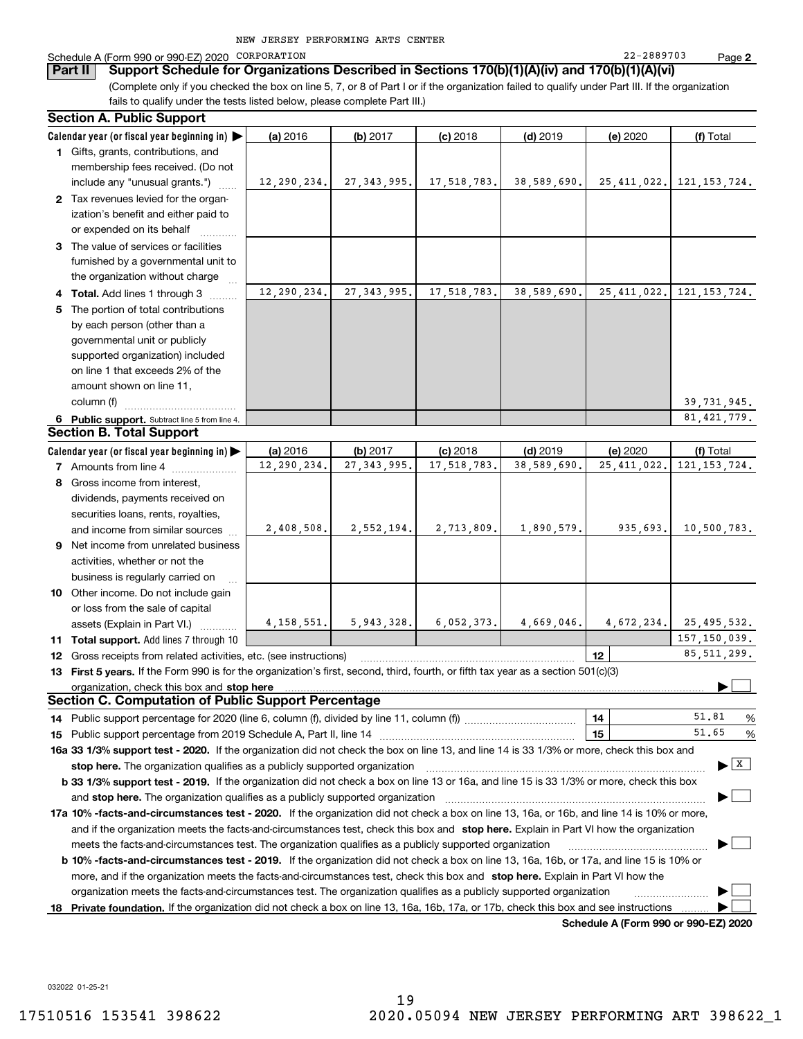NEW JERSEY PERFORMING ARTS CENTER

Schedule A (Form 990 or 990-EZ) 2020 CORPORATION 22-2889703 Page **2**

## Part II Support Schedule for Organizations Described in Sections 170(b)(1)(A)(iv) and 170(b)(1)(A)(vi)

(Complete only if you checked the box on line 5, 7, or 8 of Part I or if the organization failed to qualify under Part III. If the organization fails to qualify under the tests listed below, please complete Part III.)

### Section A. Public Support

| Calendar year (or fiscal year beginning in) ▶ | (a) 2016 | (b) 2017 | (c) 2018 | (d) 2019 | (e) 2020 | (f) Total |
|---|---|---|---|---|---|---|
| **1** Gifts, grants, contributions, and membership fees received. (Do not include any "unusual grants.") | 12,290,234. | 27,343,995. | 17,518,783. | 38,589,690. | 25,411,022. | 121,153,724. |
| **2** Tax revenues levied for the organization's benefit and either paid to or expended on its behalf | | | | | | |
| **3** The value of services or facilities furnished by a governmental unit to the organization without charge | | | | | | |
| **4 Total.** Add lines 1 through 3 | 12,290,234. | 27,343,995. | 17,518,783. | 38,589,690. | 25,411,022. | 121,153,724. |
| **5** The portion of total contributions by each person (other than a governmental unit or publicly supported organization) included on line 1 that exceeds 2% of the amount shown on line 11, column (f) | | | | | | 39,731,945. |
| **6 Public support.** Subtract line 5 from line 4. | | | | | | 81,421,779. |

### Section B. Total Support

| Calendar year (or fiscal year beginning in) ▶ | (a) 2016 | (b) 2017 | (c) 2018 | (d) 2019 | (e) 2020 | (f) Total |
|---|---|---|---|---|---|---|
| **7** Amounts from line 4 | 12,290,234. | 27,343,995. | 17,518,783. | 38,589,690. | 25,411,022. | 121,153,724. |
| **8** Gross income from interest, dividends, payments received on securities loans, rents, royalties, and income from similar sources | 2,408,508. | 2,552,194. | 2,713,809. | 1,890,579. | 935,693. | 10,500,783. |
| **9** Net income from unrelated business activities, whether or not the business is regularly carried on | | | | | | |
| **10** Other income. Do not include gain or loss from the sale of capital assets (Explain in Part VI.) | 4,158,551. | 5,943,328. | 6,052,373. | 4,669,046. | 4,672,234. | 25,495,532. |
| **11 Total support.** Add lines 7 through 10 | | | | | | 157,150,039. |

**12** Gross receipts from related activities, etc. (see instructions) — **12** — 85,511,299.

**13 First 5 years.** If the Form 990 is for the organization's first, second, third, fourth, or fifth tax year as a section 501(c)(3) organization, check this box and **stop here** ▶ ☐

### Section C. Computation of Public Support Percentage

**14** Public support percentage for 2020 (line 6, column (f), divided by line 11, column (f)) — **14** — 51.81 %

**15** Public support percentage from 2019 Schedule A, Part II, line 14 — **15** — 51.65 %

**16a 33 1/3% support test - 2020.** If the organization did not check the box on line 13, and line 14 is 33 1/3% or more, check this box and **stop here.** The organization qualifies as a publicly supported organization ▶ ☒

**b 33 1/3% support test - 2019.** If the organization did not check a box on line 13 or 16a, and line 15 is 33 1/3% or more, check this box and **stop here.** The organization qualifies as a publicly supported organization ▶ ☐

**17a 10% -facts-and-circumstances test - 2020.** If the organization did not check a box on line 13, 16a, or 16b, and line 14 is 10% or more, and if the organization meets the facts-and-circumstances test, check this box and **stop here.** Explain in Part VI how the organization meets the facts-and-circumstances test. The organization qualifies as a publicly supported organization ▶ ☐

**b 10% -facts-and-circumstances test - 2019.** If the organization did not check a box on line 13, 16a, 16b, or 17a, and line 15 is 10% or more, and if the organization meets the facts-and-circumstances test, check this box and **stop here.** Explain in Part VI how the organization meets the facts-and-circumstances test. The organization qualifies as a publicly supported organization ▶ ☐

**18 Private foundation.** If the organization did not check a box on line 13, 16a, 16b, 17a, or 17b, check this box and see instructions ▶ ☐

**Schedule A (Form 990 or 990-EZ) 2020**

032022 01-25-21

17510516 153541 398622 2020.05094 NEW JERSEY PERFORMING ART 398622_1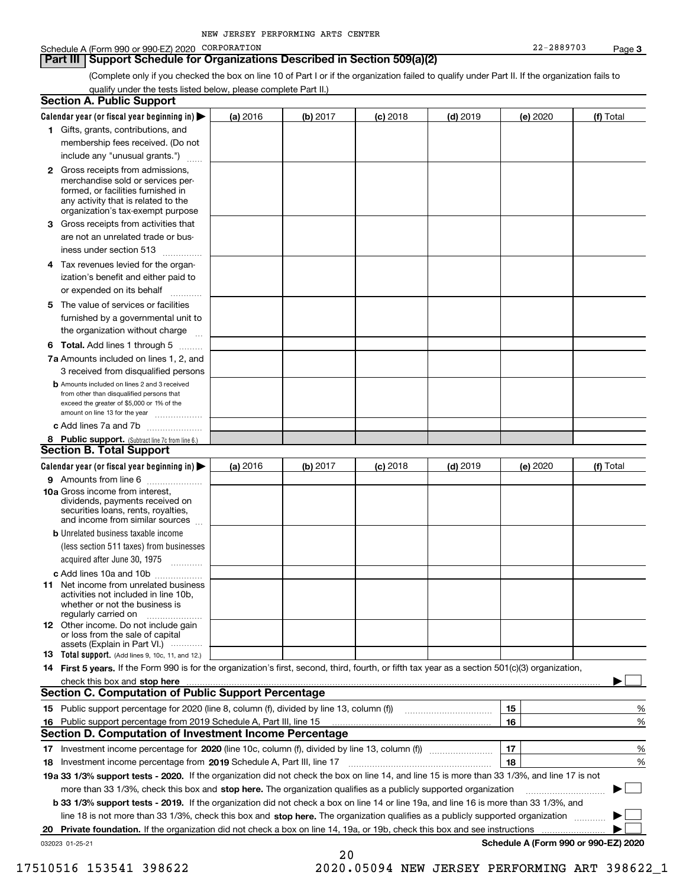NEW JERSEY PERFORMING ARTS CENTER

Schedule A (Form 990 or 990-EZ) 2020 CORPORATION 22-2889703 Page 3

## Part III Support Schedule for Organizations Described in Section 509(a)(2)

(Complete only if you checked the box on line 10 of Part I or if the organization failed to qualify under Part II. If the organization fails to qualify under the tests listed below, please complete Part II.)

### Section A. Public Support

| Calendar year (or fiscal year beginning in) ▶ | (a) 2016 | (b) 2017 | (c) 2018 | (d) 2019 | (e) 2020 | (f) Total |
|---|---|---|---|---|---|---|
| **1** Gifts, grants, contributions, and membership fees received. (Do not include any "unusual grants.") | | | | | | |
| **2** Gross receipts from admissions, merchandise sold or services performed, or facilities furnished in any activity that is related to the organization's tax-exempt purpose | | | | | | |
| **3** Gross receipts from activities that are not an unrelated trade or business under section 513 | | | | | | |
| **4** Tax revenues levied for the organization's benefit and either paid to or expended on its behalf | | | | | | |
| **5** The value of services or facilities furnished by a governmental unit to the organization without charge | | | | | | |
| **6 Total.** Add lines 1 through 5 | | | | | | |
| **7a** Amounts included on lines 1, 2, and 3 received from disqualified persons | | | | | | |
| **b** Amounts included on lines 2 and 3 received from other than disqualified persons that exceed the greater of $5,000 or 1% of the amount on line 13 for the year | | | | | | |
| **c** Add lines 7a and 7b | | | | | | |
| **8 Public support.** (Subtract line 7c from line 6.) | | | | | | |

### Section B. Total Support

| Calendar year (or fiscal year beginning in) ▶ | (a) 2016 | (b) 2017 | (c) 2018 | (d) 2019 | (e) 2020 | (f) Total |
|---|---|---|---|---|---|---|
| **9** Amounts from line 6 | | | | | | |
| **10a** Gross income from interest, dividends, payments received on securities loans, rents, royalties, and income from similar sources | | | | | | |
| **b** Unrelated business taxable income (less section 511 taxes) from businesses acquired after June 30, 1975 | | | | | | |
| **c** Add lines 10a and 10b | | | | | | |
| **11** Net income from unrelated business activities not included in line 10b, whether or not the business is regularly carried on | | | | | | |
| **12** Other income. Do not include gain or loss from the sale of capital assets (Explain in Part VI.) | | | | | | |
| **13 Total support.** (Add lines 9, 10c, 11, and 12.) | | | | | | |

**14 First 5 years.** If the Form 990 is for the organization's first, second, third, fourth, or fifth tax year as a section 501(c)(3) organization, check this box and **stop here** ▶ ☐

### Section C. Computation of Public Support Percentage

| | | | |
|---|---|---|---|
| **15** Public support percentage for 2020 (line 8, column (f), divided by line 13, column (f)) | 15 | | % |
| **16** Public support percentage from 2019 Schedule A, Part III, line 15 | 16 | | % |

### Section D. Computation of Investment Income Percentage

| | | | |
|---|---|---|---|
| **17** Investment income percentage for **2020** (line 10c, column (f), divided by line 13, column (f)) | 17 | | % |
| **18** Investment income percentage from **2019** Schedule A, Part III, line 17 | 18 | | % |

**19a 33 1/3% support tests - 2020.** If the organization did not check the box on line 14, and line 15 is more than 33 1/3%, and line 17 is not more than 33 1/3%, check this box and **stop here.** The organization qualifies as a publicly supported organization ▶ ☐

**b 33 1/3% support tests - 2019.** If the organization did not check a box on line 14 or line 19a, and line 16 is more than 33 1/3%, and line 18 is not more than 33 1/3%, check this box and **stop here.** The organization qualifies as a publicly supported organization ▶ ☐

**20 Private foundation.** If the organization did not check a box on line 14, 19a, or 19b, check this box and see instructions ▶ ☐

032023 01-25-21 **Schedule A (Form 990 or 990-EZ) 2020**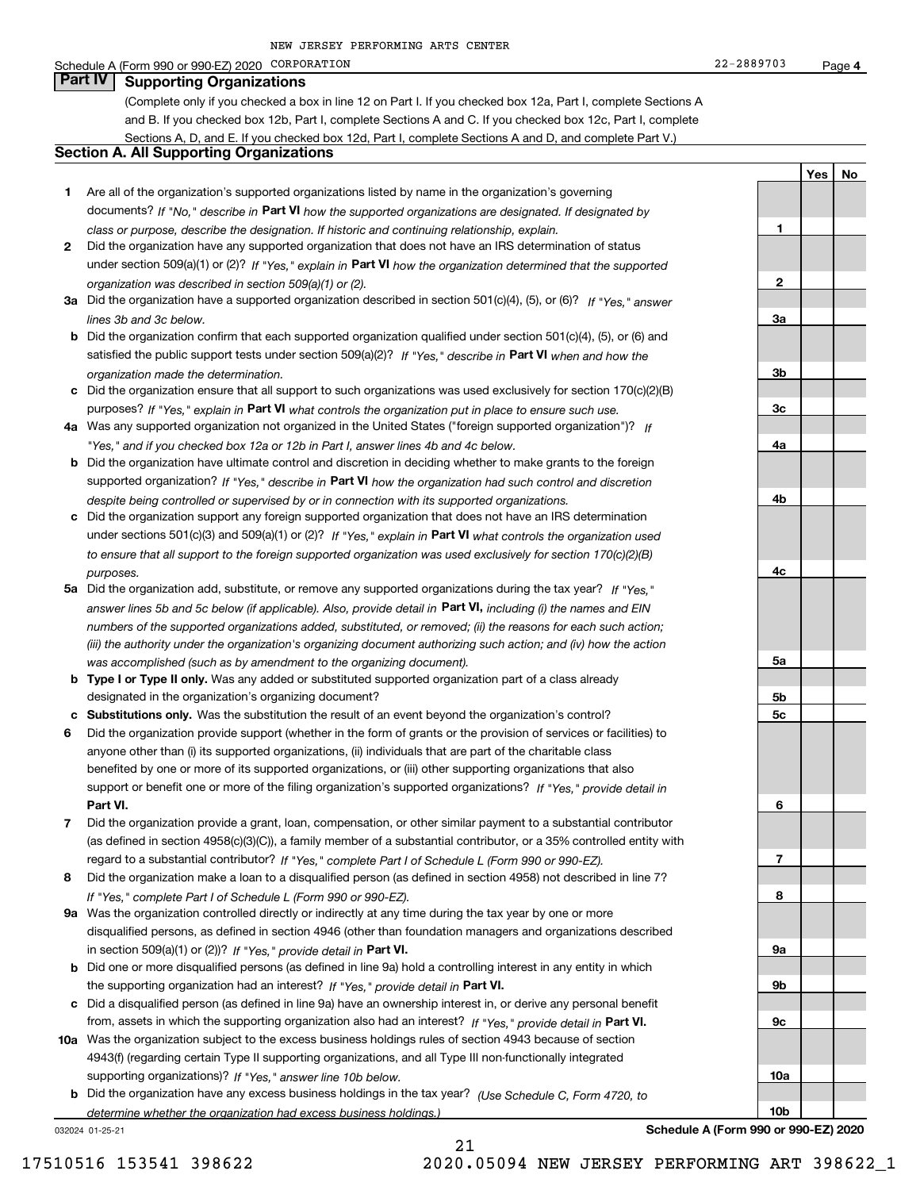NEW JERSEY PERFORMING ARTS CENTER

Schedule A (Form 990 or 990-EZ) 2020 CORPORATION 22-2889703 Page 4

## Part IV Supporting Organizations

(Complete only if you checked a box in line 12 on Part I. If you checked box 12a, Part I, complete Sections A and B. If you checked box 12b, Part I, complete Sections A and C. If you checked box 12c, Part I, complete Sections A, D, and E. If you checked box 12d, Part I, complete Sections A and D, and complete Part V.)

### Section A. All Supporting Organizations

| | | | Yes | No |
|---|---|---|---|---|
| 1 | Are all of the organization's supported organizations listed by name in the organization's governing documents? *If "No," describe in* **Part VI** *how the supported organizations are designated. If designated by class or purpose, describe the designation. If historic and continuing relationship, explain.* | 1 | | |
| 2 | Did the organization have any supported organization that does not have an IRS determination of status under section 509(a)(1) or (2)? *If "Yes," explain in* **Part VI** *how the organization determined that the supported organization was described in section 509(a)(1) or (2).* | 2 | | |
| 3a | Did the organization have a supported organization described in section 501(c)(4), (5), or (6)? *If "Yes," answer lines 3b and 3c below.* | 3a | | |
| b | Did the organization confirm that each supported organization qualified under section 501(c)(4), (5), or (6) and satisfied the public support tests under section 509(a)(2)? *If "Yes," describe in* **Part VI** *when and how the organization made the determination.* | 3b | | |
| c | Did the organization ensure that all support to such organizations was used exclusively for section 170(c)(2)(B) purposes? *If "Yes," explain in* **Part VI** *what controls the organization put in place to ensure such use.* | 3c | | |
| 4a | Was any supported organization not organized in the United States ("foreign supported organization")? *If "Yes," and if you checked box 12a or 12b in Part I, answer lines 4b and 4c below.* | 4a | | |
| b | Did the organization have ultimate control and discretion in deciding whether to make grants to the foreign supported organization? *If "Yes," describe in* **Part VI** *how the organization had such control and discretion despite being controlled or supervised by or in connection with its supported organizations.* | 4b | | |
| c | Did the organization support any foreign supported organization that does not have an IRS determination under sections 501(c)(3) and 509(a)(1) or (2)? *If "Yes," explain in* **Part VI** *what controls the organization used to ensure that all support to the foreign supported organization was used exclusively for section 170(c)(2)(B) purposes.* | 4c | | |
| 5a | Did the organization add, substitute, or remove any supported organizations during the tax year? *If "Yes," answer lines 5b and 5c below (if applicable). Also, provide detail in* **Part VI,** *including (i) the names and EIN numbers of the supported organizations added, substituted, or removed; (ii) the reasons for each such action; (iii) the authority under the organization's organizing document authorizing such action; and (iv) how the action was accomplished (such as by amendment to the organizing document).* | 5a | | |
| b | **Type I or Type II only.** Was any added or substituted supported organization part of a class already designated in the organization's organizing document? | 5b | | |
| c | **Substitutions only.** Was the substitution the result of an event beyond the organization's control? | 5c | | |
| 6 | Did the organization provide support (whether in the form of grants or the provision of services or facilities) to anyone other than (i) its supported organizations, (ii) individuals that are part of the charitable class benefited by one or more of its supported organizations, or (iii) other supporting organizations that also support or benefit one or more of the filing organization's supported organizations? *If "Yes," provide detail in* **Part VI.** | 6 | | |
| 7 | Did the organization provide a grant, loan, compensation, or other similar payment to a substantial contributor (as defined in section 4958(c)(3)(C)), a family member of a substantial contributor, or a 35% controlled entity with regard to a substantial contributor? *If "Yes," complete Part I of Schedule L (Form 990 or 990-EZ).* | 7 | | |
| 8 | Did the organization make a loan to a disqualified person (as defined in section 4958) not described in line 7? *If "Yes," complete Part I of Schedule L (Form 990 or 990-EZ).* | 8 | | |
| 9a | Was the organization controlled directly or indirectly at any time during the tax year by one or more disqualified persons, as defined in section 4946 (other than foundation managers and organizations described in section 509(a)(1) or (2))? *If "Yes," provide detail in* **Part VI.** | 9a | | |
| b | Did one or more disqualified persons (as defined in line 9a) hold a controlling interest in any entity in which the supporting organization had an interest? *If "Yes," provide detail in* **Part VI.** | 9b | | |
| c | Did a disqualified person (as defined in line 9a) have an ownership interest in, or derive any personal benefit from, assets in which the supporting organization also had an interest? *If "Yes," provide detail in* **Part VI.** | 9c | | |
| 10a | Was the organization subject to the excess business holdings rules of section 4943 because of section 4943(f) (regarding certain Type II supporting organizations, and all Type III non-functionally integrated supporting organizations)? *If "Yes," answer line 10b below.* | 10a | | |
| b | Did the organization have any excess business holdings in the tax year? *(Use Schedule C, Form 4720, to determine whether the organization had excess business holdings.)* | 10b | | |

032024 01-25-21 **Schedule A (Form 990 or 990-EZ) 2020**

17510516 153541 398622 2020.05094 NEW JERSEY PERFORMING ART 398622_1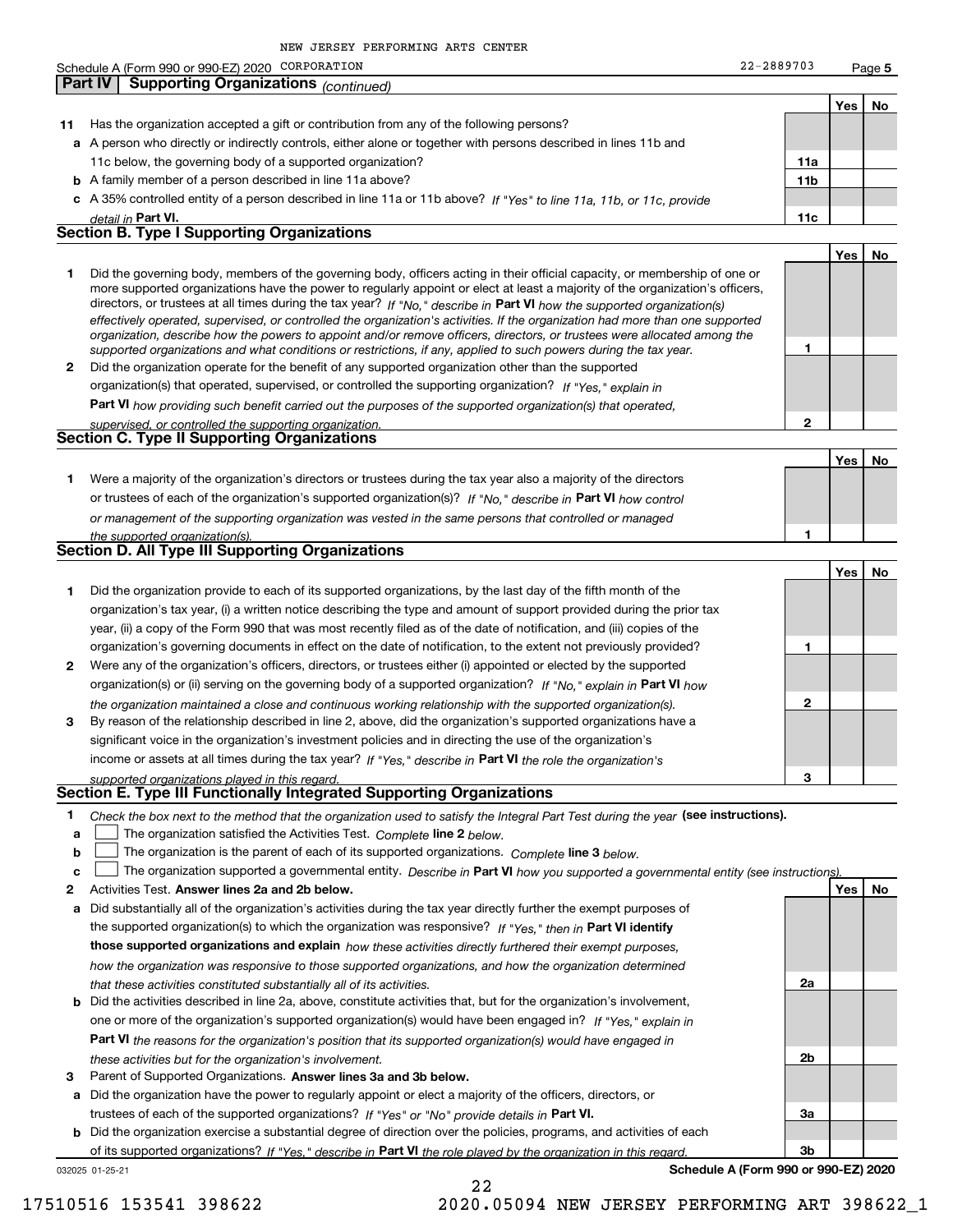NEW JERSEY PERFORMING ARTS CENTER

Schedule A (Form 990 or 990-EZ) 2020 CORPORATION 22-2889703 Page 5

## Part IV Supporting Organizations *(continued)*

| | | | Yes | No |
|---|---|---|---|---|
| **11** | Has the organization accepted a gift or contribution from any of the following persons? | | | |
| **a** | A person who directly or indirectly controls, either alone or together with persons described in lines 11b and 11c below, the governing body of a supported organization? | **11a** | | |
| **b** | A family member of a person described in line 11a above? | **11b** | | |
| **c** | A 35% controlled entity of a person described in line 11a or 11b above? *If "Yes" to line 11a, 11b, or 11c, provide detail in* **Part VI.** | **11c** | | |

### Section B. Type I Supporting Organizations

| | | | Yes | No |
|---|---|---|---|---|
| **1** | Did the governing body, members of the governing body, officers acting in their official capacity, or membership of one or more supported organizations have the power to regularly appoint or elect at least a majority of the organization's officers, directors, or trustees at all times during the tax year? *If "No," describe in* **Part VI** *how the supported organization(s) effectively operated, supervised, or controlled the organization's activities. If the organization had more than one supported organization, describe how the powers to appoint and/or remove officers, directors, or trustees were allocated among the supported organizations and what conditions or restrictions, if any, applied to such powers during the tax year.* | **1** | | |
| **2** | Did the organization operate for the benefit of any supported organization other than the supported organization(s) that operated, supervised, or controlled the supporting organization? *If "Yes," explain in* **Part VI** *how providing such benefit carried out the purposes of the supported organization(s) that operated, supervised, or controlled the supporting organization.* | **2** | | |

### Section C. Type II Supporting Organizations

| | | | Yes | No |
|---|---|---|---|---|
| **1** | Were a majority of the organization's directors or trustees during the tax year also a majority of the directors or trustees of each of the organization's supported organization(s)? *If "No," describe in* **Part VI** *how control or management of the supporting organization was vested in the same persons that controlled or managed the supported organization(s).* | **1** | | |

### Section D. All Type III Supporting Organizations

| | | | Yes | No |
|---|---|---|---|---|
| **1** | Did the organization provide to each of its supported organizations, by the last day of the fifth month of the organization's tax year, (i) a written notice describing the type and amount of support provided during the prior tax year, (ii) a copy of the Form 990 that was most recently filed as of the date of notification, and (iii) copies of the organization's governing documents in effect on the date of notification, to the extent not previously provided? | **1** | | |
| **2** | Were any of the organization's officers, directors, or trustees either (i) appointed or elected by the supported organization(s) or (ii) serving on the governing body of a supported organization? *If "No," explain in* **Part VI** *how the organization maintained a close and continuous working relationship with the supported organization(s).* | **2** | | |
| **3** | By reason of the relationship described in line 2, above, did the organization's supported organizations have a significant voice in the organization's investment policies and in directing the use of the organization's income or assets at all times during the tax year? *If "Yes," describe in* **Part VI** *the role the organization's supported organizations played in this regard.* | **3** | | |

### Section E. Type III Functionally Integrated Supporting Organizations

**1** *Check the box next to the method that the organization used to satisfy the Integral Part Test during the year* **(see instructions).**

**a** ☐ The organization satisfied the Activities Test. *Complete* **line 2** *below.*

**b** ☐ The organization is the parent of each of its supported organizations. *Complete* **line 3** *below.*

**c** ☐ The organization supported a governmental entity. *Describe in* **Part VI** *how you supported a governmental entity (see instructions).*

| | | | Yes | No |
|---|---|---|---|---|
| **2** | Activities Test. **Answer lines 2a and 2b below.** | | | |
| **a** | Did substantially all of the organization's activities during the tax year directly further the exempt purposes of the supported organization(s) to which the organization was responsive? *If "Yes," then in* **Part VI identify those supported organizations and explain** *how these activities directly furthered their exempt purposes, how the organization was responsive to those supported organizations, and how the organization determined that these activities constituted substantially all of its activities.* | **2a** | | |
| **b** | Did the activities described in line 2a, above, constitute activities that, but for the organization's involvement, one or more of the organization's supported organization(s) would have been engaged in? *If "Yes," explain in* **Part VI** *the reasons for the organization's position that its supported organization(s) would have engaged in these activities but for the organization's involvement.* | **2b** | | |
| **3** | Parent of Supported Organizations. **Answer lines 3a and 3b below.** | | | |
| **a** | Did the organization have the power to regularly appoint or elect a majority of the officers, directors, or trustees of each of the supported organizations? *If "Yes" or "No" provide details in* **Part VI.** | **3a** | | |
| **b** | Did the organization exercise a substantial degree of direction over the policies, programs, and activities of each of its supported organizations? *If "Yes," describe in* **Part VI** *the role played by the organization in this regard.* | **3b** | | |

032025 01-25-21 **Schedule A (Form 990 or 990-EZ) 2020**

17510516 153541 398622 2020.05094 NEW JERSEY PERFORMING ART 398622_1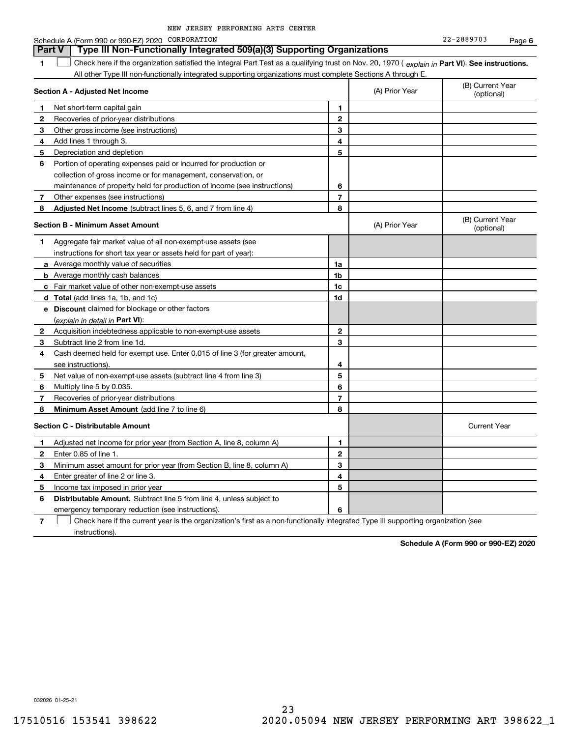NEW JERSEY PERFORMING ARTS CENTER

Schedule A (Form 990 or 990-EZ) 2020 CORPORATION 22-2889703 Page **6**

## Part V Type III Non-Functionally Integrated 509(a)(3) Supporting Organizations

**1** ☐ Check here if the organization satisfied the Integral Part Test as a qualifying trust on Nov. 20, 1970 ( *explain in* **Part VI**). **See instructions.** All other Type III non-functionally integrated supporting organizations must complete Sections A through E.

| **Section A - Adjusted Net Income** | | | (A) Prior Year | (B) Current Year (optional) |
|---|---|---|---|---|
| **1** | Net short-term capital gain | **1** | | |
| **2** | Recoveries of prior-year distributions | **2** | | |
| **3** | Other gross income (see instructions) | **3** | | |
| **4** | Add lines 1 through 3. | **4** | | |
| **5** | Depreciation and depletion | **5** | | |
| **6** | Portion of operating expenses paid or incurred for production or collection of gross income or for management, conservation, or maintenance of property held for production of income (see instructions) | **6** | | |
| **7** | Other expenses (see instructions) | **7** | | |
| **8** | **Adjusted Net Income** (subtract lines 5, 6, and 7 from line 4) | **8** | | |

| **Section B - Minimum Asset Amount** | | | (A) Prior Year | (B) Current Year (optional) |
|---|---|---|---|---|
| **1** | Aggregate fair market value of all non-exempt-use assets (see instructions for short tax year or assets held for part of year): | | | |
| **a** | Average monthly value of securities | **1a** | | |
| **b** | Average monthly cash balances | **1b** | | |
| **c** | Fair market value of other non-exempt-use assets | **1c** | | |
| **d** | **Total** (add lines 1a, 1b, and 1c) | **1d** | | |
| **e** | **Discount** claimed for blockage or other factors (*explain in detail in* **Part VI**): | | | |
| **2** | Acquisition indebtedness applicable to non-exempt-use assets | **2** | | |
| **3** | Subtract line 2 from line 1d. | **3** | | |
| **4** | Cash deemed held for exempt use. Enter 0.015 of line 3 (for greater amount, see instructions). | **4** | | |
| **5** | Net value of non-exempt-use assets (subtract line 4 from line 3) | **5** | | |
| **6** | Multiply line 5 by 0.035. | **6** | | |
| **7** | Recoveries of prior-year distributions | **7** | | |
| **8** | **Minimum Asset Amount** (add line 7 to line 6) | **8** | | |

| **Section C - Distributable Amount** | | | | Current Year |
|---|---|---|---|---|
| **1** | Adjusted net income for prior year (from Section A, line 8, column A) | **1** | | |
| **2** | Enter 0.85 of line 1. | **2** | | |
| **3** | Minimum asset amount for prior year (from Section B, line 8, column A) | **3** | | |
| **4** | Enter greater of line 2 or line 3. | **4** | | |
| **5** | Income tax imposed in prior year | **5** | | |
| **6** | **Distributable Amount.** Subtract line 5 from line 4, unless subject to emergency temporary reduction (see instructions). | **6** | | |

**7** ☐ Check here if the current year is the organization's first as a non-functionally integrated Type III supporting organization (see instructions).

**Schedule A (Form 990 or 990-EZ) 2020**

032026 01-25-21

17510516 153541 398622 2020.05094 NEW JERSEY PERFORMING ART 398622_1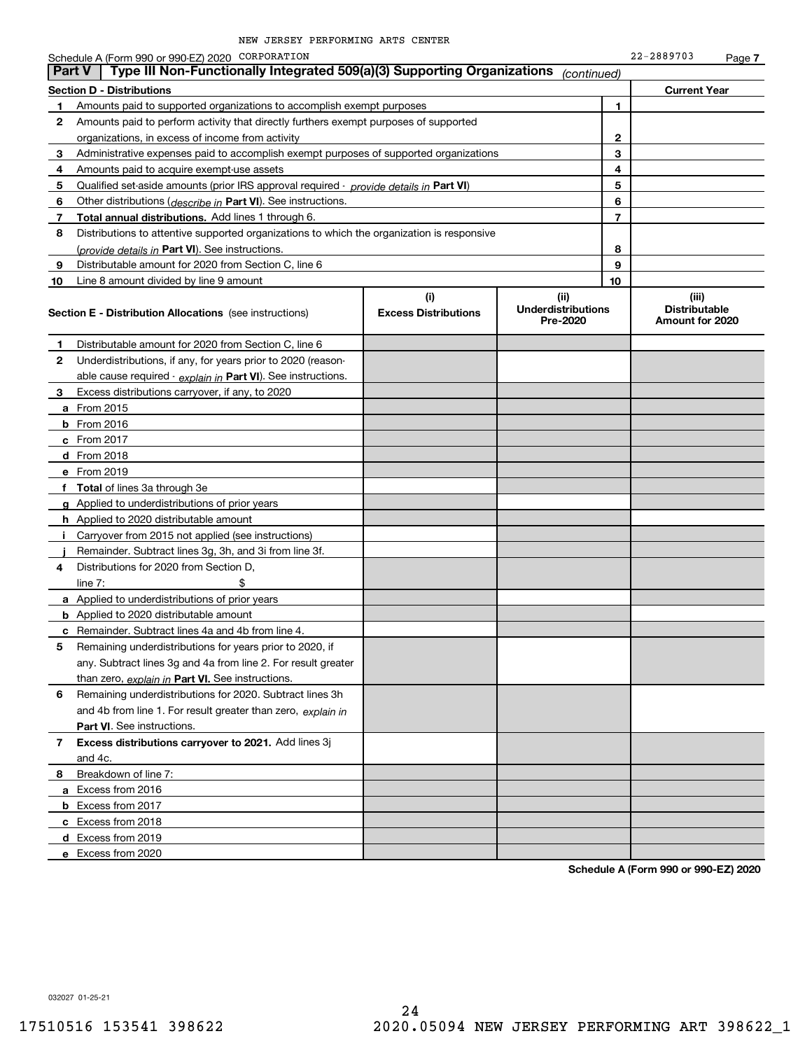NEW JERSEY PERFORMING ARTS CENTER

Schedule A (Form 990 or 990-EZ) 2020 CORPORATION 22-2889703 Page 7

## Part V Type III Non-Functionally Integrated 509(a)(3) Supporting Organizations *(continued)*

| Section D - Distributions | | Current Year |
|---|---|---|
| **1** Amounts paid to supported organizations to accomplish exempt purposes | 1 | |
| **2** Amounts paid to perform activity that directly furthers exempt purposes of supported organizations, in excess of income from activity | 2 | |
| **3** Administrative expenses paid to accomplish exempt purposes of supported organizations | 3 | |
| **4** Amounts paid to acquire exempt-use assets | 4 | |
| **5** Qualified set-aside amounts (prior IRS approval required - *provide details in* **Part VI**) | 5 | |
| **6** Other distributions (*describe in* **Part VI**). See instructions. | 6 | |
| **7** **Total annual distributions.** Add lines 1 through 6. | 7 | |
| **8** Distributions to attentive supported organizations to which the organization is responsive (*provide details in* **Part VI**). See instructions. | 8 | |
| **9** Distributable amount for 2020 from Section C, line 6 | 9 | |
| **10** Line 8 amount divided by line 9 amount | 10 | |

| **Section E - Distribution Allocations** (see instructions) | (i) Excess Distributions | (ii) Underdistributions Pre-2020 | (iii) Distributable Amount for 2020 |
|---|---|---|---|
| **1** Distributable amount for 2020 from Section C, line 6 | | | |
| **2** Underdistributions, if any, for years prior to 2020 (reasonable cause required - *explain in* **Part VI**). See instructions. | | | |
| **3** Excess distributions carryover, if any, to 2020 | | | |
| **a** From 2015 | | | |
| **b** From 2016 | | | |
| **c** From 2017 | | | |
| **d** From 2018 | | | |
| **e** From 2019 | | | |
| **f** **Total** of lines 3a through 3e | | | |
| **g** Applied to underdistributions of prior years | | | |
| **h** Applied to 2020 distributable amount | | | |
| **i** Carryover from 2015 not applied (see instructions) | | | |
| **j** Remainder. Subtract lines 3g, 3h, and 3i from line 3f. | | | |
| **4** Distributions for 2020 from Section D, line 7: $ | | | |
| **a** Applied to underdistributions of prior years | | | |
| **b** Applied to 2020 distributable amount | | | |
| **c** Remainder. Subtract lines 4a and 4b from line 4. | | | |
| **5** Remaining underdistributions for years prior to 2020, if any. Subtract lines 3g and 4a from line 2. For result greater than zero, *explain in* **Part VI.** See instructions. | | | |
| **6** Remaining underdistributions for 2020. Subtract lines 3h and 4b from line 1. For result greater than zero, *explain in* **Part VI**. See instructions. | | | |
| **7** **Excess distributions carryover to 2021.** Add lines 3j and 4c. | | | |
| **8** Breakdown of line 7: | | | |
| **a** Excess from 2016 | | | |
| **b** Excess from 2017 | | | |
| **c** Excess from 2018 | | | |
| **d** Excess from 2019 | | | |
| **e** Excess from 2020 | | | |

**Schedule A (Form 990 or 990-EZ) 2020**

032027 01-25-21

17510516 153541 398622 2020.05094 NEW JERSEY PERFORMING ART 398622_1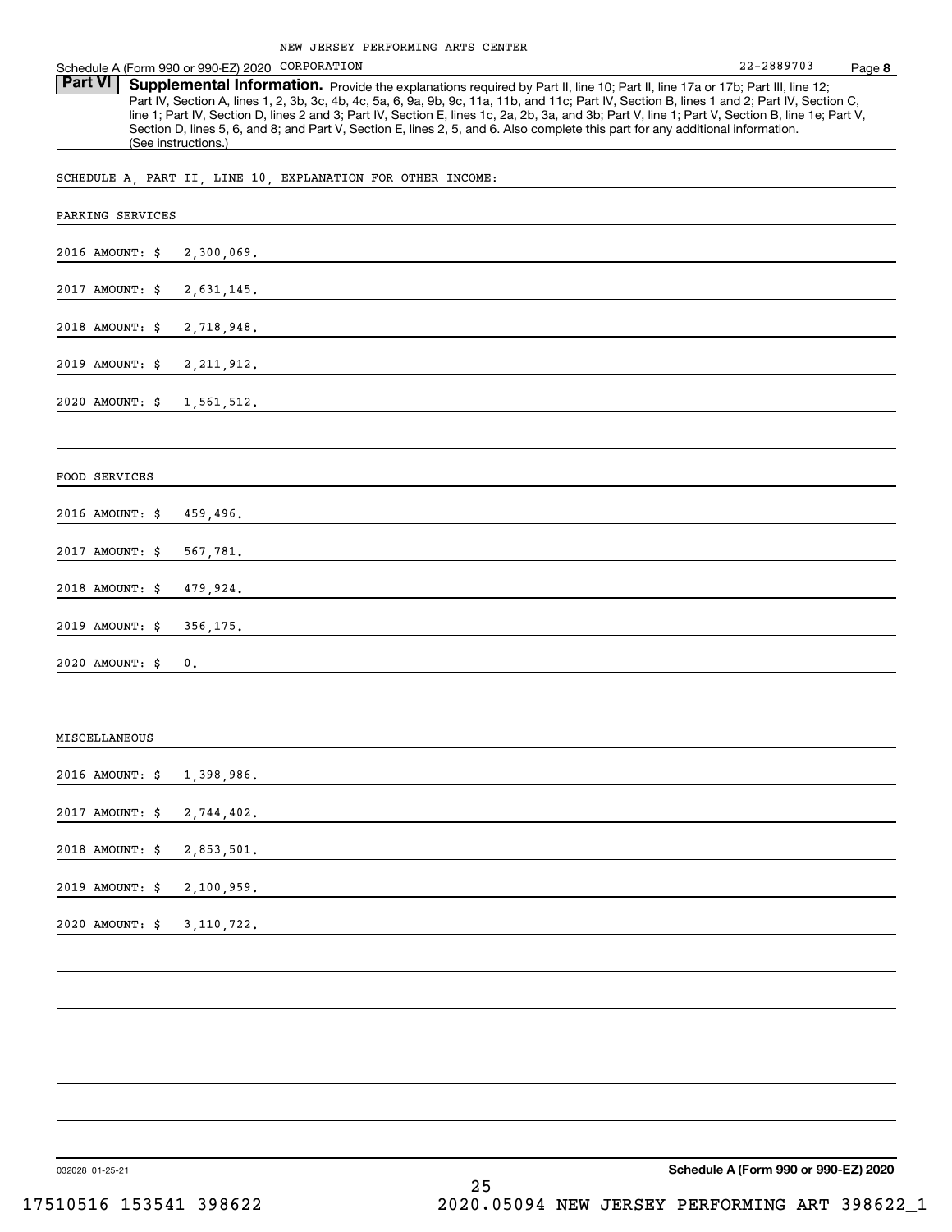NEW JERSEY PERFORMING ARTS CENTER CORPORATION 22-2889703

Schedule A (Form 990 or 990-EZ) 2020 Page **8**

**Part VI** **Supplemental Information.** Provide the explanations required by Part II, line 10; Part II, line 17a or 17b; Part III, line 12; Part IV, Section A, lines 1, 2, 3b, 3c, 4b, 4c, 5a, 6, 9a, 9b, 9c, 11a, 11b, and 11c; Part IV, Section B, lines 1 and 2; Part IV, Section C, line 1; Part IV, Section D, lines 2 and 3; Part IV, Section E, lines 1c, 2a, 2b, 3a, and 3b; Part V, line 1; Part V, Section B, line 1e; Part V, Section D, lines 5, 6, and 8; and Part V, Section E, lines 2, 5, and 6. Also complete this part for any additional information. (See instructions.)

SCHEDULE A, PART II, LINE 10, EXPLANATION FOR OTHER INCOME:

PARKING SERVICES

2016 AMOUNT: $ 2,300,069.

2017 AMOUNT: $ 2,631,145.

2018 AMOUNT: $ 2,718,948.

2019 AMOUNT: $ 2,211,912.

2020 AMOUNT: $ 1,561,512.

FOOD SERVICES

2016 AMOUNT: $ 459,496.

2017 AMOUNT: $ 567,781.

2018 AMOUNT: $ 479,924.

2019 AMOUNT: $ 356,175.

2020 AMOUNT: $ 0.

MISCELLANEOUS

2016 AMOUNT: $ 1,398,986.

2017 AMOUNT: $ 2,744,402.

2018 AMOUNT: $ 2,853,501.

2019 AMOUNT: $ 2,100,959.

2020 AMOUNT: $ 3,110,722.

032028 01-25-21 **Schedule A (Form 990 or 990-EZ) 2020**

17510516 153541 398622 2020.05094 NEW JERSEY PERFORMING ART 398622_1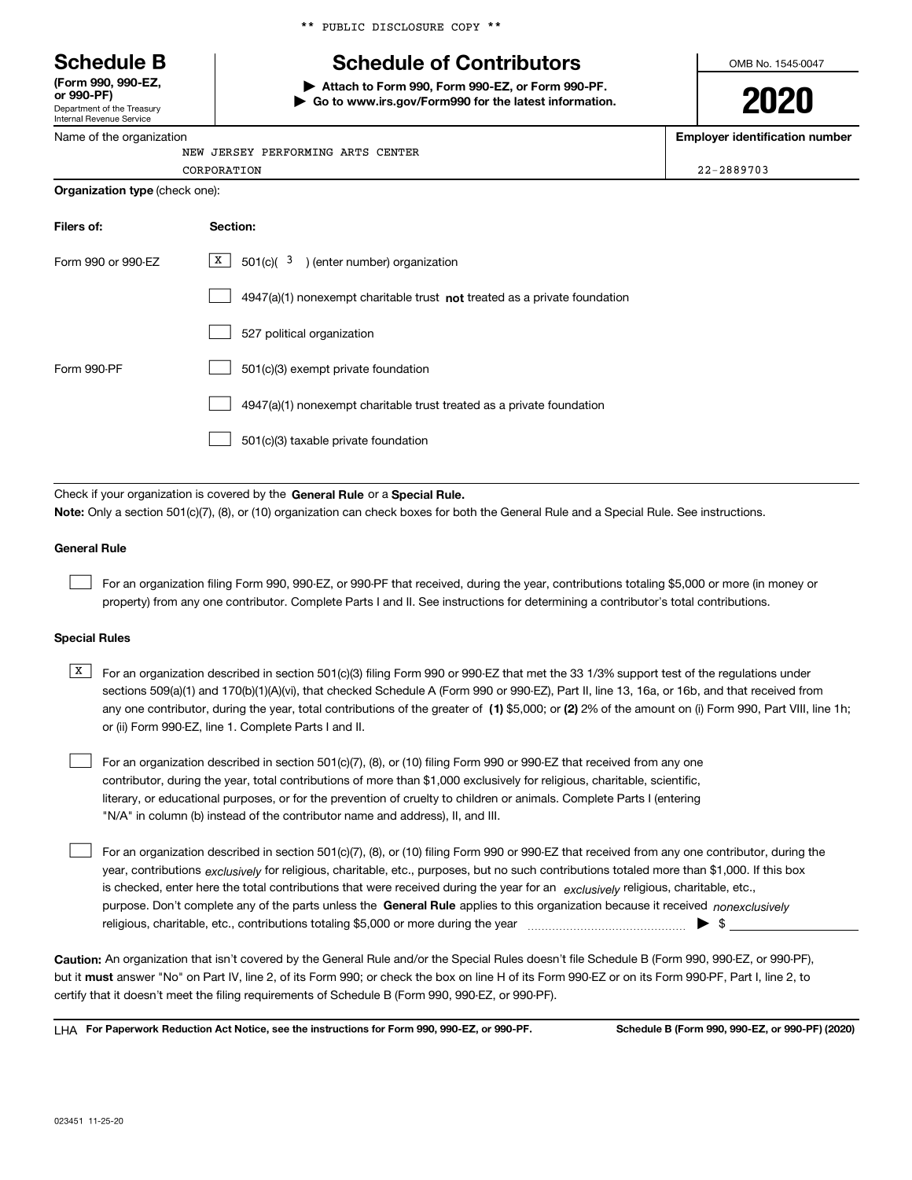** PUBLIC DISCLOSURE COPY **

# Schedule B

**(Form 990, 990-EZ, or 990-PF)**

Department of the Treasury
Internal Revenue Service

# Schedule of Contributors

**▶ Attach to Form 990, Form 990-EZ, or Form 990-PF.**
**▶ Go to www.irs.gov/Form990 for the latest information.**

OMB No. 1545-0047

**2020**

| Name of the organization | Employer identification number |
|---|---|
| NEW JERSEY PERFORMING ARTS CENTER CORPORATION | 22-2889703 |

**Organization type** (check one):

| Filers of: | Section: |
|---|---|
| Form 990 or 990-EZ | [X] 501(c)( 3 ) (enter number) organization |
| | [ ] 4947(a)(1) nonexempt charitable trust **not** treated as a private foundation |
| | [ ] 527 political organization |
| Form 990-PF | [ ] 501(c)(3) exempt private foundation |
| | [ ] 4947(a)(1) nonexempt charitable trust treated as a private foundation |
| | [ ] 501(c)(3) taxable private foundation |

Check if your organization is covered by the **General Rule** or a **Special Rule.**

**Note:** Only a section 501(c)(7), (8), or (10) organization can check boxes for both the General Rule and a Special Rule. See instructions.

**General Rule**

[ ] For an organization filing Form 990, 990-EZ, or 990-PF that received, during the year, contributions totaling $5,000 or more (in money or property) from any one contributor. Complete Parts I and II. See instructions for determining a contributor's total contributions.

**Special Rules**

[X] For an organization described in section 501(c)(3) filing Form 990 or 990-EZ that met the 33 1/3% support test of the regulations under sections 509(a)(1) and 170(b)(1)(A)(vi), that checked Schedule A (Form 990 or 990-EZ), Part II, line 13, 16a, or 16b, and that received from any one contributor, during the year, total contributions of the greater of **(1)** $5,000; or **(2)** 2% of the amount on (i) Form 990, Part VIII, line 1h; or (ii) Form 990-EZ, line 1. Complete Parts I and II.

[ ] For an organization described in section 501(c)(7), (8), or (10) filing Form 990 or 990-EZ that received from any one contributor, during the year, total contributions of more than $1,000 exclusively for religious, charitable, scientific, literary, or educational purposes, or for the prevention of cruelty to children or animals. Complete Parts I (entering "N/A" in column (b) instead of the contributor name and address), II, and III.

[ ] For an organization described in section 501(c)(7), (8), or (10) filing Form 990 or 990-EZ that received from any one contributor, during the year, contributions *exclusively* for religious, charitable, etc., purposes, but no such contributions totaled more than $1,000. If this box is checked, enter here the total contributions that were received during the year for an *exclusively* religious, charitable, etc., purpose. Don't complete any of the parts unless the **General Rule** applies to this organization because it received *nonexclusively* religious, charitable, etc., contributions totaling $5,000 or more during the year ▶ $

**Caution:** An organization that isn't covered by the General Rule and/or the Special Rules doesn't file Schedule B (Form 990, 990-EZ, or 990-PF), but it **must** answer "No" on Part IV, line 2, of its Form 990; or check the box on line H of its Form 990-EZ or on its Form 990-PF, Part I, line 2, to certify that it doesn't meet the filing requirements of Schedule B (Form 990, 990-EZ, or 990-PF).

LHA **For Paperwork Reduction Act Notice, see the instructions for Form 990, 990-EZ, or 990-PF.** **Schedule B (Form 990, 990-EZ, or 990-PF) (2020)**

023451 11-25-20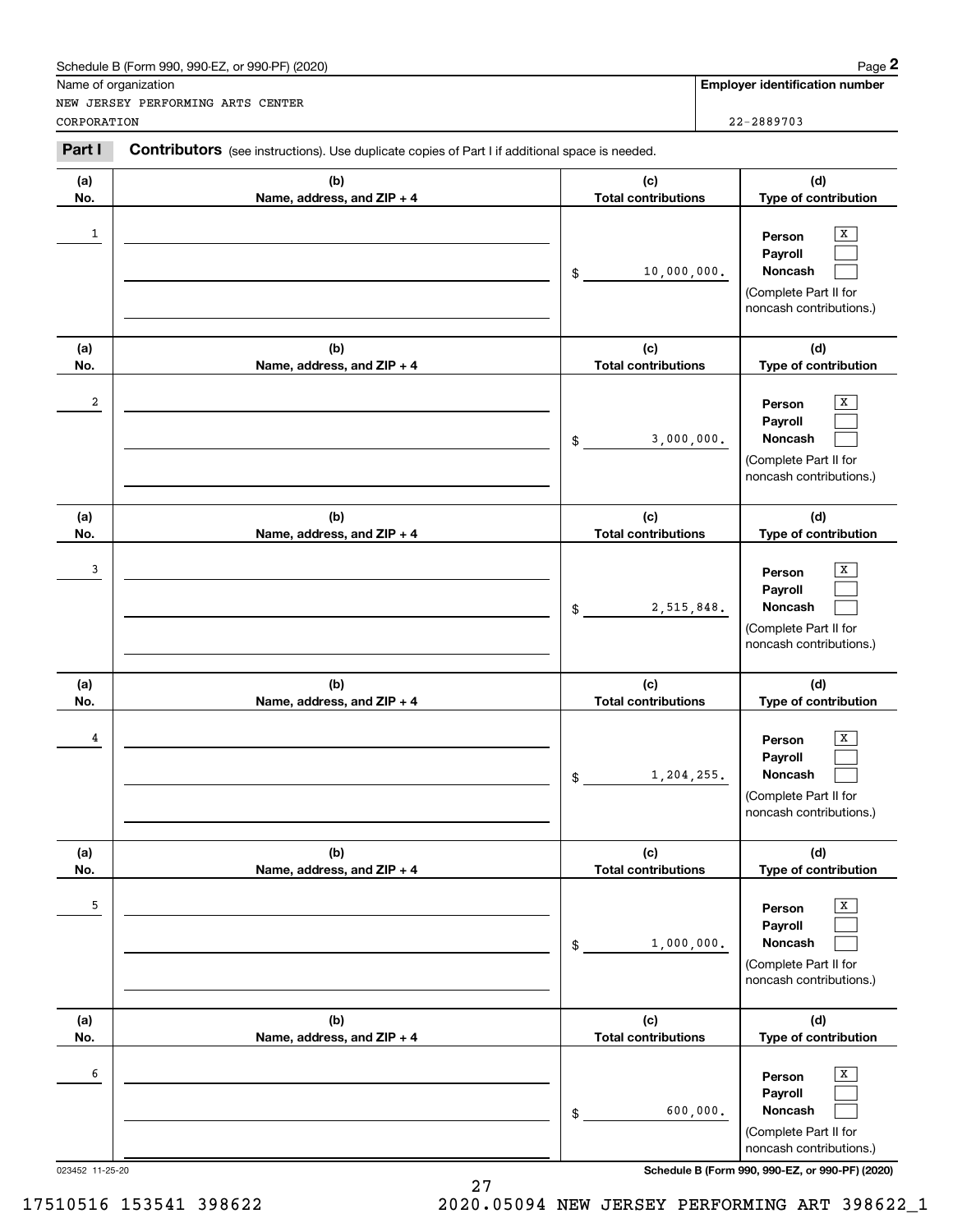Name of organization

NEW JERSEY PERFORMING ARTS CENTER CORPORATION

**Employer identification number**

22-2889703

## Part I Contributors (see instructions). Use duplicate copies of Part I if additional space is needed.

| (a) No. | (b) Name, address, and ZIP + 4 | (c) Total contributions | (d) Type of contribution |
|---|---|---|---|
| 1 | | $ 10,000,000. | Person [X] Payroll [ ] Noncash [ ] (Complete Part II for noncash contributions.) |
| 2 | | $ 3,000,000. | Person [X] Payroll [ ] Noncash [ ] (Complete Part II for noncash contributions.) |
| 3 | | $ 2,515,848. | Person [X] Payroll [ ] Noncash [ ] (Complete Part II for noncash contributions.) |
| 4 | | $ 1,204,255. | Person [X] Payroll [ ] Noncash [ ] (Complete Part II for noncash contributions.) |
| 5 | | $ 1,000,000. | Person [X] Payroll [ ] Noncash [ ] (Complete Part II for noncash contributions.) |
| 6 | | $ 600,000. | Person [X] Payroll [ ] Noncash [ ] (Complete Part II for noncash contributions.) |

023452 11-25-20

17510516 153541 398622 2020.05094 NEW JERSEY PERFORMING ART 398622_1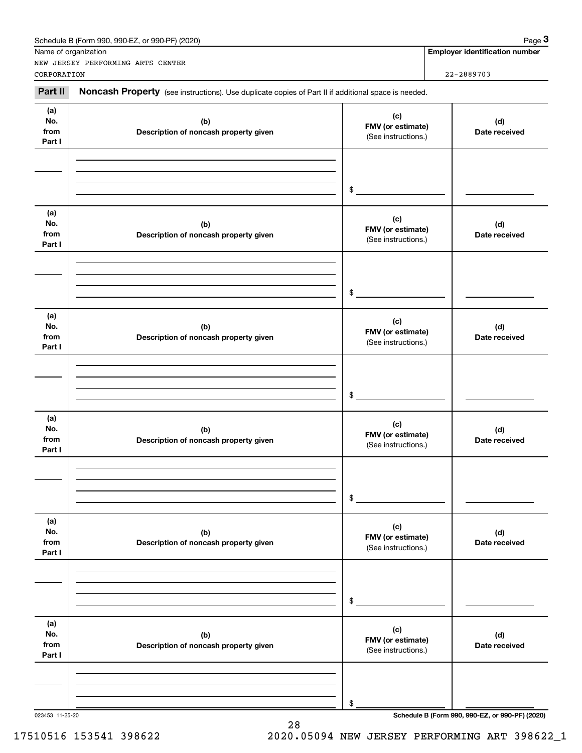Schedule B (Form 990, 990-EZ, or 990-PF) (2020) Page **3**

Name of organization: NEW JERSEY PERFORMING ARTS CENTER CORPORATION

**Employer identification number:** 22-2889703

**Part II** **Noncash Property** (see instructions). Use duplicate copies of Part II if additional space is needed.

| (a) No. from Part I | (b) Description of noncash property given | (c) FMV (or estimate) (See instructions.) | (d) Date received |
|---|---|---|---|
| | | $ | |

| (a) No. from Part I | (b) Description of noncash property given | (c) FMV (or estimate) (See instructions.) | (d) Date received |
|---|---|---|---|
| | | $ | |

| (a) No. from Part I | (b) Description of noncash property given | (c) FMV (or estimate) (See instructions.) | (d) Date received |
|---|---|---|---|
| | | $ | |

| (a) No. from Part I | (b) Description of noncash property given | (c) FMV (or estimate) (See instructions.) | (d) Date received |
|---|---|---|---|
| | | $ | |

| (a) No. from Part I | (b) Description of noncash property given | (c) FMV (or estimate) (See instructions.) | (d) Date received |
|---|---|---|---|
| | | $ | |

| (a) No. from Part I | (b) Description of noncash property given | (c) FMV (or estimate) (See instructions.) | (d) Date received |
|---|---|---|---|
| | | $ | |

023453 11-25-20 **Schedule B (Form 990, 990-EZ, or 990-PF) (2020)**

17510516 153541 398622 2020.05094 NEW JERSEY PERFORMING ART 398622_1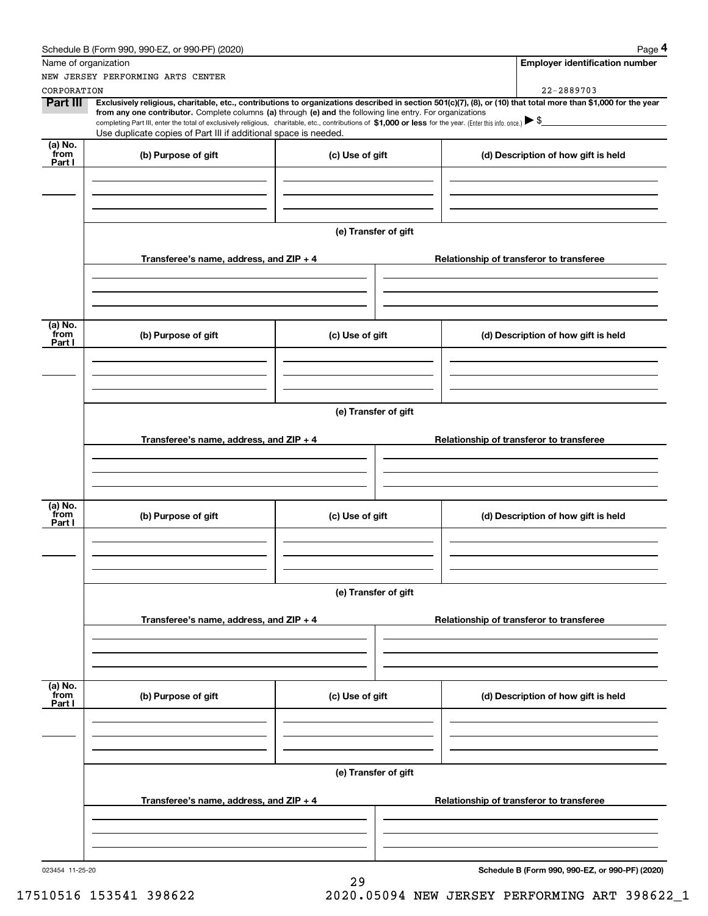Schedule B (Form 990, 990-EZ, or 990-PF) (2020) Page **4**

Name of organization: NEW JERSEY PERFORMING ARTS CENTER CORPORATION

**Employer identification number:** 22-2889703

**Part III** **Exclusively religious, charitable, etc., contributions to organizations described in section 501(c)(7), (8), or (10) that total more than $1,000 for the year from any one contributor.** Complete columns **(a)** through **(e) and** the following line entry. For organizations completing Part III, enter the total of exclusively religious, charitable, etc., contributions of **$1,000 or less** for the year. (Enter this info. once.) ▶ $

Use duplicate copies of Part III if additional space is needed.

| (a) No. from Part I | (b) Purpose of gift | (c) Use of gift | (d) Description of how gift is held |
|---|---|---|---|
| | | | |

**(e) Transfer of gift**

| Transferee's name, address, and ZIP + 4 | Relationship of transferor to transferee |
|---|---|
| | |

| (a) No. from Part I | (b) Purpose of gift | (c) Use of gift | (d) Description of how gift is held |
|---|---|---|---|
| | | | |

**(e) Transfer of gift**

| Transferee's name, address, and ZIP + 4 | Relationship of transferor to transferee |
|---|---|
| | |

| (a) No. from Part I | (b) Purpose of gift | (c) Use of gift | (d) Description of how gift is held |
|---|---|---|---|
| | | | |

**(e) Transfer of gift**

| Transferee's name, address, and ZIP + 4 | Relationship of transferor to transferee |
|---|---|
| | |

| (a) No. from Part I | (b) Purpose of gift | (c) Use of gift | (d) Description of how gift is held |
|---|---|---|---|
| | | | |

**(e) Transfer of gift**

| Transferee's name, address, and ZIP + 4 | Relationship of transferor to transferee |
|---|---|
| | |

023454 11-25-20

**Schedule B (Form 990, 990-EZ, or 990-PF) (2020)**

17510516 153541 398622 2020.05094 NEW JERSEY PERFORMING ART 398622_1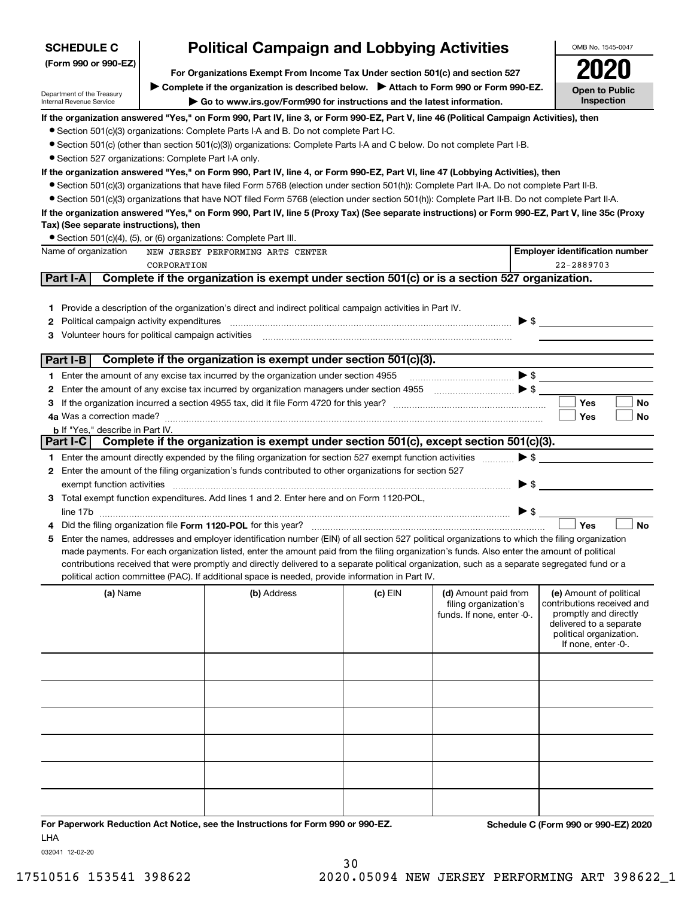**SCHEDULE C**
**(Form 990 or 990-EZ)**

Department of the Treasury
Internal Revenue Service

# Political Campaign and Lobbying Activities

**For Organizations Exempt From Income Tax Under section 501(c) and section 527**

▶ **Complete if the organization is described below.** ▶ **Attach to Form 990 or Form 990-EZ.**

▶ **Go to www.irs.gov/Form990 for instructions and the latest information.**

OMB No. 1545-0047

**2020**

**Open to Public Inspection**

**If the organization answered "Yes," on Form 990, Part IV, line 3, or Form 990-EZ, Part V, line 46 (Political Campaign Activities), then**

- Section 501(c)(3) organizations: Complete Parts I-A and B. Do not complete Part I-C.
- Section 501(c) (other than section 501(c)(3)) organizations: Complete Parts I-A and C below. Do not complete Part I-B.
- Section 527 organizations: Complete Part I-A only.

**If the organization answered "Yes," on Form 990, Part IV, line 4, or Form 990-EZ, Part VI, line 47 (Lobbying Activities), then**

- Section 501(c)(3) organizations that have filed Form 5768 (election under section 501(h)): Complete Part II-A. Do not complete Part II-B.
- Section 501(c)(3) organizations that have NOT filed Form 5768 (election under section 501(h)): Complete Part II-B. Do not complete Part II-A.

**If the organization answered "Yes," on Form 990, Part IV, line 5 (Proxy Tax) (See separate instructions) or Form 990-EZ, Part V, line 35c (Proxy Tax) (See separate instructions), then**

- Section 501(c)(4), (5), or (6) organizations: Complete Part III.

| Name of organization | Employer identification number |
|---|---|
| NEW JERSEY PERFORMING ARTS CENTER CORPORATION | 22-2889703 |

## Part I-A Complete if the organization is exempt under section 501(c) or is a section 527 organization.

1. Provide a description of the organization's direct and indirect political campaign activities in Part IV.
2. Political campaign activity expenditures ▶ $
3. Volunteer hours for political campaign activities

## Part I-B Complete if the organization is exempt under section 501(c)(3).

1. Enter the amount of any excise tax incurred by the organization under section 4955 ▶ $
2. Enter the amount of any excise tax incurred by organization managers under section 4955 ▶ $
3. If the organization incurred a section 4955 tax, did it file Form 4720 for this year? ☐ Yes ☐ No

4a. Was a correction made? ☐ Yes ☐ No

b. If "Yes," describe in Part IV.

## Part I-C Complete if the organization is exempt under section 501(c), except section 501(c)(3).

1. Enter the amount directly expended by the filing organization for section 527 exempt function activities ▶ $
2. Enter the amount of the filing organization's funds contributed to other organizations for section 527 exempt function activities ▶ $
3. Total exempt function expenditures. Add lines 1 and 2. Enter here and on Form 1120-POL, line 17b ▶ $
4. Did the filing organization file **Form 1120-POL** for this year? ☐ Yes ☐ No
5. Enter the names, addresses and employer identification number (EIN) of all section 527 political organizations to which the filing organization made payments. For each organization listed, enter the amount paid from the filing organization's funds. Also enter the amount of political contributions received that were promptly and directly delivered to a separate political organization, such as a separate segregated fund or a political action committee (PAC). If additional space is needed, provide information in Part IV.

| (a) Name | (b) Address | (c) EIN | (d) Amount paid from filing organization's funds. If none, enter -0-. | (e) Amount of political contributions received and promptly and directly delivered to a separate political organization. If none, enter -0-. |
|---|---|---|---|---|
| | | | | |
| | | | | |
| | | | | |
| | | | | |
| | | | | |
| | | | | |

**For Paperwork Reduction Act Notice, see the Instructions for Form 990 or 990-EZ.** **Schedule C (Form 990 or 990-EZ) 2020**

LHA

032041 12-02-20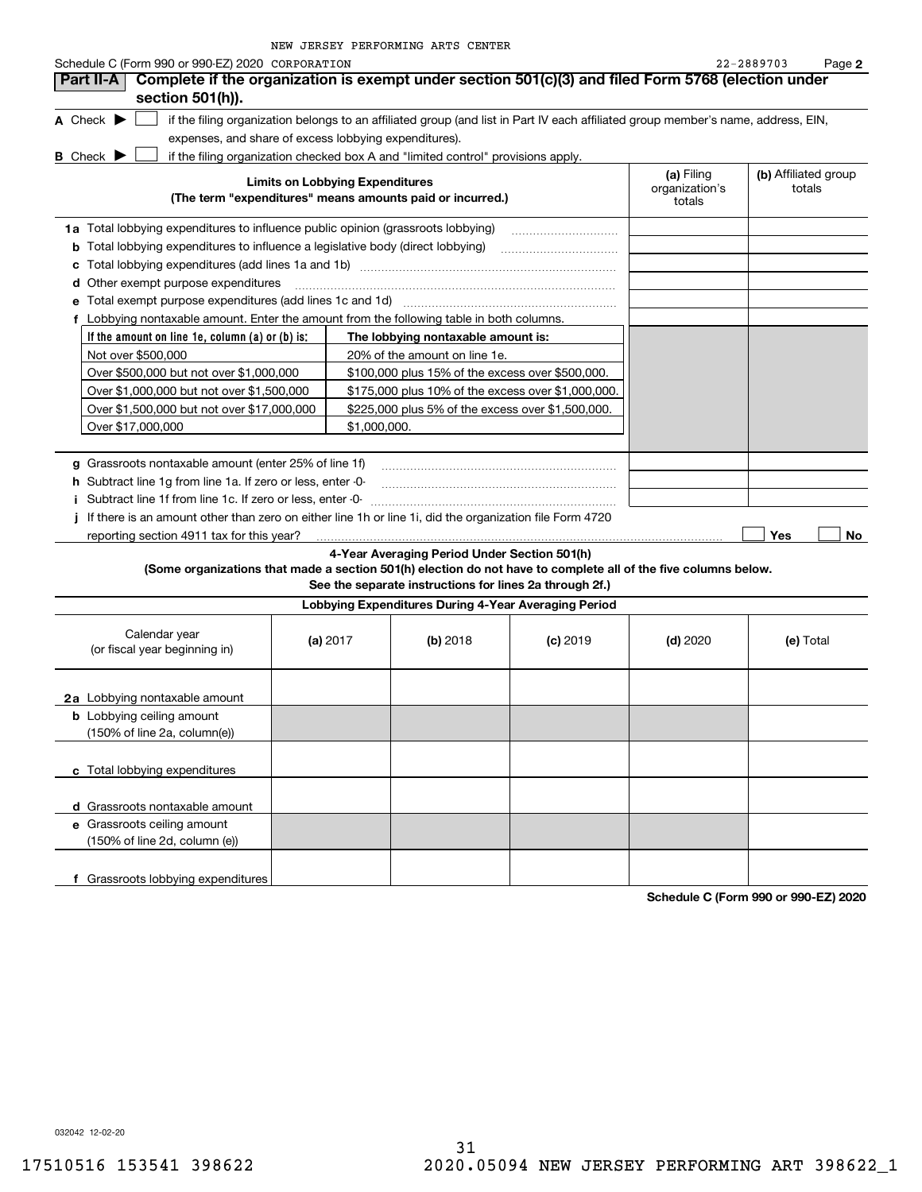NEW JERSEY PERFORMING ARTS CENTER

Schedule C (Form 990 or 990-EZ) 2020 CORPORATION 22-2889703 Page **2**

## Part II-A Complete if the organization is exempt under section 501(c)(3) and filed Form 5768 (election under section 501(h)).

**A** Check ▶ ☐ if the filing organization belongs to an affiliated group (and list in Part IV each affiliated group member's name, address, EIN, expenses, and share of excess lobbying expenditures).

**B** Check ▶ ☐ if the filing organization checked box A and "limited control" provisions apply.

| Limits on Lobbying Expenditures (The term "expenditures" means amounts paid or incurred.) | (a) Filing organization's totals | (b) Affiliated group totals |
|---|---|---|
| **1a** Total lobbying expenditures to influence public opinion (grassroots lobbying) | | |
| **b** Total lobbying expenditures to influence a legislative body (direct lobbying) | | |
| **c** Total lobbying expenditures (add lines 1a and 1b) | | |
| **d** Other exempt purpose expenditures | | |
| **e** Total exempt purpose expenditures (add lines 1c and 1d) | | |
| **f** Lobbying nontaxable amount. Enter the amount from the following table in both columns. | | |

| If the amount on line 1e, column (a) or (b) is: | The lobbying nontaxable amount is: |
|---|---|
| Not over $500,000 | 20% of the amount on line 1e. |
| Over $500,000 but not over $1,000,000 | $100,000 plus 15% of the excess over $500,000. |
| Over $1,000,000 but not over $1,500,000 | $175,000 plus 10% of the excess over $1,000,000. |
| Over $1,500,000 but not over $17,000,000 | $225,000 plus 5% of the excess over $1,500,000. |
| Over $17,000,000 | $1,000,000. |

| | (a) Filing organization's totals | (b) Affiliated group totals |
|---|---|---|
| **g** Grassroots nontaxable amount (enter 25% of line 1f) | | |
| **h** Subtract line 1g from line 1a. If zero or less, enter -0- | | |
| **i** Subtract line 1f from line 1c. If zero or less, enter -0- | | |

**j** If there is an amount other than zero on either line 1h or line 1i, did the organization file Form 4720 reporting section 4911 tax for this year? ☐ Yes ☐ No

### 4-Year Averaging Period Under Section 501(h)

**(Some organizations that made a section 501(h) election do not have to complete all of the five columns below. See the separate instructions for lines 2a through 2f.)**

**Lobbying Expenditures During 4-Year Averaging Period**

| Calendar year (or fiscal year beginning in) | (a) 2017 | (b) 2018 | (c) 2019 | (d) 2020 | (e) Total |
|---|---|---|---|---|---|
| **2a** Lobbying nontaxable amount | | | | | |
| **b** Lobbying ceiling amount (150% of line 2a, column(e)) | | | | | |
| **c** Total lobbying expenditures | | | | | |
| **d** Grassroots nontaxable amount | | | | | |
| **e** Grassroots ceiling amount (150% of line 2d, column (e)) | | | | | |
| **f** Grassroots lobbying expenditures | | | | | |

**Schedule C (Form 990 or 990-EZ) 2020**

032042 12-02-20

17510516 153541 398622 2020.05094 NEW JERSEY PERFORMING ART 398622_1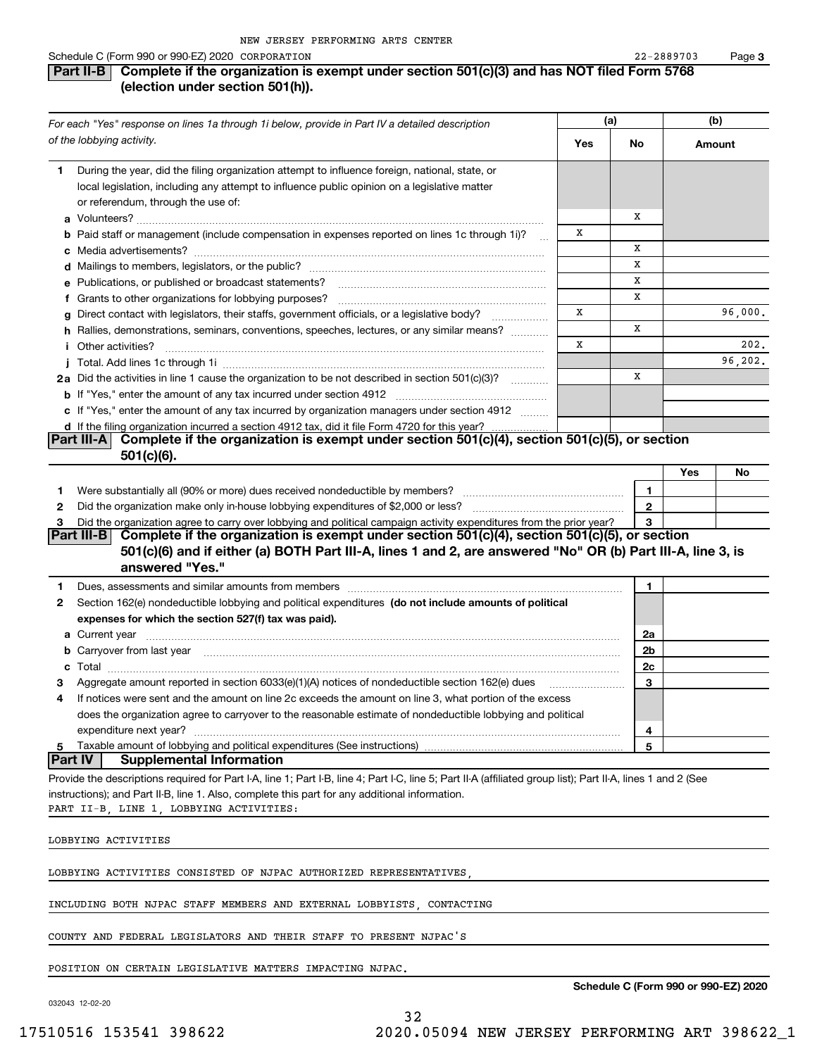NEW JERSEY PERFORMING ARTS CENTER

Schedule C (Form 990 or 990-EZ) 2020 CORPORATION 22-2889703

## Part II-B Complete if the organization is exempt under section 501(c)(3) and has NOT filed Form 5768 (election under section 501(h)).

| *For each "Yes" response on lines 1a through 1i below, provide in Part IV a detailed description of the lobbying activity.* | (a) Yes | (a) No | (b) Amount |
|---|---|---|---|
| **1** During the year, did the filing organization attempt to influence foreign, national, state, or local legislation, including any attempt to influence public opinion on a legislative matter or referendum, through the use of: | | | |
| **a** Volunteers? | | X | |
| **b** Paid staff or management (include compensation in expenses reported on lines 1c through 1i)? | X | | |
| **c** Media advertisements? | | X | |
| **d** Mailings to members, legislators, or the public? | | X | |
| **e** Publications, or published or broadcast statements? | | X | |
| **f** Grants to other organizations for lobbying purposes? | | X | |
| **g** Direct contact with legislators, their staffs, government officials, or a legislative body? | X | | 96,000. |
| **h** Rallies, demonstrations, seminars, conventions, speeches, lectures, or any similar means? | | X | |
| **i** Other activities? | X | | 202. |
| **j** Total. Add lines 1c through 1i | | | 96,202. |
| **2a** Did the activities in line 1 cause the organization to be not described in section 501(c)(3)? | | X | |
| **b** If "Yes," enter the amount of any tax incurred under section 4912 | | | |
| **c** If "Yes," enter the amount of any tax incurred by organization managers under section 4912 | | | |
| **d** If the filing organization incurred a section 4912 tax, did it file Form 4720 for this year? | | | |

## Part III-A Complete if the organization is exempt under section 501(c)(4), section 501(c)(5), or section 501(c)(6).

| | | Yes | No |
|---|---|---|---|
| **1** Were substantially all (90% or more) dues received nondeductible by members? | 1 | | |
| **2** Did the organization make only in-house lobbying expenditures of $2,000 or less? | 2 | | |
| **3** Did the organization agree to carry over lobbying and political campaign activity expenditures from the prior year? | 3 | | |

## Part III-B Complete if the organization is exempt under section 501(c)(4), section 501(c)(5), or section 501(c)(6) and if either (a) BOTH Part III-A, lines 1 and 2, are answered "No" OR (b) Part III-A, line 3, is answered "Yes."

| | | |
|---|---|---|
| **1** Dues, assessments and similar amounts from members | 1 | |
| **2** Section 162(e) nondeductible lobbying and political expenditures **(do not include amounts of political expenses for which the section 527(f) tax was paid).** | | |
| **a** Current year | 2a | |
| **b** Carryover from last year | 2b | |
| **c** Total | 2c | |
| **3** Aggregate amount reported in section 6033(e)(1)(A) notices of nondeductible section 162(e) dues | 3 | |
| **4** If notices were sent and the amount on line 2c exceeds the amount on line 3, what portion of the excess does the organization agree to carryover to the reasonable estimate of nondeductible lobbying and political expenditure next year? | 4 | |
| **5** Taxable amount of lobbying and political expenditures (See instructions) | 5 | |

## Part IV Supplemental Information

Provide the descriptions required for Part I-A, line 1; Part I-B, line 4; Part I-C, line 5; Part II-A (affiliated group list); Part II-A, lines 1 and 2 (See instructions); and Part II-B, line 1. Also, complete this part for any additional information.

PART II-B, LINE 1, LOBBYING ACTIVITIES:

LOBBYING ACTIVITIES

LOBBYING ACTIVITIES CONSISTED OF NJPAC AUTHORIZED REPRESENTATIVES, INCLUDING BOTH NJPAC STAFF MEMBERS AND EXTERNAL LOBBYISTS, CONTACTING COUNTY AND FEDERAL LEGISLATORS AND THEIR STAFF TO PRESENT NJPAC'S POSITION ON CERTAIN LEGISLATIVE MATTERS IMPACTING NJPAC.

**Schedule C (Form 990 or 990-EZ) 2020**

032043 12-02-20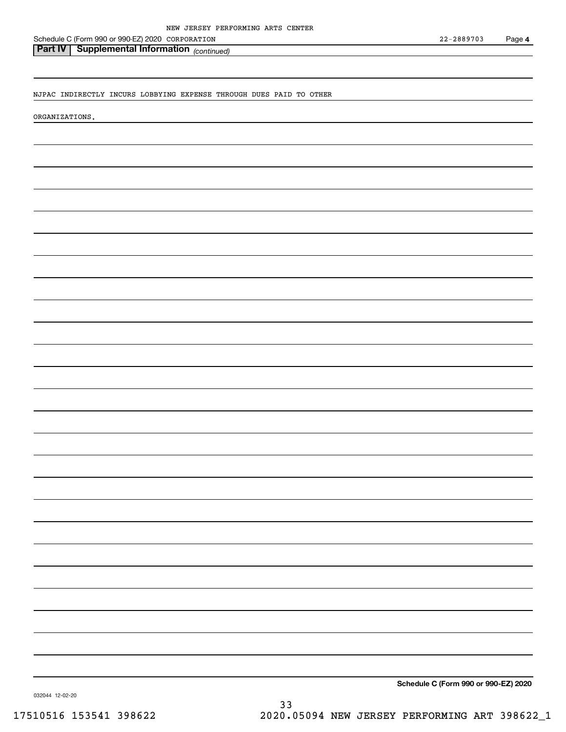## Part IV | Supplemental Information *(continued)*

NJPAC INDIRECTLY INCURS LOBBYING EXPENSE THROUGH DUES PAID TO OTHER ORGANIZATIONS.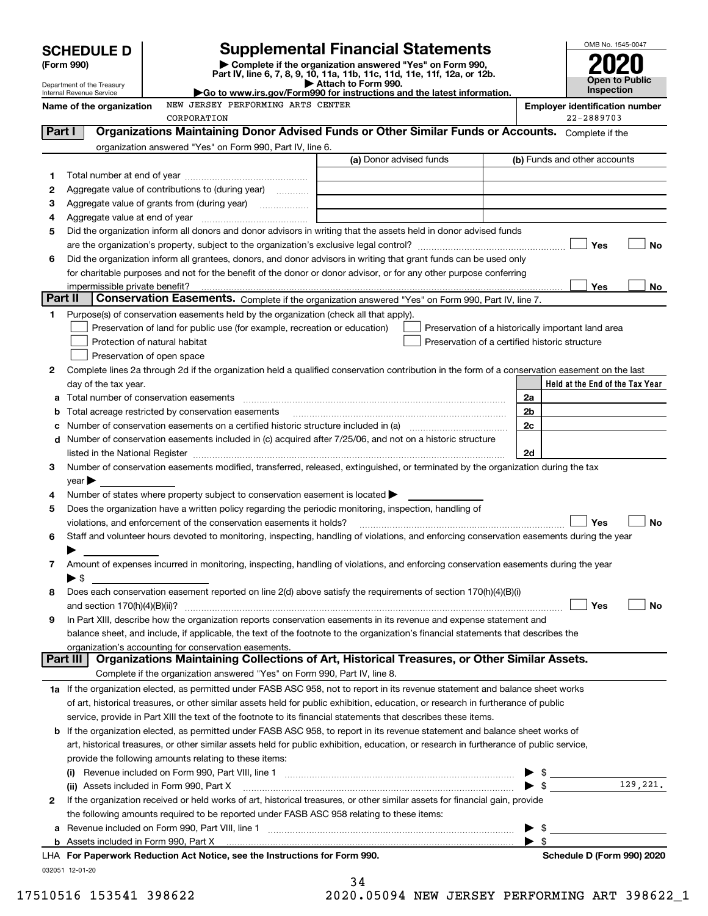# SCHEDULE D (Form 990)

Department of the Treasury
Internal Revenue Service

## Supplemental Financial Statements

▶ Complete if the organization answered "Yes" on Form 990, Part IV, line 6, 7, 8, 9, 10, 11a, 11b, 11c, 11d, 11e, 11f, 12a, or 12b.
▶ Attach to Form 990.
▶Go to www.irs.gov/Form990 for instructions and the latest information.

OMB No. 1545-0047

**2020**

**Open to Public Inspection**

**Name of the organization** NEW JERSEY PERFORMING ARTS CENTER CORPORATION

**Employer identification number** 22-2889703

**Part I** **Organizations Maintaining Donor Advised Funds or Other Similar Funds or Accounts.** Complete if the organization answered "Yes" on Form 990, Part IV, line 6.

| | | (a) Donor advised funds | (b) Funds and other accounts |
|---|---|---|---|
| 1 | Total number at end of year | | |
| 2 | Aggregate value of contributions to (during year) | | |
| 3 | Aggregate value of grants from (during year) | | |
| 4 | Aggregate value at end of year | | |

5 Did the organization inform all donors and donor advisors in writing that the assets held in donor advised funds are the organization's property, subject to the organization's exclusive legal control? ☐ Yes ☐ No

6 Did the organization inform all grantees, donors, and donor advisors in writing that grant funds can be used only for charitable purposes and not for the benefit of the donor or donor advisor, or for any other purpose conferring impermissible private benefit? ☐ Yes ☐ No

**Part II** **Conservation Easements.** Complete if the organization answered "Yes" on Form 990, Part IV, line 7.

1 Purpose(s) of conservation easements held by the organization (check all that apply).
- ☐ Preservation of land for public use (for example, recreation or education)
- ☐ Protection of natural habitat
- ☐ Preservation of open space
- ☐ Preservation of a historically important land area
- ☐ Preservation of a certified historic structure

2 Complete lines 2a through 2d if the organization held a qualified conservation contribution in the form of a conservation easement on the last day of the tax year.

| | | | Held at the End of the Tax Year |
|---|---|---|---|
| a | Total number of conservation easements | 2a | |
| b | Total acreage restricted by conservation easements | 2b | |
| c | Number of conservation easements on a certified historic structure included in (a) | 2c | |
| d | Number of conservation easements included in (c) acquired after 7/25/06, and not on a historic structure listed in the National Register | 2d | |

3 Number of conservation easements modified, transferred, released, extinguished, or terminated by the organization during the tax year ▶

4 Number of states where property subject to conservation easement is located ▶

5 Does the organization have a written policy regarding the periodic monitoring, inspection, handling of violations, and enforcement of the conservation easements it holds? ☐ Yes ☐ No

6 Staff and volunteer hours devoted to monitoring, inspecting, handling of violations, and enforcing conservation easements during the year ▶

7 Amount of expenses incurred in monitoring, inspecting, handling of violations, and enforcing conservation easements during the year ▶ $

8 Does each conservation easement reported on line 2(d) above satisfy the requirements of section 170(h)(4)(B)(i) and section 170(h)(4)(B)(ii)? ☐ Yes ☐ No

9 In Part XIII, describe how the organization reports conservation easements in its revenue and expense statement and balance sheet, and include, if applicable, the text of the footnote to the organization's financial statements that describes the organization's accounting for conservation easements.

**Part III** **Organizations Maintaining Collections of Art, Historical Treasures, or Other Similar Assets.** Complete if the organization answered "Yes" on Form 990, Part IV, line 8.

1a If the organization elected, as permitted under FASB ASC 958, not to report in its revenue statement and balance sheet works of art, historical treasures, or other similar assets held for public exhibition, education, or research in furtherance of public service, provide in Part XIII the text of the footnote to its financial statements that describes these items.

b If the organization elected, as permitted under FASB ASC 958, to report in its revenue statement and balance sheet works of art, historical treasures, or other similar assets held for public exhibition, education, or research in furtherance of public service, provide the following amounts relating to these items:

(i) Revenue included on Form 990, Part VIII, line 1 ▶ $

(ii) Assets included in Form 990, Part X ▶ $ 129,221.

2 If the organization received or held works of art, historical treasures, or other similar assets for financial gain, provide the following amounts required to be reported under FASB ASC 958 relating to these items:

a Revenue included on Form 990, Part VIII, line 1 ▶ $

b Assets included in Form 990, Part X ▶ $

LHA **For Paperwork Reduction Act Notice, see the Instructions for Form 990.** **Schedule D (Form 990) 2020**

032051 12-01-20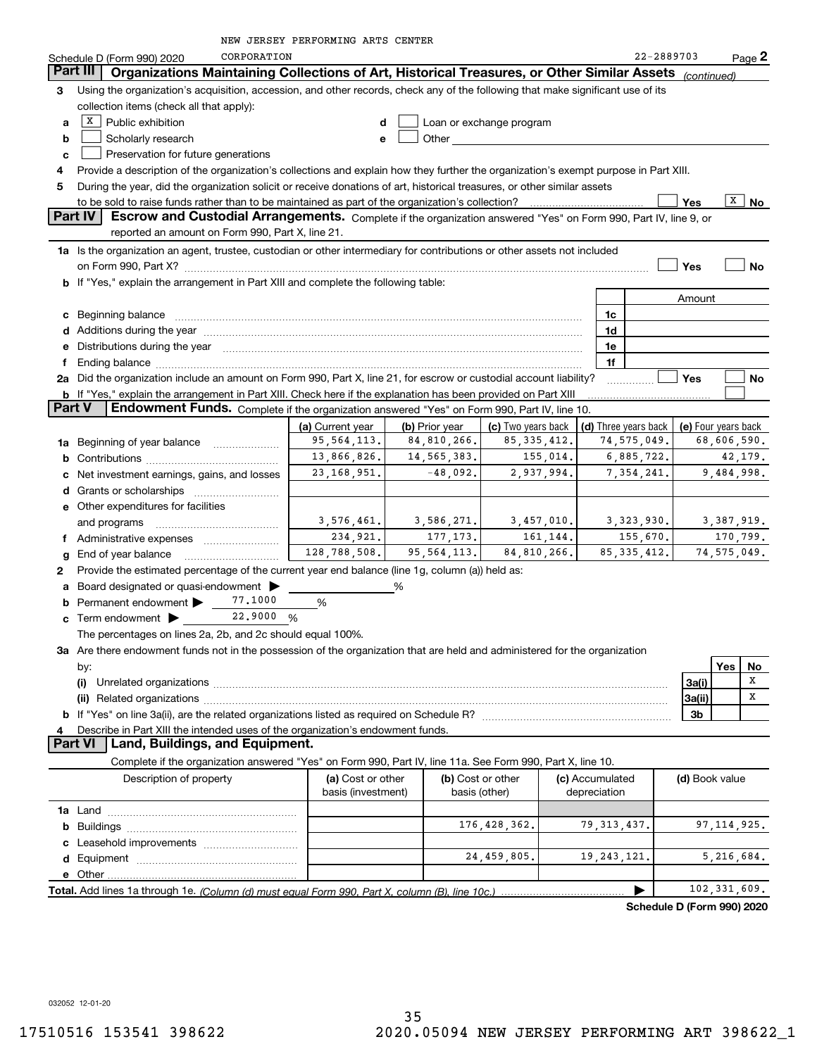NEW JERSEY PERFORMING ARTS CENTER CORPORATION 22-2889703

Schedule D (Form 990) 2020

## Part III Organizations Maintaining Collections of Art, Historical Treasures, or Other Similar Assets *(continued)*

**3** Using the organization's acquisition, accession, and other records, check any of the following that make significant use of its collection items (check all that apply):

- **a** [X] Public exhibition
- **b** [ ] Scholarly research
- **c** [ ] Preservation for future generations
- **d** [ ] Loan or exchange program
- **e** [ ] Other

**4** Provide a description of the organization's collections and explain how they further the organization's exempt purpose in Part XIII.

**5** During the year, did the organization solicit or receive donations of art, historical treasures, or other similar assets to be sold to raise funds rather than to be maintained as part of the organization's collection? [ ] Yes [X] No

## Part IV Escrow and Custodial Arrangements.

Complete if the organization answered "Yes" on Form 990, Part IV, line 9, or reported an amount on Form 990, Part X, line 21.

**1a** Is the organization an agent, trustee, custodian or other intermediary for contributions or other assets not included on Form 990, Part X? [ ] Yes [ ] No

**b** If "Yes," explain the arrangement in Part XIII and complete the following table:

| | | Amount |
|---|---|---|
| **c** Beginning balance | 1c | |
| **d** Additions during the year | 1d | |
| **e** Distributions during the year | 1e | |
| **f** Ending balance | 1f | |

**2a** Did the organization include an amount on Form 990, Part X, line 21, for escrow or custodial account liability? [ ] Yes [ ] No

**b** If "Yes," explain the arrangement in Part XIII. Check here if the explanation has been provided on Part XIII [ ]

## Part V Endowment Funds.

Complete if the organization answered "Yes" on Form 990, Part IV, line 10.

| | (a) Current year | (b) Prior year | (c) Two years back | (d) Three years back | (e) Four years back |
|---|---|---|---|---|---|
| **1a** Beginning of year balance | 95,564,113. | 84,810,266. | 85,335,412. | 74,575,049. | 68,606,590. |
| **b** Contributions | 13,866,826. | 14,565,383. | 155,014. | 6,885,722. | 42,179. |
| **c** Net investment earnings, gains, and losses | 23,168,951. | -48,092. | 2,937,994. | 7,354,241. | 9,484,998. |
| **d** Grants or scholarships | | | | | |
| **e** Other expenditures for facilities and programs | 3,576,461. | 3,586,271. | 3,457,010. | 3,323,930. | 3,387,919. |
| **f** Administrative expenses | 234,921. | 177,173. | 161,144. | 155,670. | 170,799. |
| **g** End of year balance | 128,788,508. | 95,564,113. | 84,810,266. | 85,335,412. | 74,575,049. |

**2** Provide the estimated percentage of the current year end balance (line 1g, column (a)) held as:

- **a** Board designated or quasi-endowment ▶ %
- **b** Permanent endowment ▶ 77.1000 %
- **c** Term endowment ▶ 22.9000 %

The percentages on lines 2a, 2b, and 2c should equal 100%.

**3a** Are there endowment funds not in the possession of the organization that are held and administered for the organization by:

| | | Yes | No |
|---|---|---|---|
| **(i)** Unrelated organizations | 3a(i) | | X |
| **(ii)** Related organizations | 3a(ii) | | X |
| **b** If "Yes" on line 3a(ii), are the related organizations listed as required on Schedule R? | 3b | | |

**4** Describe in Part XIII the intended uses of the organization's endowment funds.

## Part VI Land, Buildings, and Equipment.

Complete if the organization answered "Yes" on Form 990, Part IV, line 11a. See Form 990, Part X, line 10.

| Description of property | (a) Cost or other basis (investment) | (b) Cost or other basis (other) | (c) Accumulated depreciation | (d) Book value |
|---|---|---|---|---|
| **1a** Land | | | | |
| **b** Buildings | | 176,428,362. | 79,313,437. | 97,114,925. |
| **c** Leasehold improvements | | | | |
| **d** Equipment | | 24,459,805. | 19,243,121. | 5,216,684. |
| **e** Other | | | | |
| **Total.** Add lines 1a through 1e. *(Column (d) must equal Form 990, Part X, column (B), line 10c.)* | | | ▶ | 102,331,609. |

Schedule D (Form 990) 2020

032052 12-01-20

17510516 153541 398622 2020.05094 NEW JERSEY PERFORMING ART 398622_1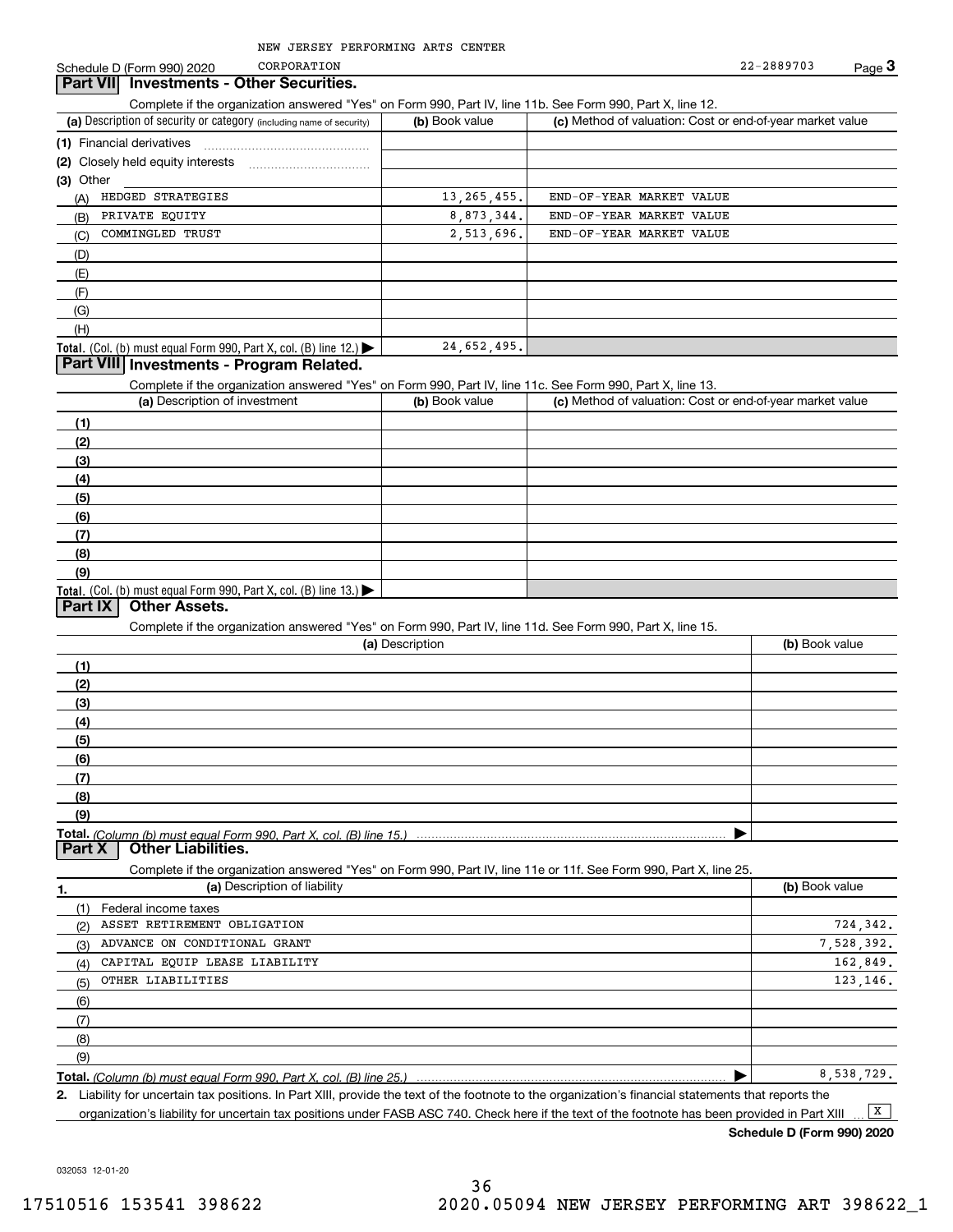NEW JERSEY PERFORMING ARTS CENTER

Schedule D (Form 990) 2020 CORPORATION 22-2889703 Page **3**

## Part VII Investments - Other Securities.

Complete if the organization answered "Yes" on Form 990, Part IV, line 11b. See Form 990, Part X, line 12.

| (a) Description of security or category (including name of security) | (b) Book value | (c) Method of valuation: Cost or end-of-year market value |
|---|---|---|
| (1) Financial derivatives | | |
| (2) Closely held equity interests | | |
| (3) Other | | |
| (A) HEDGED STRATEGIES | 13,265,455. | END-OF-YEAR MARKET VALUE |
| (B) PRIVATE EQUITY | 8,873,344. | END-OF-YEAR MARKET VALUE |
| (C) COMMINGLED TRUST | 2,513,696. | END-OF-YEAR MARKET VALUE |
| (D) | | |
| (E) | | |
| (F) | | |
| (G) | | |
| (H) | | |
| **Total.** (Col. (b) must equal Form 990, Part X, col. (B) line 12.) ▶ | 24,652,495. | |

## Part VIII Investments - Program Related.

Complete if the organization answered "Yes" on Form 990, Part IV, line 11c. See Form 990, Part X, line 13.

| (a) Description of investment | (b) Book value | (c) Method of valuation: Cost or end-of-year market value |
|---|---|---|
| (1) | | |
| (2) | | |
| (3) | | |
| (4) | | |
| (5) | | |
| (6) | | |
| (7) | | |
| (8) | | |
| (9) | | |
| **Total.** (Col. (b) must equal Form 990, Part X, col. (B) line 13.) ▶ | | |

## Part IX Other Assets.

Complete if the organization answered "Yes" on Form 990, Part IV, line 11d. See Form 990, Part X, line 15.

| (a) Description | (b) Book value |
|---|---|
| (1) | |
| (2) | |
| (3) | |
| (4) | |
| (5) | |
| (6) | |
| (7) | |
| (8) | |
| (9) | |
| **Total.** *(Column (b) must equal Form 990, Part X, col. (B) line 15.)* ▶ | |

## Part X Other Liabilities.

Complete if the organization answered "Yes" on Form 990, Part IV, line 11e or 11f. See Form 990, Part X, line 25.

| 1. (a) Description of liability | (b) Book value |
|---|---|
| (1) Federal income taxes | |
| (2) ASSET RETIREMENT OBLIGATION | 724,342. |
| (3) ADVANCE ON CONDITIONAL GRANT | 7,528,392. |
| (4) CAPITAL EQUIP LEASE LIABILITY | 162,849. |
| (5) OTHER LIABILITIES | 123,146. |
| (6) | |
| (7) | |
| (8) | |
| (9) | |
| **Total.** *(Column (b) must equal Form 990, Part X, col. (B) line 25.)* ▶ | 8,538,729. |

**2.** Liability for uncertain tax positions. In Part XIII, provide the text of the footnote to the organization's financial statements that reports the organization's liability for uncertain tax positions under FASB ASC 740. Check here if the text of the footnote has been provided in Part XIII ... [X]

**Schedule D (Form 990) 2020**

032053 12-01-20

17510516 153541 398622 2020.05094 NEW JERSEY PERFORMING ART 398622_1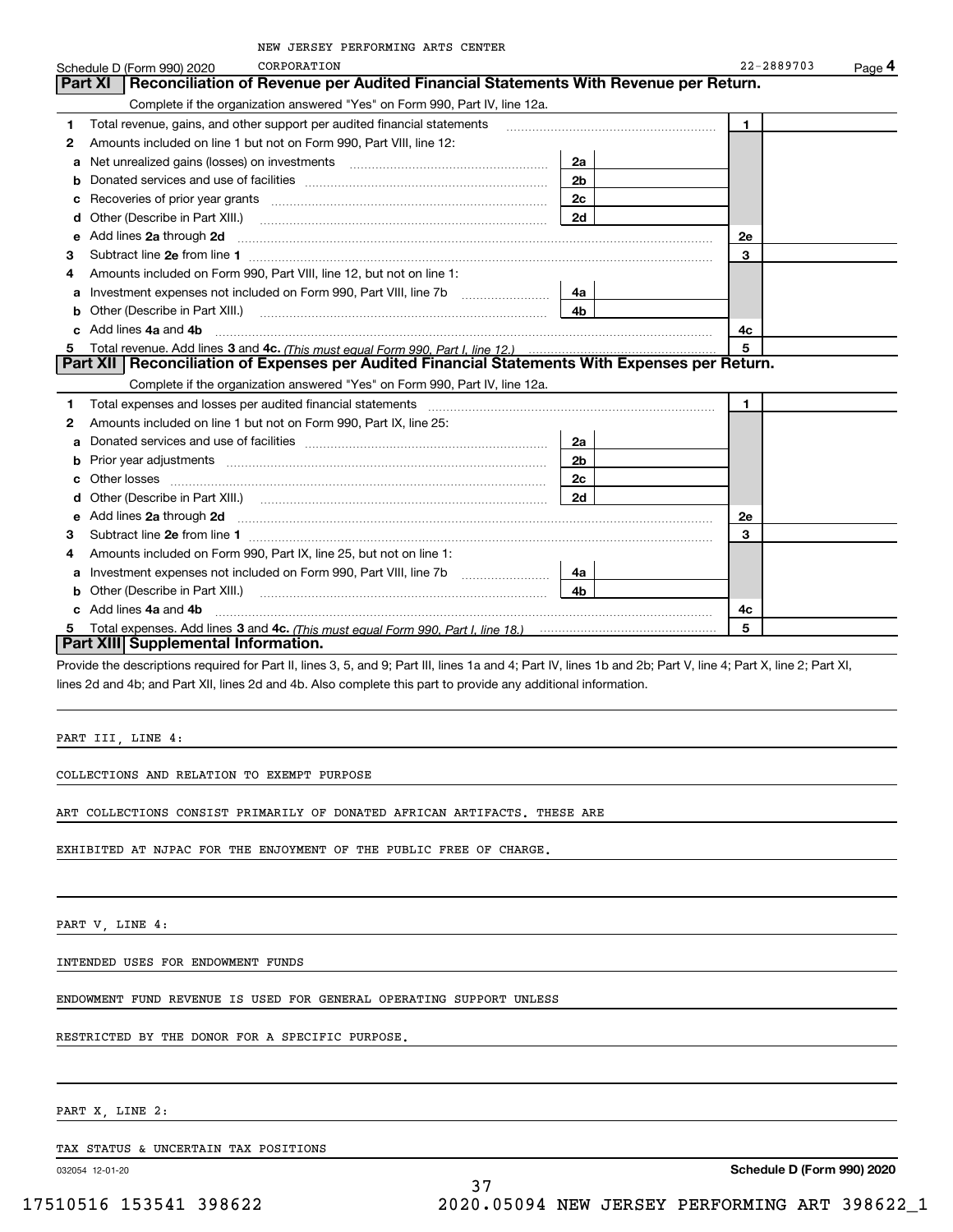NEW JERSEY PERFORMING ARTS CENTER

Schedule D (Form 990) 2020 CORPORATION 22-2889703 Page **4**

## Part XI Reconciliation of Revenue per Audited Financial Statements With Revenue per Return.

Complete if the organization answered "Yes" on Form 990, Part IV, line 12a.

| | | | | | |
|---|---|---|---|---|---|
| **1** | Total revenue, gains, and other support per audited financial statements | | | 1 | |
| **2** | Amounts included on line 1 but not on Form 990, Part VIII, line 12: | | | | |
| **a** | Net unrealized gains (losses) on investments | 2a | | | |
| **b** | Donated services and use of facilities | 2b | | | |
| **c** | Recoveries of prior year grants | 2c | | | |
| **d** | Other (Describe in Part XIII.) | 2d | | | |
| **e** | Add lines **2a** through **2d** | | | 2e | |
| **3** | Subtract line **2e** from line **1** | | | 3 | |
| **4** | Amounts included on Form 990, Part VIII, line 12, but not on line 1: | | | | |
| **a** | Investment expenses not included on Form 990, Part VIII, line 7b | 4a | | | |
| **b** | Other (Describe in Part XIII.) | 4b | | | |
| **c** | Add lines **4a** and **4b** | | | 4c | |
| **5** | Total revenue. Add lines **3** and **4c.** *(This must equal Form 990, Part I, line 12.)* | | | 5 | |

## Part XII Reconciliation of Expenses per Audited Financial Statements With Expenses per Return.

Complete if the organization answered "Yes" on Form 990, Part IV, line 12a.

| | | | | | |
|---|---|---|---|---|---|
| **1** | Total expenses and losses per audited financial statements | | | 1 | |
| **2** | Amounts included on line 1 but not on Form 990, Part IX, line 25: | | | | |
| **a** | Donated services and use of facilities | 2a | | | |
| **b** | Prior year adjustments | 2b | | | |
| **c** | Other losses | 2c | | | |
| **d** | Other (Describe in Part XIII.) | 2d | | | |
| **e** | Add lines **2a** through **2d** | | | 2e | |
| **3** | Subtract line **2e** from line **1** | | | 3 | |
| **4** | Amounts included on Form 990, Part IX, line 25, but not on line 1: | | | | |
| **a** | Investment expenses not included on Form 990, Part VIII, line 7b | 4a | | | |
| **b** | Other (Describe in Part XIII.) | 4b | | | |
| **c** | Add lines **4a** and **4b** | | | 4c | |
| **5** | Total expenses. Add lines **3** and **4c.** *(This must equal Form 990, Part I, line 18.)* | | | 5 | |

## Part XIII Supplemental Information.

Provide the descriptions required for Part II, lines 3, 5, and 9; Part III, lines 1a and 4; Part IV, lines 1b and 2b; Part V, line 4; Part X, line 2; Part XI, lines 2d and 4b; and Part XII, lines 2d and 4b. Also complete this part to provide any additional information.

PART III, LINE 4:

COLLECTIONS AND RELATION TO EXEMPT PURPOSE

ART COLLECTIONS CONSIST PRIMARILY OF DONATED AFRICAN ARTIFACTS. THESE ARE

EXHIBITED AT NJPAC FOR THE ENJOYMENT OF THE PUBLIC FREE OF CHARGE.

PART V, LINE 4:

INTENDED USES FOR ENDOWMENT FUNDS

ENDOWMENT FUND REVENUE IS USED FOR GENERAL OPERATING SUPPORT UNLESS

RESTRICTED BY THE DONOR FOR A SPECIFIC PURPOSE.

PART X, LINE 2:

TAX STATUS & UNCERTAIN TAX POSITIONS

032054 12-01-20 **Schedule D (Form 990) 2020**

17510516 153541 398622 2020.05094 NEW JERSEY PERFORMING ART 398622_1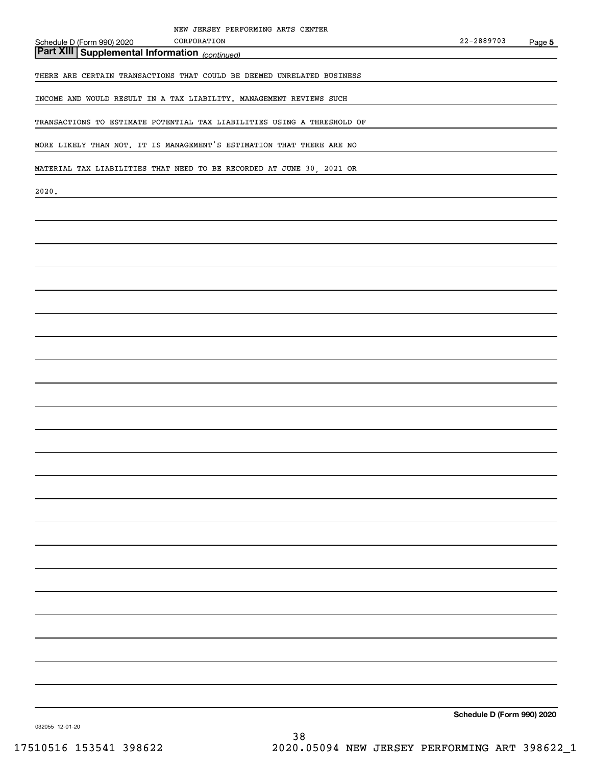NEW JERSEY PERFORMING ARTS CENTER CORPORATION 22-2889703

## Part XIII Supplemental Information *(continued)*

THERE ARE CERTAIN TRANSACTIONS THAT COULD BE DEEMED UNRELATED BUSINESS INCOME AND WOULD RESULT IN A TAX LIABILITY. MANAGEMENT REVIEWS SUCH TRANSACTIONS TO ESTIMATE POTENTIAL TAX LIABILITIES USING A THRESHOLD OF MORE LIKELY THAN NOT. IT IS MANAGEMENT'S ESTIMATION THAT THERE ARE NO MATERIAL TAX LIABILITIES THAT NEED TO BE RECORDED AT JUNE 30, 2021 OR 2020.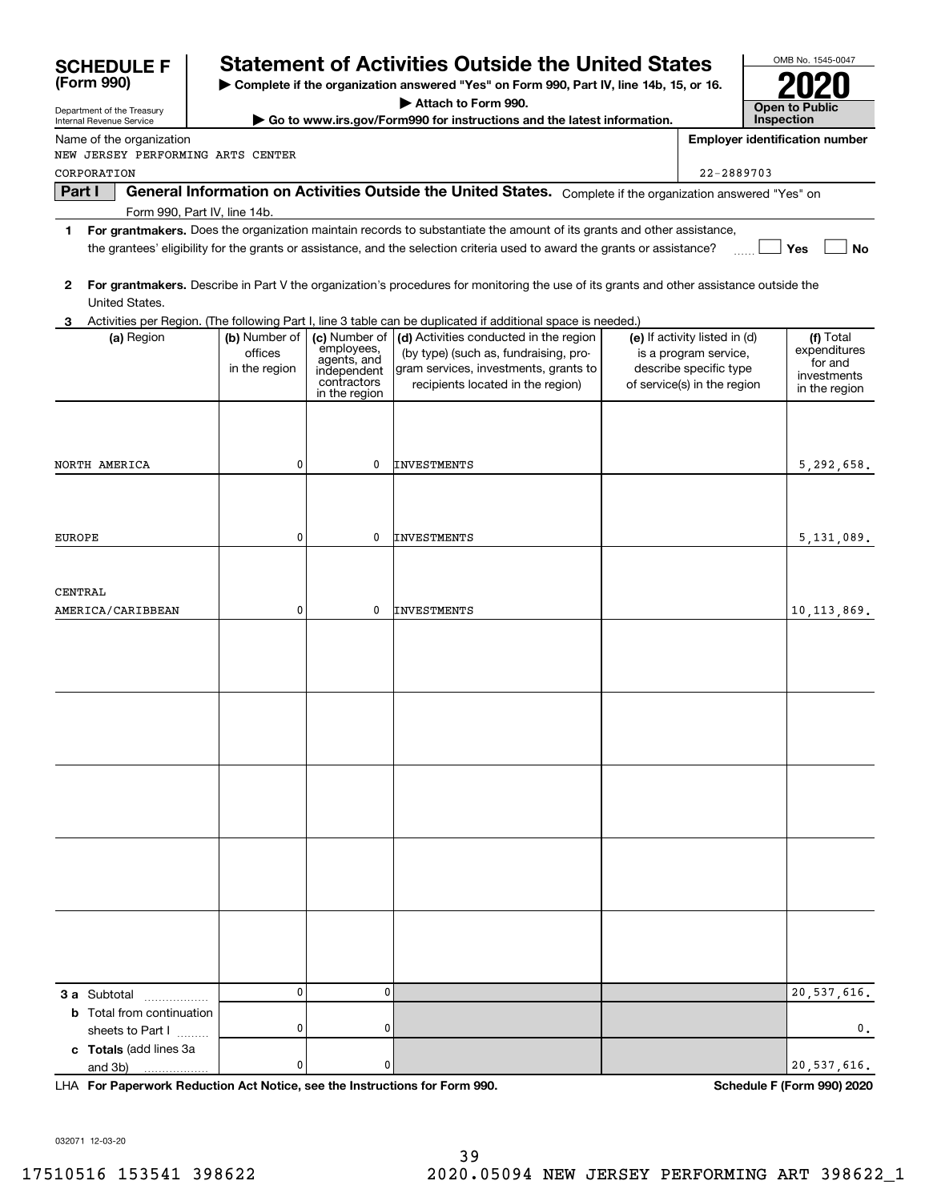# SCHEDULE F (Form 990)

Department of the Treasury
Internal Revenue Service

## Statement of Activities Outside the United States

▶ Complete if the organization answered "Yes" on Form 990, Part IV, line 14b, 15, or 16.

▶ Attach to Form 990.

▶ Go to www.irs.gov/Form990 for instructions and the latest information.

OMB No. 1545-0047

**2020**

**Open to Public Inspection**

Name of the organization: NEW JERSEY PERFORMING ARTS CENTER CORPORATION

Employer identification number: 22-2889703

**Part I** **General Information on Activities Outside the United States.** Complete if the organization answered "Yes" on Form 990, Part IV, line 14b.

1 **For grantmakers.** Does the organization maintain records to substantiate the amount of its grants and other assistance, the grantees' eligibility for the grants or assistance, and the selection criteria used to award the grants or assistance? ☐ Yes ☐ No

2 **For grantmakers.** Describe in Part V the organization's procedures for monitoring the use of its grants and other assistance outside the United States.

3 Activities per Region. (The following Part I, line 3 table can be duplicated if additional space is needed.)

| (a) Region | (b) Number of offices in the region | (c) Number of employees, agents, and independent contractors in the region | (d) Activities conducted in the region (by type) (such as, fundraising, program services, investments, grants to recipients located in the region) | (e) If activity listed in (d) is a program service, describe specific type of service(s) in the region | (f) Total expenditures for and investments in the region |
|---|---|---|---|---|---|
| NORTH AMERICA | 0 | 0 | INVESTMENTS | | 5,292,658. |
| EUROPE | 0 | 0 | INVESTMENTS | | 5,131,089. |
| CENTRAL AMERICA/CARIBBEAN | 0 | 0 | INVESTMENTS | | 10,113,869. |
| | | | | | |
| | | | | | |
| | | | | | |
| | | | | | |
| | | | | | |
| **3 a** Subtotal | 0 | 0 | | | 20,537,616. |
| **b** Total from continuation sheets to Part I | 0 | 0 | | | 0. |
| **c Totals** (add lines 3a and 3b) | 0 | 0 | | | 20,537,616. |

LHA **For Paperwork Reduction Act Notice, see the Instructions for Form 990.** **Schedule F (Form 990) 2020**

032071 12-03-20

17510516 153541 398622 2020.05094 NEW JERSEY PERFORMING ART 398622_1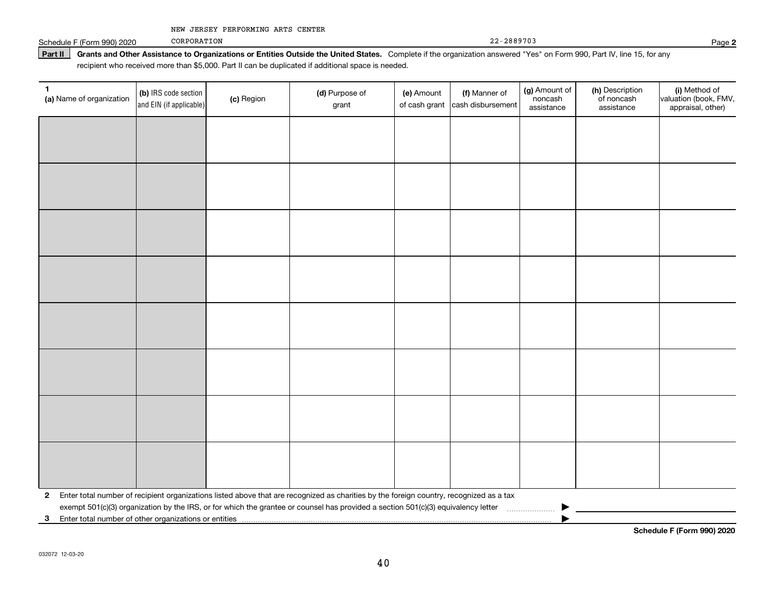NEW JERSEY PERFORMING ARTS CENTER CORPORATION 22-2889703

Schedule F (Form 990) 2020 Page 2

**Part II Grants and Other Assistance to Organizations or Entities Outside the United States.** Complete if the organization answered "Yes" on Form 990, Part IV, line 15, for any recipient who received more than $5,000. Part II can be duplicated if additional space is needed.

| 1 (a) Name of organization | (b) IRS code section and EIN (if applicable) | (c) Region | (d) Purpose of grant | (e) Amount of cash grant | (f) Manner of cash disbursement | (g) Amount of noncash assistance | (h) Description of noncash assistance | (i) Method of valuation (book, FMV, appraisal, other) |
|---|---|---|---|---|---|---|---|---|
| | | | | | | | | |
| | | | | | | | | |
| | | | | | | | | |
| | | | | | | | | |
| | | | | | | | | |
| | | | | | | | | |
| | | | | | | | | |
| | | | | | | | | |

**2** Enter total number of recipient organizations listed above that are recognized as charities by the foreign country, recognized as a tax exempt 501(c)(3) organization by the IRS, or for which the grantee or counsel has provided a section 501(c)(3) equivalency letter ▶

**3** Enter total number of other organizations or entities ▶

**Schedule F (Form 990) 2020**

032072 12-03-20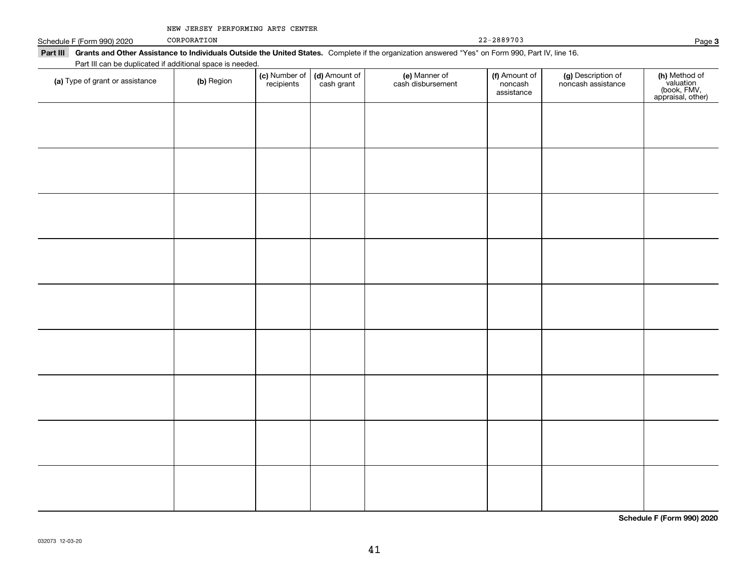NEW JERSEY PERFORMING ARTS CENTER CORPORATION 22-2889703

## Part III Grants and Other Assistance to Individuals Outside the United States.

Complete if the organization answered "Yes" on Form 990, Part IV, line 16.

Part III can be duplicated if additional space is needed.

| (a) Type of grant or assistance | (b) Region | (c) Number of recipients | (d) Amount of cash grant | (e) Manner of cash disbursement | (f) Amount of noncash assistance | (g) Description of noncash assistance | (h) Method of valuation (book, FMV, appraisal, other) |
|---|---|---|---|---|---|---|---|
| | | | | | | | |
| | | | | | | | |
| | | | | | | | |
| | | | | | | | |
| | | | | | | | |
| | | | | | | | |
| | | | | | | | |
| | | | | | | | |
| | | | | | | | |

**Schedule F (Form 990) 2020**

032073 12-03-20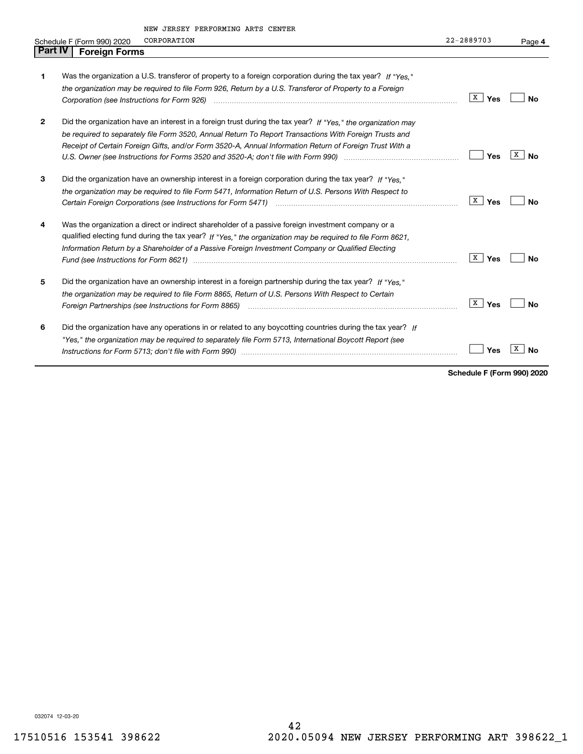NEW JERSEY PERFORMING ARTS CENTER

Schedule F (Form 990) 2020 CORPORATION 22-2889703 Page 4

## Part IV Foreign Forms

| | | Yes | No |
|---|---|---|---|
| 1 | Was the organization a U.S. transferor of property to a foreign corporation during the tax year? *If "Yes," the organization may be required to file Form 926, Return by a U.S. Transferor of Property to a Foreign Corporation (see Instructions for Form 926)* | X | |
| 2 | Did the organization have an interest in a foreign trust during the tax year? *If "Yes," the organization may be required to separately file Form 3520, Annual Return To Report Transactions With Foreign Trusts and Receipt of Certain Foreign Gifts, and/or Form 3520-A, Annual Information Return of Foreign Trust With a U.S. Owner (see Instructions for Forms 3520 and 3520-A; don't file with Form 990)* | | X |
| 3 | Did the organization have an ownership interest in a foreign corporation during the tax year? *If "Yes," the organization may be required to file Form 5471, Information Return of U.S. Persons With Respect to Certain Foreign Corporations (see Instructions for Form 5471)* | X | |
| 4 | Was the organization a direct or indirect shareholder of a passive foreign investment company or a qualified electing fund during the tax year? *If "Yes," the organization may be required to file Form 8621, Information Return by a Shareholder of a Passive Foreign Investment Company or Qualified Electing Fund (see Instructions for Form 8621)* | X | |
| 5 | Did the organization have an ownership interest in a foreign partnership during the tax year? *If "Yes," the organization may be required to file Form 8865, Return of U.S. Persons With Respect to Certain Foreign Partnerships (see Instructions for Form 8865)* | X | |
| 6 | Did the organization have any operations in or related to any boycotting countries during the tax year? *If "Yes," the organization may be required to separately file Form 5713, International Boycott Report (see Instructions for Form 5713; don't file with Form 990)* | | X |

**Schedule F (Form 990) 2020**

032074 12-03-20

17510516 153541 398622 2020.05094 NEW JERSEY PERFORMING ART 398622_1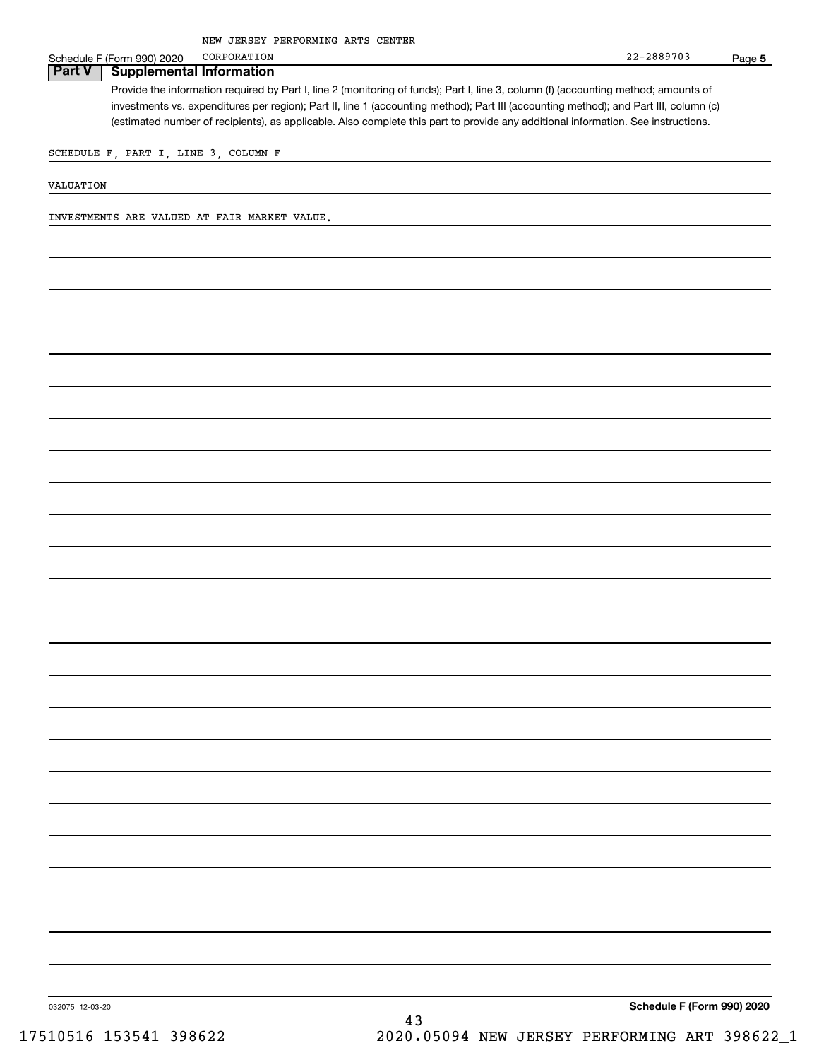NEW JERSEY PERFORMING ARTS CENTER CORPORATION

Schedule F (Form 990) 2020 — 22-2889703 — Page 5

## Part V Supplemental Information

Provide the information required by Part I, line 2 (monitoring of funds); Part I, line 3, column (f) (accounting method; amounts of investments vs. expenditures per region); Part II, line 1 (accounting method); Part III (accounting method); and Part III, column (c) (estimated number of recipients), as applicable. Also complete this part to provide any additional information. See instructions.

SCHEDULE F, PART I, LINE 3, COLUMN F

VALUATION

INVESTMENTS ARE VALUED AT FAIR MARKET VALUE.

032075 12-03-20

Schedule F (Form 990) 2020

17510516 153541 398622 2020.05094 NEW JERSEY PERFORMING ART 398622_1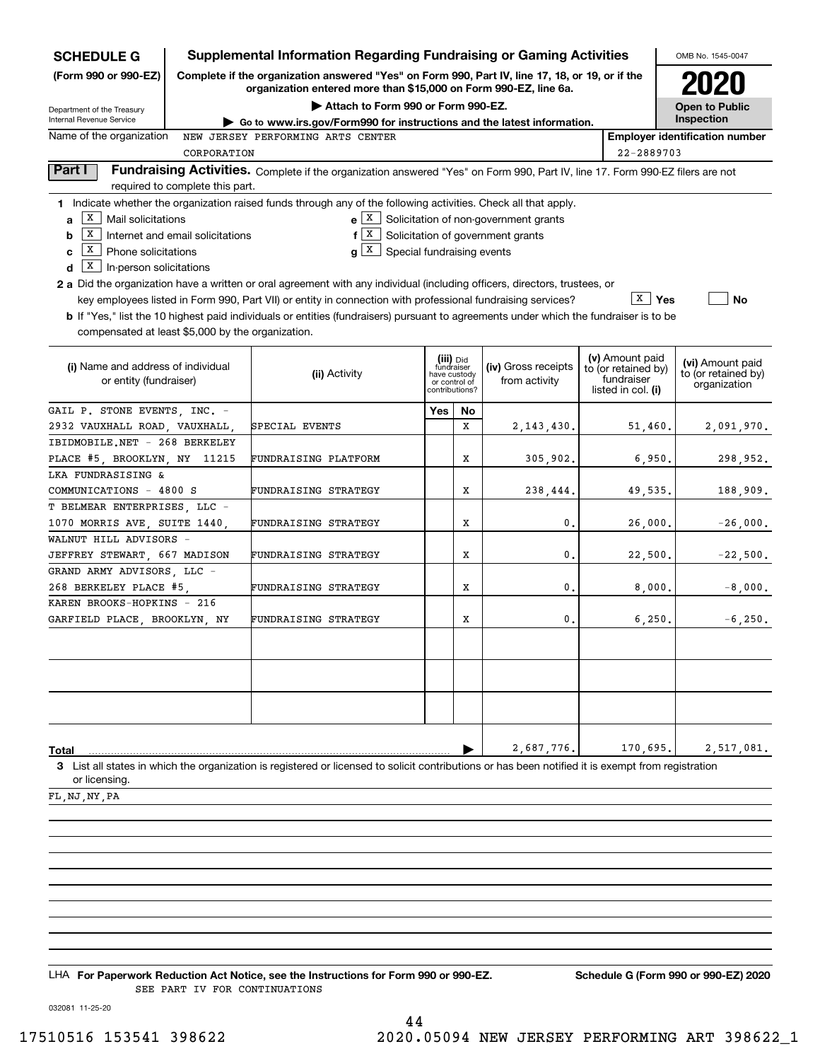**SCHEDULE G** (Form 990 or 990-EZ)

Department of the Treasury Internal Revenue Service

# Supplemental Information Regarding Fundraising or Gaming Activities

**Complete if the organization answered "Yes" on Form 990, Part IV, line 17, 18, or 19, or if the organization entered more than $15,000 on Form 990-EZ, line 6a.**

▶ Attach to Form 990 or Form 990-EZ.

▶ Go to www.irs.gov/Form990 for instructions and the latest information.

OMB No. 1545-0047

**2020**

**Open to Public Inspection**

Name of the organization: NEW JERSEY PERFORMING ARTS CENTER CORPORATION

Employer identification number: 22-2889703

**Part I** **Fundraising Activities.** Complete if the organization answered "Yes" on Form 990, Part IV, line 17. Form 990-EZ filers are not required to complete this part.

1 Indicate whether the organization raised funds through any of the following activities. Check all that apply.

- a [X] Mail solicitations
- b [X] Internet and email solicitations
- c [X] Phone solicitations
- d [X] In-person solicitations
- e [X] Solicitation of non-government grants
- f [X] Solicitation of government grants
- g [X] Special fundraising events

**2 a** Did the organization have a written or oral agreement with any individual (including officers, directors, trustees, or key employees listed in Form 990, Part VII) or entity in connection with professional fundraising services? [X] Yes [ ] No

**b** If "Yes," list the 10 highest paid individuals or entities (fundraisers) pursuant to agreements under which the fundraiser is to be compensated at least $5,000 by the organization.

| (i) Name and address of individual or entity (fundraiser) | (ii) Activity | (iii) Did fundraiser have custody or control of contributions? Yes | No | (iv) Gross receipts from activity | (v) Amount paid to (or retained by) fundraiser listed in col. (i) | (vi) Amount paid to (or retained by) organization |
|---|---|---|---|---|---|---|
| GAIL P. STONE EVENTS, INC. - 2932 VAUXHALL ROAD, VAUXHALL, | SPECIAL EVENTS | | X | 2,143,430. | 51,460. | 2,091,970. |
| IBIDMOBILE.NET - 268 BERKELEY PLACE #5, BROOKLYN, NY 11215 | FUNDRAISING PLATFORM | | X | 305,902. | 6,950. | 298,952. |
| LKA FUNDRAISING & COMMUNICATIONS - 4800 S | FUNDRAISING STRATEGY | | X | 238,444. | 49,535. | 188,909. |
| T BELMEAR ENTERPRISES, LLC - 1070 MORRIS AVE, SUITE 1440, | FUNDRAISING STRATEGY | | X | 0. | 26,000. | -26,000. |
| WALNUT HILL ADVISORS - JEFFREY STEWART, 667 MADISON | FUNDRAISING STRATEGY | | X | 0. | 22,500. | -22,500. |
| GRAND ARMY ADVISORS, LLC - 268 BERKELEY PLACE #5, | FUNDRAISING STRATEGY | | X | 0. | 8,000. | -8,000. |
| KAREN BROOKS-HOPKINS - 216 GARFIELD PLACE, BROOKLYN, NY | FUNDRAISING STRATEGY | | X | 0. | 6,250. | -6,250. |
| | | | | | | |
| | | | | | | |
| | | | | | | |
| **Total** | | | ▶ | 2,687,776. | 170,695. | 2,517,081. |

3 List all states in which the organization is registered or licensed to solicit contributions or has been notified it is exempt from registration or licensing.

FL,NJ,NY,PA

LHA **For Paperwork Reduction Act Notice, see the Instructions for Form 990 or 990-EZ.** **Schedule G (Form 990 or 990-EZ) 2020**

SEE PART IV FOR CONTINUATIONS

032081 11-25-20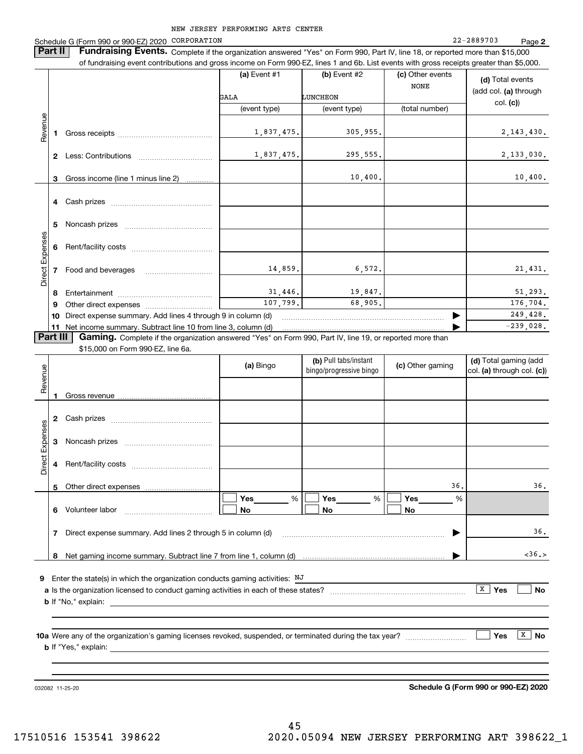NEW JERSEY PERFORMING ARTS CENTER

Schedule G (Form 990 or 990-EZ) 2020 CORPORATION 22-2889703 Page 2

**Part II** **Fundraising Events.** Complete if the organization answered "Yes" on Form 990, Part IV, line 18, or reported more than $15,000 of fundraising event contributions and gross income on Form 990-EZ, lines 1 and 6b. List events with gross receipts greater than $5,000.

| | | (a) Event #1 | (b) Event #2 | (c) Other events | (d) Total events (add col. (a) through col. (c)) |
|---|---|---|---|---|---|
| | | GALA | LUNCHEON | NONE | |
| | | (event type) | (event type) | (total number) | |
| Revenue | 1 Gross receipts | 1,837,475. | 305,955. | | 2,143,430. |
| | 2 Less: Contributions | 1,837,475. | 295,555. | | 2,133,030. |
| | 3 Gross income (line 1 minus line 2) | | 10,400. | | 10,400. |
| Direct Expenses | 4 Cash prizes | | | | |
| | 5 Noncash prizes | | | | |
| | 6 Rent/facility costs | | | | |
| | 7 Food and beverages | 14,859. | 6,572. | | 21,431. |
| | 8 Entertainment | 31,446. | 19,847. | | 51,293. |
| | 9 Other direct expenses | 107,799. | 68,905. | | 176,704. |
| | 10 Direct expense summary. Add lines 4 through 9 in column (d) | | | | 249,428. |
| | 11 Net income summary. Subtract line 10 from line 3, column (d) | | | | -239,028. |

**Part III** **Gaming.** Complete if the organization answered "Yes" on Form 990, Part IV, line 19, or reported more than $15,000 on Form 990-EZ, line 6a.

| | | (a) Bingo | (b) Pull tabs/instant bingo/progressive bingo | (c) Other gaming | (d) Total gaming (add col. (a) through col. (c)) |
|---|---|---|---|---|---|
| Revenue | 1 Gross revenue | | | | |
| Direct Expenses | 2 Cash prizes | | | | |
| | 3 Noncash prizes | | | | |
| | 4 Rent/facility costs | | | | |
| | 5 Other direct expenses | | | 36. | 36. |
| | 6 Volunteer labor | ☐ Yes ___ % ☐ No | ☐ Yes ___ % ☐ No | ☐ Yes ___ % ☐ No | |
| | 7 Direct expense summary. Add lines 2 through 5 in column (d) | | | | 36. |
| | 8 Net gaming income summary. Subtract line 7 from line 1, column (d) | | | | <36.> |

**9** Enter the state(s) in which the organization conducts gaming activities: NJ

**a** Is the organization licensed to conduct gaming activities in each of these states? ☒ Yes ☐ No

**b** If "No," explain:

**10a** Were any of the organization's gaming licenses revoked, suspended, or terminated during the tax year? ☐ Yes ☒ No

**b** If "Yes," explain:

032082 11-25-20 **Schedule G (Form 990 or 990-EZ) 2020**

17510516 153541 398622 2020.05094 NEW JERSEY PERFORMING ART 398622_1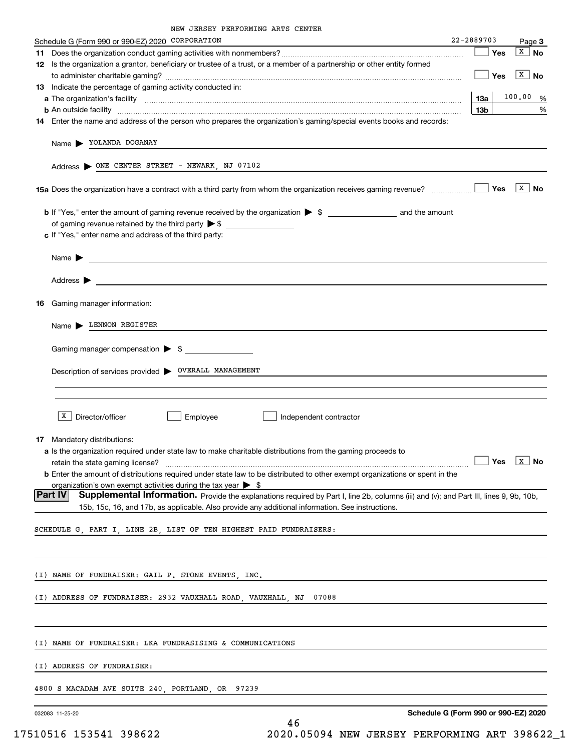NEW JERSEY PERFORMING ARTS CENTER

Schedule G (Form 990 or 990-EZ) 2020 CORPORATION 22-2889703 Page **3**

**11** Does the organization conduct gaming activities with nonmembers? ☐ Yes ☒ No

**12** Is the organization a grantor, beneficiary or trustee of a trust, or a member of a partnership or other entity formed to administer charitable gaming? ☐ Yes ☒ No

**13** Indicate the percentage of gaming activity conducted in:

**a** The organization's facility **13a** 100.00 %

**b** An outside facility **13b** %

**14** Enter the name and address of the person who prepares the organization's gaming/special events books and records:

Name ▶ YOLANDA DOGANAY

Address ▶ ONE CENTER STREET - NEWARK, NJ 07102

**15a** Does the organization have a contract with a third party from whom the organization receives gaming revenue? ☐ Yes ☒ No

**b** If "Yes," enter the amount of gaming revenue received by the organization ▶ $ ________ and the amount of gaming revenue retained by the third party ▶ $ ________

**c** If "Yes," enter name and address of the third party:

Name ▶

Address ▶

**16** Gaming manager information:

Name ▶ LENNON REGISTER

Gaming manager compensation ▶ $

Description of services provided ▶ OVERALL MANAGEMENT

☒ Director/officer ☐ Employee ☐ Independent contractor

**17** Mandatory distributions:

**a** Is the organization required under state law to make charitable distributions from the gaming proceeds to retain the state gaming license? ☐ Yes ☒ No

**b** Enter the amount of distributions required under state law to be distributed to other exempt organizations or spent in the organization's own exempt activities during the tax year ▶ $

**Part IV** **Supplemental Information.** Provide the explanations required by Part I, line 2b, columns (iii) and (v); and Part III, lines 9, 9b, 10b, 15b, 15c, 16, and 17b, as applicable. Also provide any additional information. See instructions.

SCHEDULE G, PART I, LINE 2B, LIST OF TEN HIGHEST PAID FUNDRAISERS:

(I) NAME OF FUNDRAISER: GAIL P. STONE EVENTS, INC.

(I) ADDRESS OF FUNDRAISER: 2932 VAUXHALL ROAD, VAUXHALL, NJ 07088

(I) NAME OF FUNDRAISER: LKA FUNDRASISING & COMMUNICATIONS

(I) ADDRESS OF FUNDRAISER:

4800 S MACADAM AVE SUITE 240, PORTLAND, OR 97239

032083 11-25-20 **Schedule G (Form 990 or 990-EZ) 2020**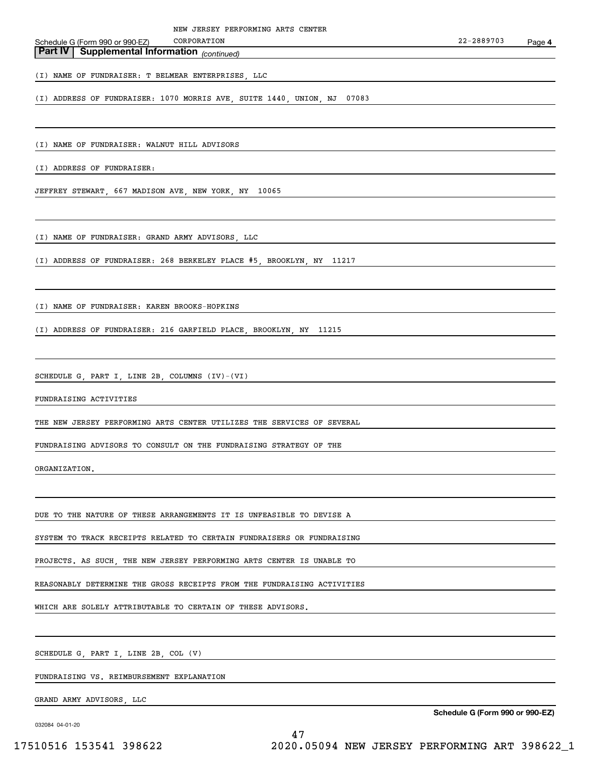## Part IV Supplemental Information *(continued)*

(I) NAME OF FUNDRAISER: T BELMEAR ENTERPRISES, LLC

(I) ADDRESS OF FUNDRAISER: 1070 MORRIS AVE, SUITE 1440, UNION, NJ 07083

(I) NAME OF FUNDRAISER: WALNUT HILL ADVISORS

(I) ADDRESS OF FUNDRAISER:

JEFFREY STEWART, 667 MADISON AVE, NEW YORK, NY 10065

(I) NAME OF FUNDRAISER: GRAND ARMY ADVISORS, LLC

(I) ADDRESS OF FUNDRAISER: 268 BERKELEY PLACE #5, BROOKLYN, NY 11217

(I) NAME OF FUNDRAISER: KAREN BROOKS-HOPKINS

(I) ADDRESS OF FUNDRAISER: 216 GARFIELD PLACE, BROOKLYN, NY 11215

SCHEDULE G, PART I, LINE 2B, COLUMNS (IV)-(VI)

FUNDRAISING ACTIVITIES

THE NEW JERSEY PERFORMING ARTS CENTER UTILIZES THE SERVICES OF SEVERAL FUNDRAISING ADVISORS TO CONSULT ON THE FUNDRAISING STRATEGY OF THE ORGANIZATION.

DUE TO THE NATURE OF THESE ARRANGEMENTS IT IS UNFEASIBLE TO DEVISE A SYSTEM TO TRACK RECEIPTS RELATED TO CERTAIN FUNDRAISERS OR FUNDRAISING PROJECTS. AS SUCH, THE NEW JERSEY PERFORMING ARTS CENTER IS UNABLE TO REASONABLY DETERMINE THE GROSS RECEIPTS FROM THE FUNDRAISING ACTIVITIES WHICH ARE SOLELY ATTRIBUTABLE TO CERTAIN OF THESE ADVISORS.

SCHEDULE G, PART I, LINE 2B, COL (V)

FUNDRAISING VS. REIMBURSEMENT EXPLANATION

GRAND ARMY ADVISORS, LLC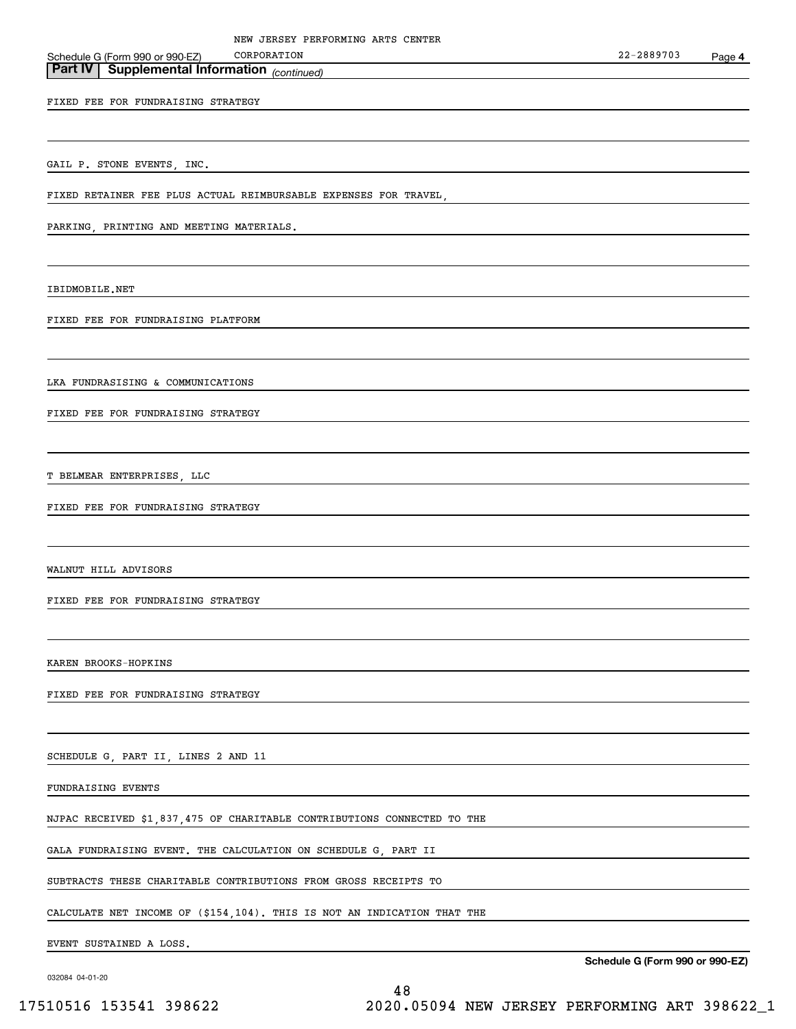NEW JERSEY PERFORMING ARTS CENTER CORPORATION 22-2889703

## Part IV Supplemental Information *(continued)*

FIXED FEE FOR FUNDRAISING STRATEGY

GAIL P. STONE EVENTS, INC.

FIXED RETAINER FEE PLUS ACTUAL REIMBURSABLE EXPENSES FOR TRAVEL, PARKING, PRINTING AND MEETING MATERIALS.

IBIDMOBILE.NET

FIXED FEE FOR FUNDRAISING PLATFORM

LKA FUNDRASISING & COMMUNICATIONS

FIXED FEE FOR FUNDRAISING STRATEGY

T BELMEAR ENTERPRISES, LLC

FIXED FEE FOR FUNDRAISING STRATEGY

WALNUT HILL ADVISORS

FIXED FEE FOR FUNDRAISING STRATEGY

KAREN BROOKS-HOPKINS

FIXED FEE FOR FUNDRAISING STRATEGY

SCHEDULE G, PART II, LINES 2 AND 11

FUNDRAISING EVENTS

NJPAC RECEIVED $1,837,475 OF CHARITABLE CONTRIBUTIONS CONNECTED TO THE GALA FUNDRAISING EVENT. THE CALCULATION ON SCHEDULE G, PART II SUBTRACTS THESE CHARITABLE CONTRIBUTIONS FROM GROSS RECEIPTS TO CALCULATE NET INCOME OF ($154,104). THIS IS NOT AN INDICATION THAT THE EVENT SUSTAINED A LOSS.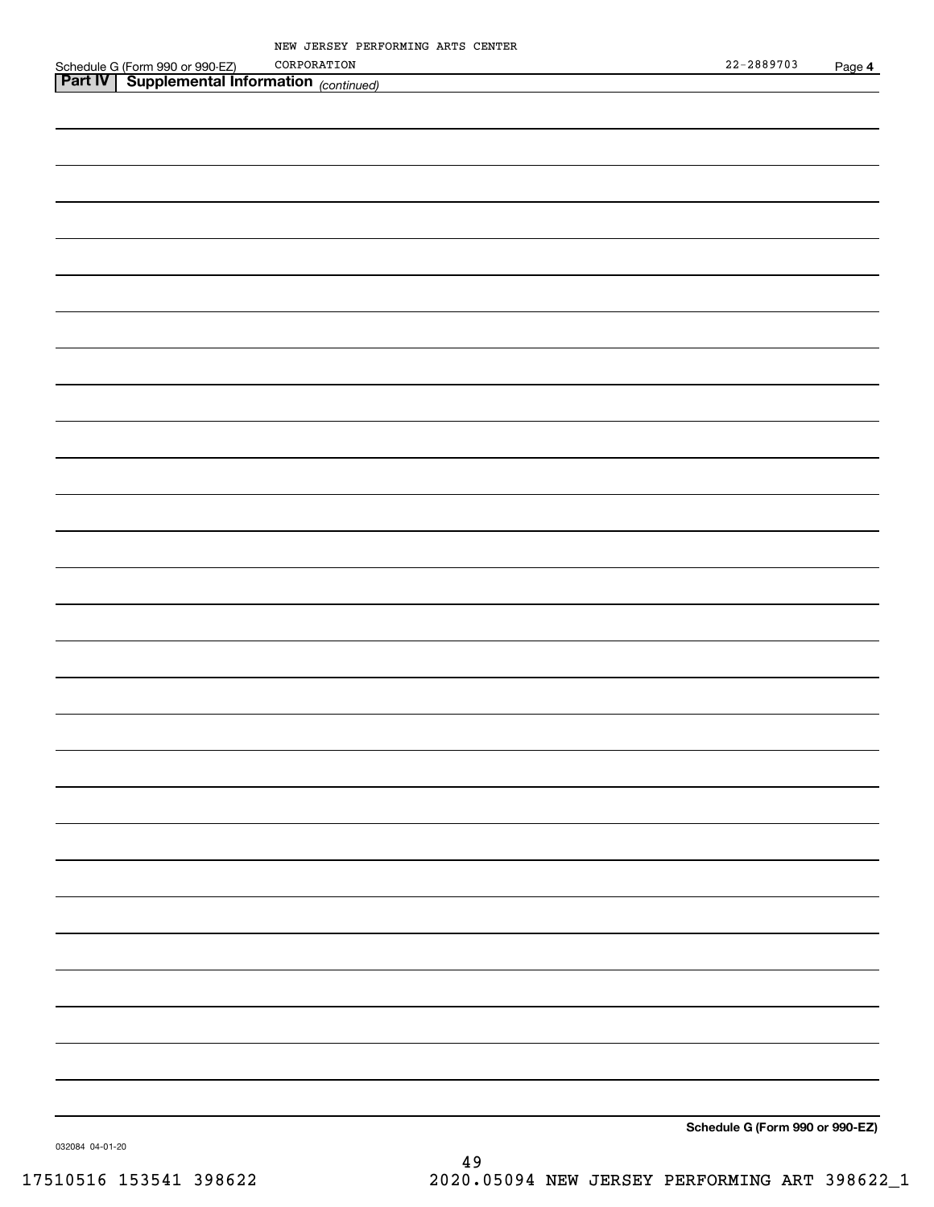NEW JERSEY PERFORMING ARTS CENTER CORPORATION 22-2889703

## Part IV Supplemental Information *(continued)*

Schedule G (Form 990 or 990-EZ)

032084 04-01-20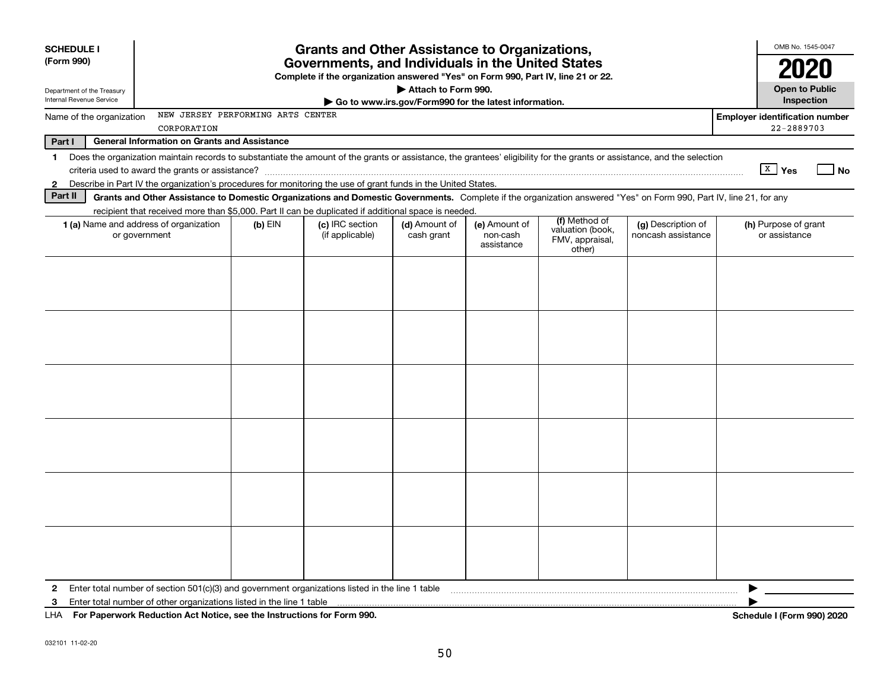**SCHEDULE I**
**(Form 990)**

Department of the Treasury
Internal Revenue Service

# Grants and Other Assistance to Organizations, Governments, and Individuals in the United States

**Complete if the organization answered "Yes" on Form 990, Part IV, line 21 or 22.**

**▶ Attach to Form 990.**

**▶ Go to www.irs.gov/Form990 for the latest information.**

OMB No. 1545-0047

**2020**

**Open to Public Inspection**

Name of the organization: NEW JERSEY PERFORMING ARTS CENTER CORPORATION

**Employer identification number:** 22-2889703

**Part I — General Information on Grants and Assistance**

1. Does the organization maintain records to substantiate the amount of the grants or assistance, the grantees' eligibility for the grants or assistance, and the selection criteria used to award the grants or assistance? [X] **Yes** [ ] **No**
2. Describe in Part IV the organization's procedures for monitoring the use of grant funds in the United States.

**Part II — Grants and Other Assistance to Domestic Organizations and Domestic Governments.** Complete if the organization answered "Yes" on Form 990, Part IV, line 21, for any recipient that received more than $5,000. Part II can be duplicated if additional space is needed.

| **1 (a)** Name and address of organization or government | **(b)** EIN | **(c)** IRC section (if applicable) | **(d)** Amount of cash grant | **(e)** Amount of non-cash assistance | **(f)** Method of valuation (book, FMV, appraisal, other) | **(g)** Description of noncash assistance | **(h)** Purpose of grant or assistance |
|---|---|---|---|---|---|---|---|
| | | | | | | | |
| | | | | | | | |
| | | | | | | | |
| | | | | | | | |
| | | | | | | | |
| | | | | | | | |

2. Enter total number of section 501(c)(3) and government organizations listed in the line 1 table ▶
3. Enter total number of other organizations listed in the line 1 table ▶

LHA **For Paperwork Reduction Act Notice, see the Instructions for Form 990.** **Schedule I (Form 990) 2020**

032101 11-02-20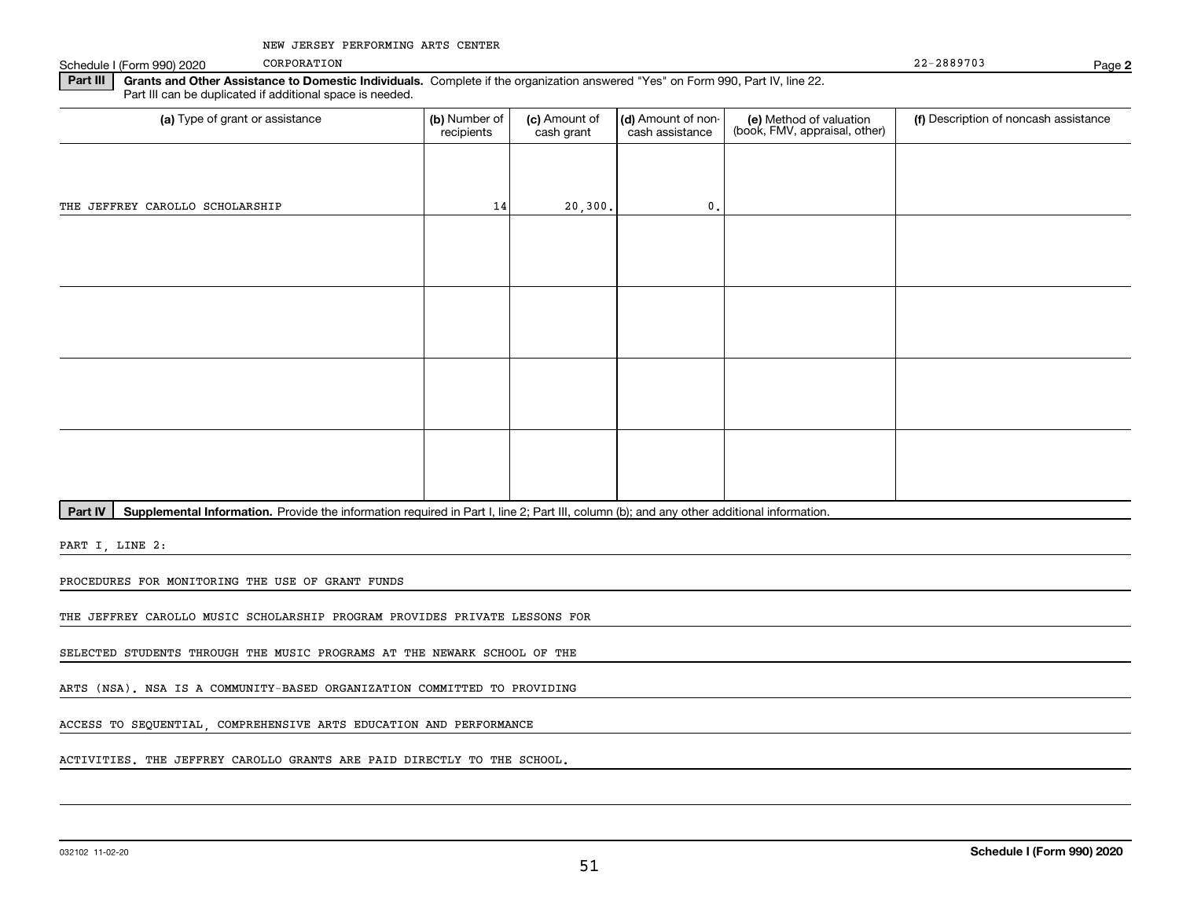NEW JERSEY PERFORMING ARTS CENTER

Schedule I (Form 990) 2020 CORPORATION 22-2889703 Page **2**

**Part III** **Grants and Other Assistance to Domestic Individuals.** Complete if the organization answered "Yes" on Form 990, Part IV, line 22. Part III can be duplicated if additional space is needed.

| (a) Type of grant or assistance | (b) Number of recipients | (c) Amount of cash grant | (d) Amount of non-cash assistance | (e) Method of valuation (book, FMV, appraisal, other) | (f) Description of noncash assistance |
|---|---|---|---|---|---|
| THE JEFFREY CAROLLO SCHOLARSHIP | 14 | 20,300. | 0. | | |
| | | | | | |
| | | | | | |
| | | | | | |
| | | | | | |

**Part IV** **Supplemental Information.** Provide the information required in Part I, line 2; Part III, column (b); and any other additional information.

PART I, LINE 2:

PROCEDURES FOR MONITORING THE USE OF GRANT FUNDS

THE JEFFREY CAROLLO MUSIC SCHOLARSHIP PROGRAM PROVIDES PRIVATE LESSONS FOR SELECTED STUDENTS THROUGH THE MUSIC PROGRAMS AT THE NEWARK SCHOOL OF THE ARTS (NSA). NSA IS A COMMUNITY-BASED ORGANIZATION COMMITTED TO PROVIDING ACCESS TO SEQUENTIAL, COMPREHENSIVE ARTS EDUCATION AND PERFORMANCE ACTIVITIES. THE JEFFREY CAROLLO GRANTS ARE PAID DIRECTLY TO THE SCHOOL.

032102 11-02-20 **Schedule I (Form 990) 2020**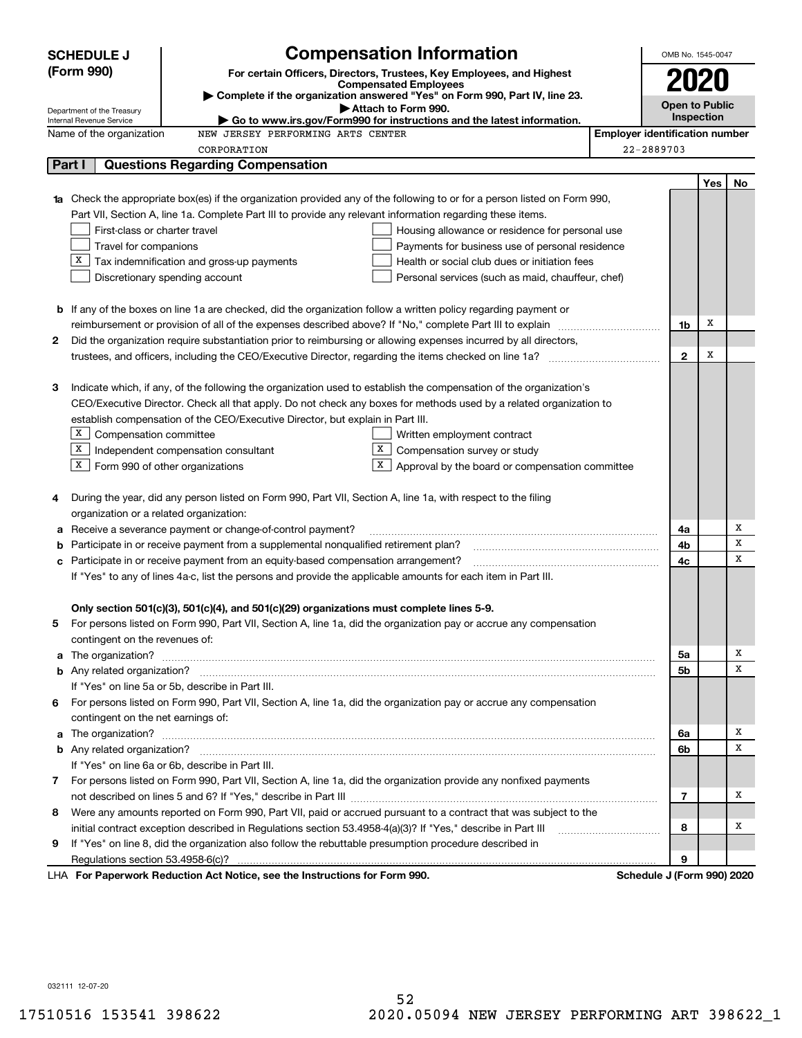**SCHEDULE J (Form 990)**

Department of the Treasury
Internal Revenue Service

# Compensation Information

**For certain Officers, Directors, Trustees, Key Employees, and Highest Compensated Employees**

▶ Complete if the organization answered "Yes" on Form 990, Part IV, line 23.
▶ Attach to Form 990.
▶ Go to www.irs.gov/Form990 for instructions and the latest information.

OMB No. 1545-0047

**2020**

**Open to Public Inspection**

Name of the organization: NEW JERSEY PERFORMING ARTS CENTER CORPORATION

**Employer identification number:** 22-2889703

## Part I — Questions Regarding Compensation

| | | | Yes | No |
|---|---|---|---|---|
| **1a** | Check the appropriate box(es) if the organization provided any of the following to or for a person listed on Form 990, Part VII, Section A, line 1a. Complete Part III to provide any relevant information regarding these items.<br>☐ First-class or charter travel ☐ Housing allowance or residence for personal use<br>☐ Travel for companions ☐ Payments for business use of personal residence<br>☒ Tax indemnification and gross-up payments ☐ Health or social club dues or initiation fees<br>☐ Discretionary spending account ☐ Personal services (such as maid, chauffeur, chef) | | | |
| **b** | If any of the boxes on line 1a are checked, did the organization follow a written policy regarding payment or reimbursement or provision of all of the expenses described above? If "No," complete Part III to explain | 1b | X | |
| **2** | Did the organization require substantiation prior to reimbursing or allowing expenses incurred by all directors, trustees, and officers, including the CEO/Executive Director, regarding the items checked on line 1a? | 2 | X | |
| **3** | Indicate which, if any, of the following the organization used to establish the compensation of the organization's CEO/Executive Director. Check all that apply. Do not check any boxes for methods used by a related organization to establish compensation of the CEO/Executive Director, but explain in Part III.<br>☒ Compensation committee ☐ Written employment contract<br>☒ Independent compensation consultant ☒ Compensation survey or study<br>☒ Form 990 of other organizations ☒ Approval by the board or compensation committee | | | |
| **4** | During the year, did any person listed on Form 990, Part VII, Section A, line 1a, with respect to the filing organization or a related organization: | | | |
| **a** | Receive a severance payment or change-of-control payment? | 4a | | X |
| **b** | Participate in or receive payment from a supplemental nonqualified retirement plan? | 4b | | X |
| **c** | Participate in or receive payment from an equity-based compensation arrangement? | 4c | | X |
| | If "Yes" to any of lines 4a-c, list the persons and provide the applicable amounts for each item in Part III. | | | |
| | **Only section 501(c)(3), 501(c)(4), and 501(c)(29) organizations must complete lines 5-9.** | | | |
| **5** | For persons listed on Form 990, Part VII, Section A, line 1a, did the organization pay or accrue any compensation contingent on the revenues of: | | | |
| **a** | The organization? | 5a | | X |
| **b** | Any related organization? | 5b | | X |
| | If "Yes" on line 5a or 5b, describe in Part III. | | | |
| **6** | For persons listed on Form 990, Part VII, Section A, line 1a, did the organization pay or accrue any compensation contingent on the net earnings of: | | | |
| **a** | The organization? | 6a | | X |
| **b** | Any related organization? | 6b | | X |
| | If "Yes" on line 6a or 6b, describe in Part III. | | | |
| **7** | For persons listed on Form 990, Part VII, Section A, line 1a, did the organization provide any nonfixed payments not described on lines 5 and 6? If "Yes," describe in Part III | 7 | | X |
| **8** | Were any amounts reported on Form 990, Part VII, paid or accrued pursuant to a contract that was subject to the initial contract exception described in Regulations section 53.4958-4(a)(3)? If "Yes," describe in Part III | 8 | | X |
| **9** | If "Yes" on line 8, did the organization also follow the rebuttable presumption procedure described in Regulations section 53.4958-6(c)? | 9 | | |

LHA **For Paperwork Reduction Act Notice, see the Instructions for Form 990.** **Schedule J (Form 990) 2020**

032111 12-07-20

17510516 153541 398622 2020.05094 NEW JERSEY PERFORMING ART 398622_1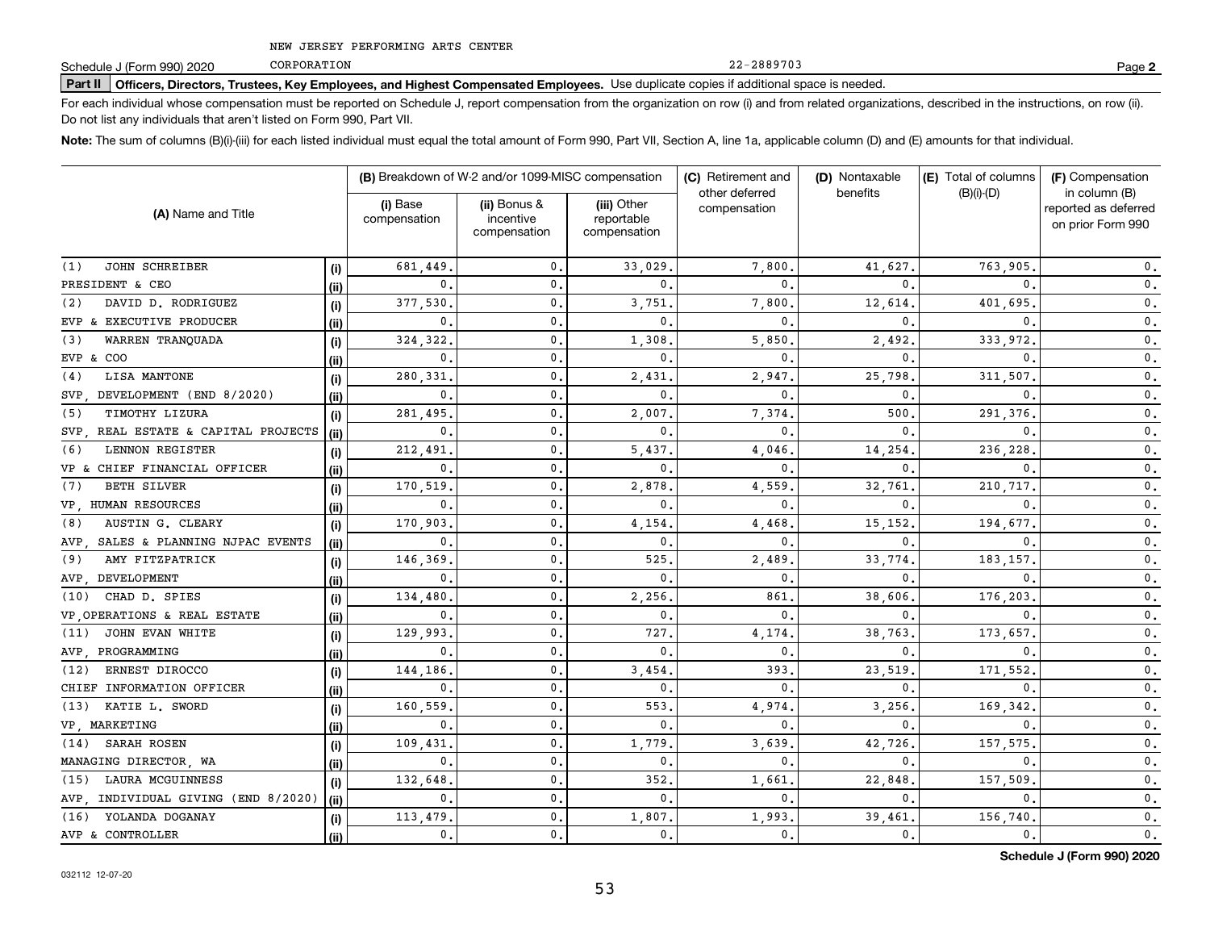NEW JERSEY PERFORMING ARTS CENTER

Schedule J (Form 990) 2020 CORPORATION 22-2889703 Page **2**

**Part II** **Officers, Directors, Trustees, Key Employees, and Highest Compensated Employees.** Use duplicate copies if additional space is needed.

For each individual whose compensation must be reported on Schedule J, report compensation from the organization on row (i) and from related organizations, described in the instructions, on row (ii). Do not list any individuals that aren't listed on Form 990, Part VII.

**Note:** The sum of columns (B)(i)-(iii) for each listed individual must equal the total amount of Form 990, Part VII, Section A, line 1a, applicable column (D) and (E) amounts for that individual.

| (A) Name and Title | | (B) Breakdown of W-2 and/or 1099-MISC compensation | | | (C) Retirement and other deferred compensation | (D) Nontaxable benefits | (E) Total of columns (B)(i)-(D) | (F) Compensation in column (B) reported as deferred on prior Form 990 |
|---|---|---|---|---|---|---|---|---|
| | | (i) Base compensation | (ii) Bonus & incentive compensation | (iii) Other reportable compensation | | | | |
| (1) JOHN SCHREIBER | (i) | 681,449. | 0. | 33,029. | 7,800. | 41,627. | 763,905. | 0. |
| PRESIDENT & CEO | (ii) | 0. | 0. | 0. | 0. | 0. | 0. | 0. |
| (2) DAVID D. RODRIGUEZ | (i) | 377,530. | 0. | 3,751. | 7,800. | 12,614. | 401,695. | 0. |
| EVP & EXECUTIVE PRODUCER | (ii) | 0. | 0. | 0. | 0. | 0. | 0. | 0. |
| (3) WARREN TRANQUADA | (i) | 324,322. | 0. | 1,308. | 5,850. | 2,492. | 333,972. | 0. |
| EVP & COO | (ii) | 0. | 0. | 0. | 0. | 0. | 0. | 0. |
| (4) LISA MANTONE | (i) | 280,331. | 0. | 2,431. | 2,947. | 25,798. | 311,507. | 0. |
| SVP, DEVELOPMENT (END 8/2020) | (ii) | 0. | 0. | 0. | 0. | 0. | 0. | 0. |
| (5) TIMOTHY LIZURA | (i) | 281,495. | 0. | 2,007. | 7,374. | 500. | 291,376. | 0. |
| SVP, REAL ESTATE & CAPITAL PROJECTS | (ii) | 0. | 0. | 0. | 0. | 0. | 0. | 0. |
| (6) LENNON REGISTER | (i) | 212,491. | 0. | 5,437. | 4,046. | 14,254. | 236,228. | 0. |
| VP & CHIEF FINANCIAL OFFICER | (ii) | 0. | 0. | 0. | 0. | 0. | 0. | 0. |
| (7) BETH SILVER | (i) | 170,519. | 0. | 2,878. | 4,559. | 32,761. | 210,717. | 0. |
| VP, HUMAN RESOURCES | (ii) | 0. | 0. | 0. | 0. | 0. | 0. | 0. |
| (8) AUSTIN G. CLEARY | (i) | 170,903. | 0. | 4,154. | 4,468. | 15,152. | 194,677. | 0. |
| AVP, SALES & PLANNING NJPAC EVENTS | (ii) | 0. | 0. | 0. | 0. | 0. | 0. | 0. |
| (9) AMY FITZPATRICK | (i) | 146,369. | 0. | 525. | 2,489. | 33,774. | 183,157. | 0. |
| AVP, DEVELOPMENT | (ii) | 0. | 0. | 0. | 0. | 0. | 0. | 0. |
| (10) CHAD D. SPIES | (i) | 134,480. | 0. | 2,256. | 861. | 38,606. | 176,203. | 0. |
| VP,OPERATIONS & REAL ESTATE | (ii) | 0. | 0. | 0. | 0. | 0. | 0. | 0. |
| (11) JOHN EVAN WHITE | (i) | 129,993. | 0. | 727. | 4,174. | 38,763. | 173,657. | 0. |
| AVP, PROGRAMMING | (ii) | 0. | 0. | 0. | 0. | 0. | 0. | 0. |
| (12) ERNEST DIROCCO | (i) | 144,186. | 0. | 3,454. | 393. | 23,519. | 171,552. | 0. |
| CHIEF INFORMATION OFFICER | (ii) | 0. | 0. | 0. | 0. | 0. | 0. | 0. |
| (13) KATIE L. SWORD | (i) | 160,559. | 0. | 553. | 4,974. | 3,256. | 169,342. | 0. |
| VP, MARKETING | (ii) | 0. | 0. | 0. | 0. | 0. | 0. | 0. |
| (14) SARAH ROSEN | (i) | 109,431. | 0. | 1,779. | 3,639. | 42,726. | 157,575. | 0. |
| MANAGING DIRECTOR, WA | (ii) | 0. | 0. | 0. | 0. | 0. | 0. | 0. |
| (15) LAURA MCGUINNESS | (i) | 132,648. | 0. | 352. | 1,661. | 22,848. | 157,509. | 0. |
| AVP, INDIVIDUAL GIVING (END 8/2020) | (ii) | 0. | 0. | 0. | 0. | 0. | 0. | 0. |
| (16) YOLANDA DOGANAY | (i) | 113,479. | 0. | 1,807. | 1,993. | 39,461. | 156,740. | 0. |
| AVP & CONTROLLER | (ii) | 0. | 0. | 0. | 0. | 0. | 0. | 0. |

**Schedule J (Form 990) 2020**

032112 12-07-20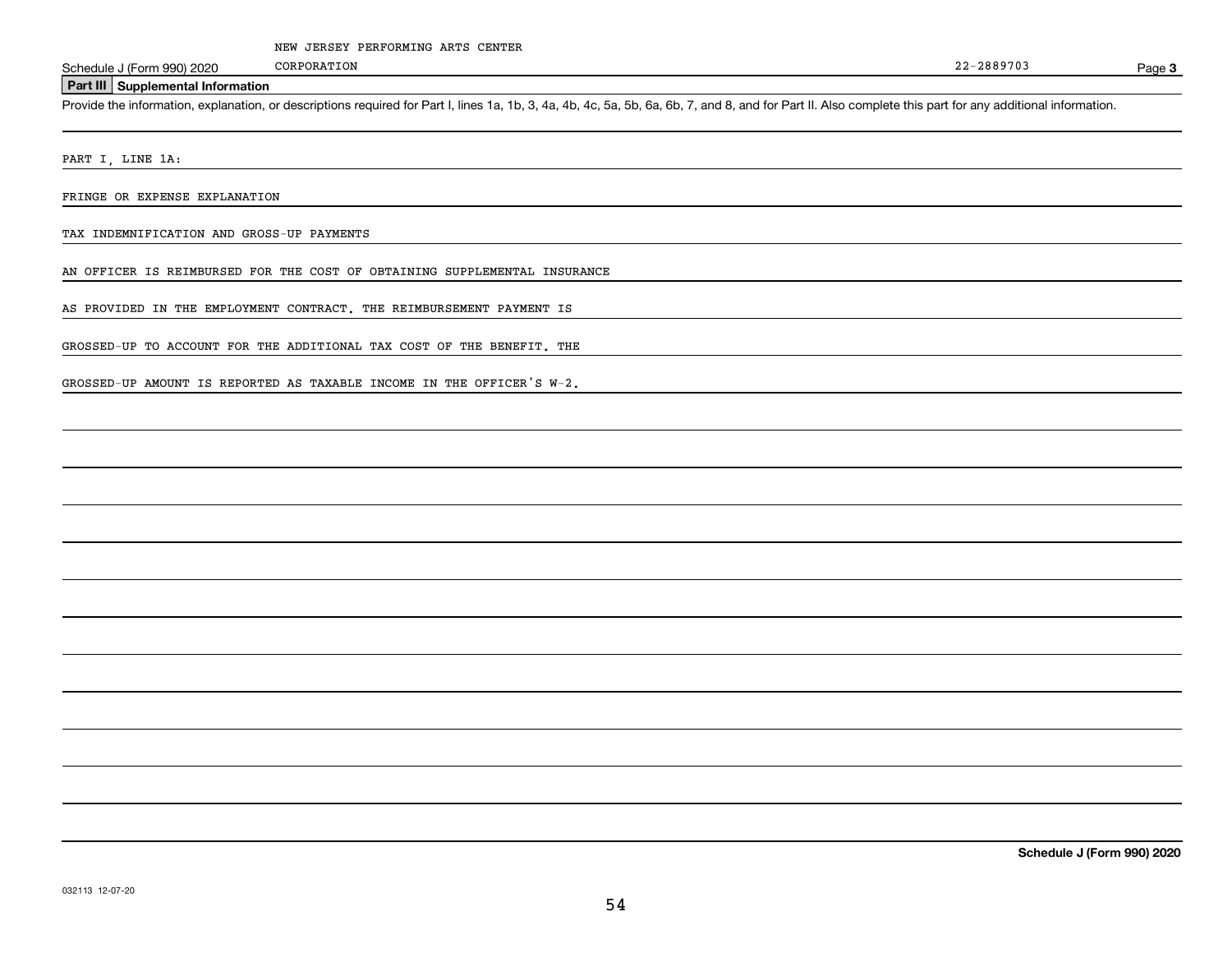NEW JERSEY PERFORMING ARTS CENTER CORPORATION — 22-2889703

Schedule J (Form 990) 2020 — Page 3

## Part III Supplemental Information

Provide the information, explanation, or descriptions required for Part I, lines 1a, 1b, 3, 4a, 4b, 4c, 5a, 5b, 6a, 6b, 7, and 8, and for Part II. Also complete this part for any additional information.

PART I, LINE 1A:

FRINGE OR EXPENSE EXPLANATION

TAX INDEMNIFICATION AND GROSS-UP PAYMENTS

AN OFFICER IS REIMBURSED FOR THE COST OF OBTAINING SUPPLEMENTAL INSURANCE AS PROVIDED IN THE EMPLOYMENT CONTRACT. THE REIMBURSEMENT PAYMENT IS GROSSED-UP TO ACCOUNT FOR THE ADDITIONAL TAX COST OF THE BENEFIT. THE GROSSED-UP AMOUNT IS REPORTED AS TAXABLE INCOME IN THE OFFICER'S W-2.

Schedule J (Form 990) 2020

032113 12-07-20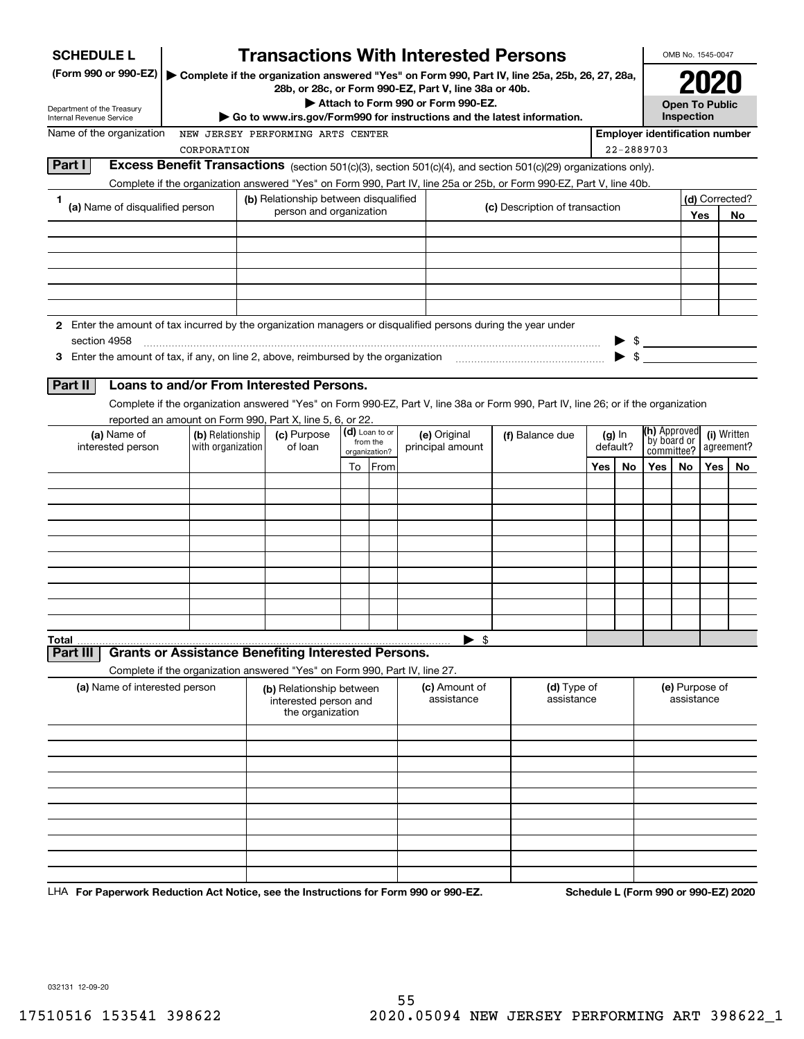**SCHEDULE L**
**(Form 990 or 990-EZ)**

Department of the Treasury
Internal Revenue Service

# Transactions With Interested Persons

▶ **Complete if the organization answered "Yes" on Form 990, Part IV, line 25a, 25b, 26, 27, 28a, 28b, or 28c, or Form 990-EZ, Part V, line 38a or 40b.**
▶ **Attach to Form 990 or Form 990-EZ.**
▶ **Go to www.irs.gov/Form990 for instructions and the latest information.**

OMB No. 1545-0047

**2020**

**Open To Public Inspection**

Name of the organization: NEW JERSEY PERFORMING ARTS CENTER CORPORATION

**Employer identification number:** 22-2889703

## Part I — Excess Benefit Transactions (section 501(c)(3), section 501(c)(4), and section 501(c)(29) organizations only).

Complete if the organization answered "Yes" on Form 990, Part IV, line 25a or 25b, or Form 990-EZ, Part V, line 40b.

| 1 (a) Name of disqualified person | (b) Relationship between disqualified person and organization | (c) Description of transaction | (d) Corrected? Yes | No |
|---|---|---|---|---|
| | | | | |
| | | | | |
| | | | | |
| | | | | |
| | | | | |
| | | | | |

**2** Enter the amount of tax incurred by the organization managers or disqualified persons during the year under section 4958 ▶ $

**3** Enter the amount of tax, if any, on line 2, above, reimbursed by the organization ▶ $

## Part II — Loans to and/or From Interested Persons.

Complete if the organization answered "Yes" on Form 990-EZ, Part V, line 38a or Form 990, Part IV, line 26; or if the organization reported an amount on Form 990, Part X, line 5, 6, or 22.

| (a) Name of interested person | (b) Relationship with organization | (c) Purpose of loan | (d) Loan to or from the organization? To | From | (e) Original principal amount | (f) Balance due | (g) In default? Yes | No | (h) Approved by board or committee? Yes | No | (i) Written agreement? Yes | No |
|---|---|---|---|---|---|---|---|---|---|---|---|---|
| | | | | | | | | | | | | |
| | | | | | | | | | | | | |
| | | | | | | | | | | | | |
| | | | | | | | | | | | | |
| | | | | | | | | | | | | |
| | | | | | | | | | | | | |
| | | | | | | | | | | | | |
| | | | | | | | | | | | | |
| | | | | | | | | | | | | |
| | | | | | | | | | | | | |
| **Total** | | | | | ▶ $ | | | | | | | |

## Part III — Grants or Assistance Benefiting Interested Persons.

Complete if the organization answered "Yes" on Form 990, Part IV, line 27.

| (a) Name of interested person | (b) Relationship between interested person and the organization | (c) Amount of assistance | (d) Type of assistance | (e) Purpose of assistance |
|---|---|---|---|---|
| | | | | |
| | | | | |
| | | | | |
| | | | | |
| | | | | |
| | | | | |
| | | | | |
| | | | | |
| | | | | |
| | | | | |

LHA **For Paperwork Reduction Act Notice, see the Instructions for Form 990 or 990-EZ.** **Schedule L (Form 990 or 990-EZ) 2020**

032131 12-09-20

17510516 153541 398622 2020.05094 NEW JERSEY PERFORMING ART 398622_1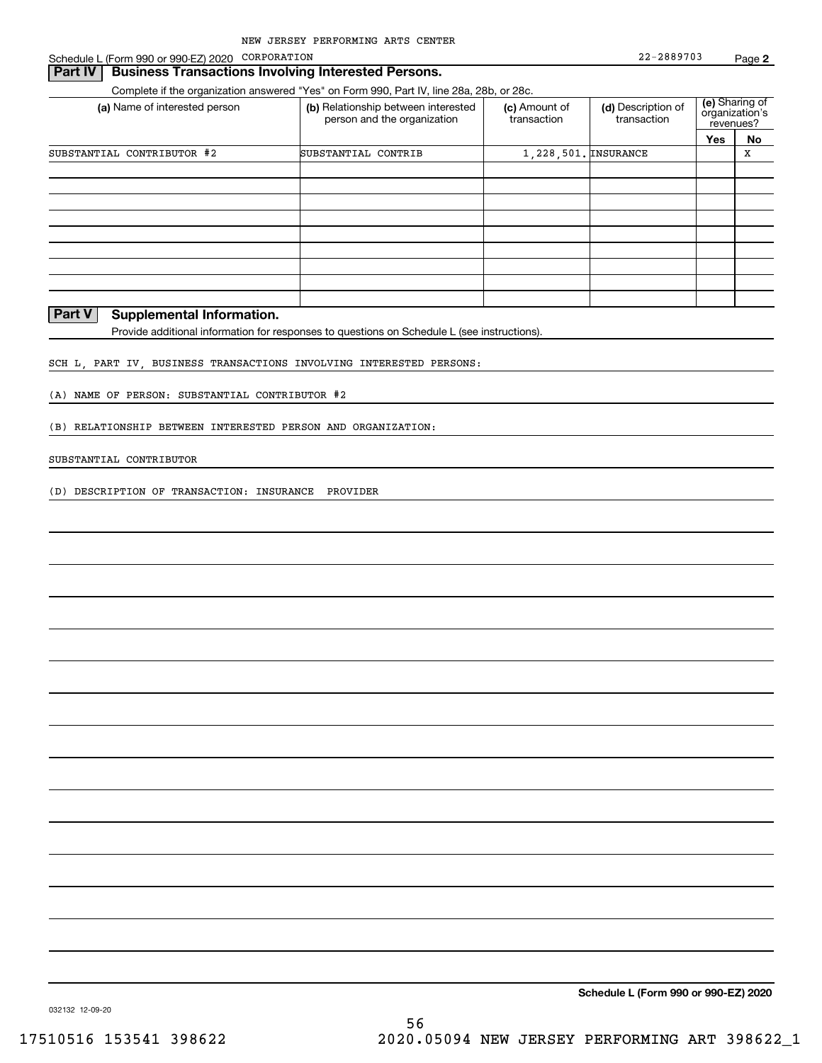NEW JERSEY PERFORMING ARTS CENTER CORPORATION

Schedule L (Form 990 or 990-EZ) 2020 22-2889703 Page **2**

## Part IV Business Transactions Involving Interested Persons.

Complete if the organization answered "Yes" on Form 990, Part IV, line 28a, 28b, or 28c.

| (a) Name of interested person | (b) Relationship between interested person and the organization | (c) Amount of transaction | (d) Description of transaction | (e) Sharing of organization's revenues? | |
|---|---|---|---|---|---|
| | | | | Yes | No |
| SUBSTANTIAL CONTRIBUTOR #2 | SUBSTANTIAL CONTRIB | 1,228,501. | INSURANCE | | X |
| | | | | | |
| | | | | | |
| | | | | | |
| | | | | | |
| | | | | | |
| | | | | | |
| | | | | | |
| | | | | | |

## Part V Supplemental Information.

Provide additional information for responses to questions on Schedule L (see instructions).

SCH L, PART IV, BUSINESS TRANSACTIONS INVOLVING INTERESTED PERSONS:

(A) NAME OF PERSON: SUBSTANTIAL CONTRIBUTOR #2

(B) RELATIONSHIP BETWEEN INTERESTED PERSON AND ORGANIZATION:

SUBSTANTIAL CONTRIBUTOR

(D) DESCRIPTION OF TRANSACTION: INSURANCE PROVIDER

**Schedule L (Form 990 or 990-EZ) 2020**

032132 12-09-20

17510516 153541 398622 2020.05094 NEW JERSEY PERFORMING ART 398622_1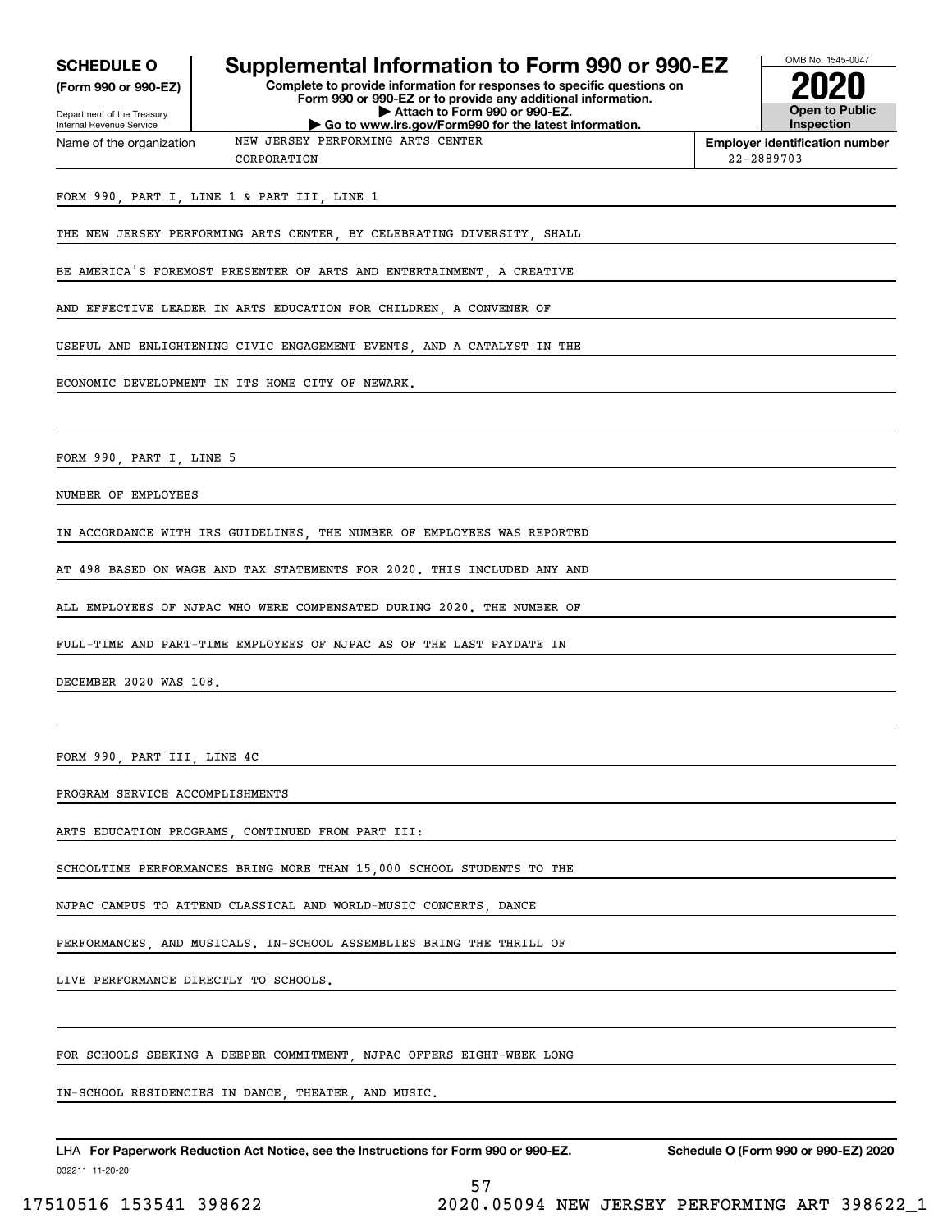**SCHEDULE O (Form 990 or 990-EZ)**

Department of the Treasury
Internal Revenue Service

# Supplemental Information to Form 990 or 990-EZ

**Complete to provide information for responses to specific questions on Form 990 or 990-EZ or to provide any additional information.**
**▶ Attach to Form 990 or 990-EZ.**
**▶ Go to www.irs.gov/Form990 for the latest information.**

OMB No. 1545-0047
**2020**
**Open to Public Inspection**

| Name of the organization | Employer identification number |
|---|---|
| NEW JERSEY PERFORMING ARTS CENTER CORPORATION | 22-2889703 |

FORM 990, PART I, LINE 1 & PART III, LINE 1

THE NEW JERSEY PERFORMING ARTS CENTER, BY CELEBRATING DIVERSITY, SHALL BE AMERICA'S FOREMOST PRESENTER OF ARTS AND ENTERTAINMENT, A CREATIVE AND EFFECTIVE LEADER IN ARTS EDUCATION FOR CHILDREN, A CONVENER OF USEFUL AND ENLIGHTENING CIVIC ENGAGEMENT EVENTS, AND A CATALYST IN THE ECONOMIC DEVELOPMENT IN ITS HOME CITY OF NEWARK.

FORM 990, PART I, LINE 5

NUMBER OF EMPLOYEES

IN ACCORDANCE WITH IRS GUIDELINES, THE NUMBER OF EMPLOYEES WAS REPORTED AT 498 BASED ON WAGE AND TAX STATEMENTS FOR 2020. THIS INCLUDED ANY AND ALL EMPLOYEES OF NJPAC WHO WERE COMPENSATED DURING 2020. THE NUMBER OF FULL-TIME AND PART-TIME EMPLOYEES OF NJPAC AS OF THE LAST PAYDATE IN DECEMBER 2020 WAS 108.

FORM 990, PART III, LINE 4C

PROGRAM SERVICE ACCOMPLISHMENTS

ARTS EDUCATION PROGRAMS, CONTINUED FROM PART III:

SCHOOLTIME PERFORMANCES BRING MORE THAN 15,000 SCHOOL STUDENTS TO THE NJPAC CAMPUS TO ATTEND CLASSICAL AND WORLD-MUSIC CONCERTS, DANCE PERFORMANCES, AND MUSICALS. IN-SCHOOL ASSEMBLIES BRING THE THRILL OF LIVE PERFORMANCE DIRECTLY TO SCHOOLS.

FOR SCHOOLS SEEKING A DEEPER COMMITMENT, NJPAC OFFERS EIGHT-WEEK LONG IN-SCHOOL RESIDENCIES IN DANCE, THEATER, AND MUSIC.

LHA **For Paperwork Reduction Act Notice, see the Instructions for Form 990 or 990-EZ.** **Schedule O (Form 990 or 990-EZ) 2020**

032211 11-20-20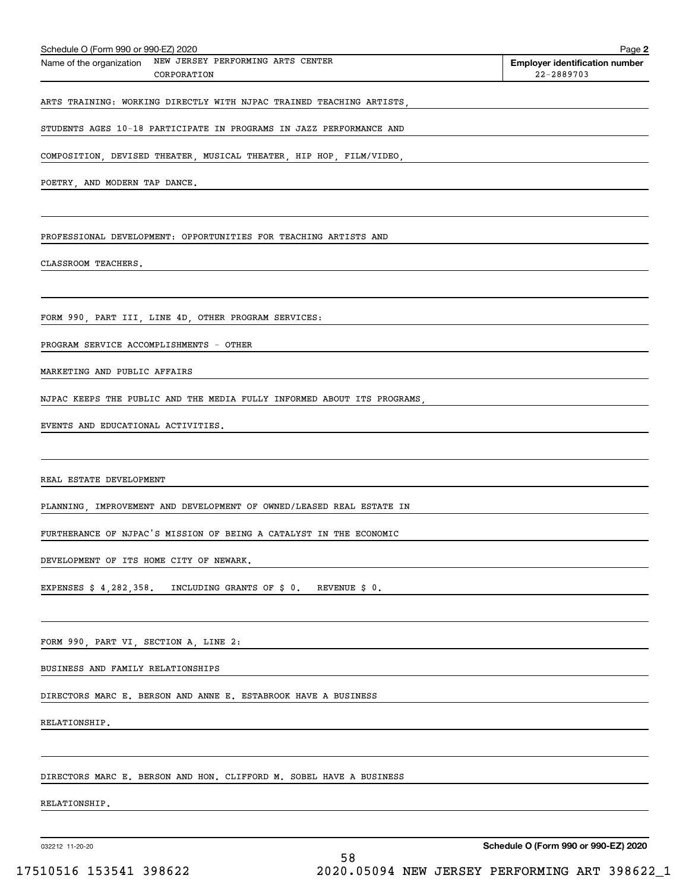Schedule O (Form 990 or 990-EZ) 2020

Name of the organization: NEW JERSEY PERFORMING ARTS CENTER CORPORATION

**Employer identification number** 22-2889703

ARTS TRAINING: WORKING DIRECTLY WITH NJPAC TRAINED TEACHING ARTISTS, STUDENTS AGES 10-18 PARTICIPATE IN PROGRAMS IN JAZZ PERFORMANCE AND COMPOSITION, DEVISED THEATER, MUSICAL THEATER, HIP HOP, FILM/VIDEO, POETRY, AND MODERN TAP DANCE.

PROFESSIONAL DEVELOPMENT: OPPORTUNITIES FOR TEACHING ARTISTS AND CLASSROOM TEACHERS.

FORM 990, PART III, LINE 4D, OTHER PROGRAM SERVICES:

PROGRAM SERVICE ACCOMPLISHMENTS - OTHER

MARKETING AND PUBLIC AFFAIRS

NJPAC KEEPS THE PUBLIC AND THE MEDIA FULLY INFORMED ABOUT ITS PROGRAMS, EVENTS AND EDUCATIONAL ACTIVITIES.

REAL ESTATE DEVELOPMENT

PLANNING, IMPROVEMENT AND DEVELOPMENT OF OWNED/LEASED REAL ESTATE IN FURTHERANCE OF NJPAC'S MISSION OF BEING A CATALYST IN THE ECONOMIC DEVELOPMENT OF ITS HOME CITY OF NEWARK.

EXPENSES $ 4,282,358. INCLUDING GRANTS OF $ 0. REVENUE $ 0.

FORM 990, PART VI, SECTION A, LINE 2:

BUSINESS AND FAMILY RELATIONSHIPS

DIRECTORS MARC E. BERSON AND ANNE E. ESTABROOK HAVE A BUSINESS RELATIONSHIP.

DIRECTORS MARC E. BERSON AND HON. CLIFFORD M. SOBEL HAVE A BUSINESS RELATIONSHIP.

032212 11-20-20 **Schedule O (Form 990 or 990-EZ) 2020**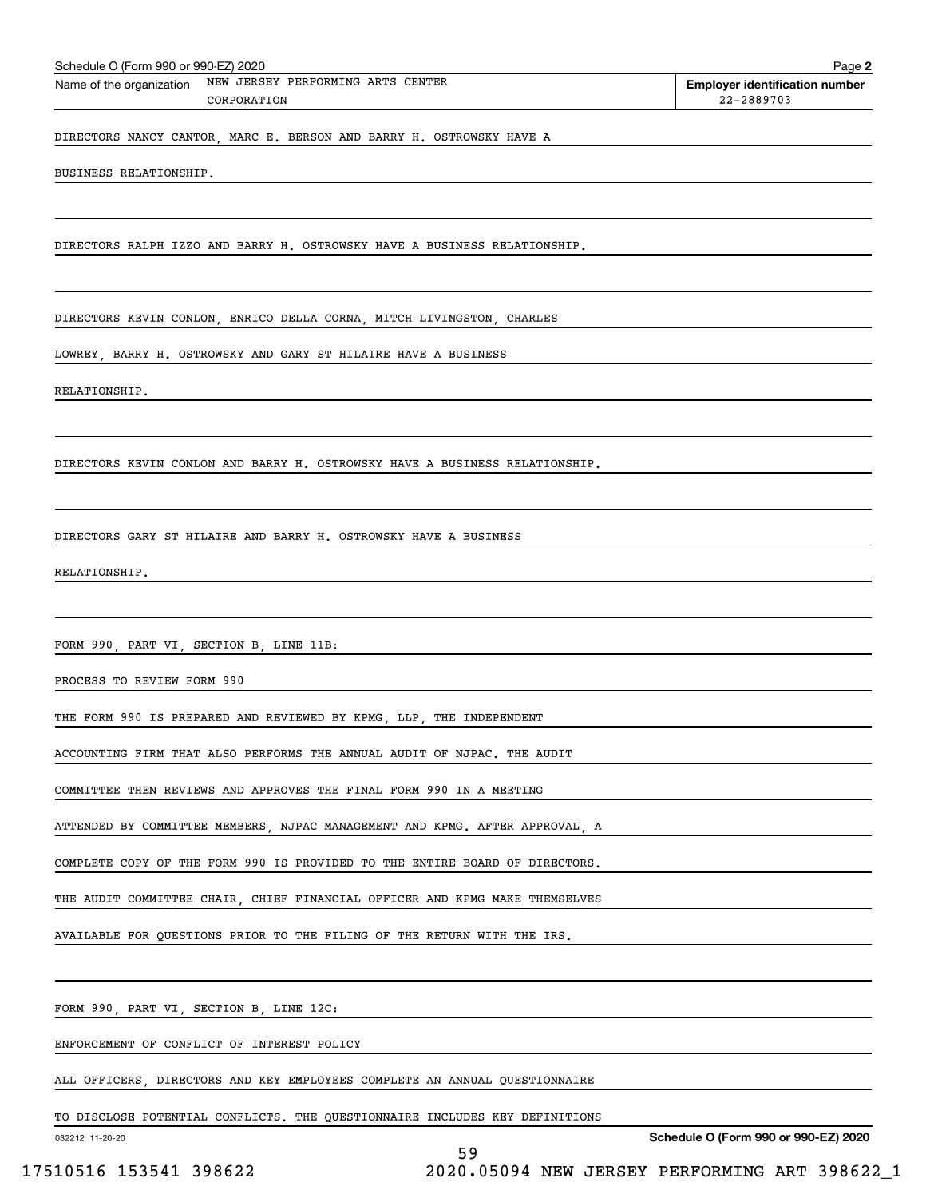Schedule O (Form 990 or 990-EZ) 2020

Name of the organization: NEW JERSEY PERFORMING ARTS CENTER CORPORATION

**Employer identification number** 22-2889703

DIRECTORS NANCY CANTOR, MARC E. BERSON AND BARRY H. OSTROWSKY HAVE A BUSINESS RELATIONSHIP.

DIRECTORS RALPH IZZO AND BARRY H. OSTROWSKY HAVE A BUSINESS RELATIONSHIP.

DIRECTORS KEVIN CONLON, ENRICO DELLA CORNA, MITCH LIVINGSTON, CHARLES LOWREY, BARRY H. OSTROWSKY AND GARY ST HILAIRE HAVE A BUSINESS RELATIONSHIP.

DIRECTORS KEVIN CONLON AND BARRY H. OSTROWSKY HAVE A BUSINESS RELATIONSHIP.

DIRECTORS GARY ST HILAIRE AND BARRY H. OSTROWSKY HAVE A BUSINESS RELATIONSHIP.

FORM 990, PART VI, SECTION B, LINE 11B:

PROCESS TO REVIEW FORM 990

THE FORM 990 IS PREPARED AND REVIEWED BY KPMG, LLP, THE INDEPENDENT ACCOUNTING FIRM THAT ALSO PERFORMS THE ANNUAL AUDIT OF NJPAC. THE AUDIT COMMITTEE THEN REVIEWS AND APPROVES THE FINAL FORM 990 IN A MEETING ATTENDED BY COMMITTEE MEMBERS, NJPAC MANAGEMENT AND KPMG. AFTER APPROVAL, A COMPLETE COPY OF THE FORM 990 IS PROVIDED TO THE ENTIRE BOARD OF DIRECTORS. THE AUDIT COMMITTEE CHAIR, CHIEF FINANCIAL OFFICER AND KPMG MAKE THEMSELVES AVAILABLE FOR QUESTIONS PRIOR TO THE FILING OF THE RETURN WITH THE IRS.

FORM 990, PART VI, SECTION B, LINE 12C:

ENFORCEMENT OF CONFLICT OF INTEREST POLICY

ALL OFFICERS, DIRECTORS AND KEY EMPLOYEES COMPLETE AN ANNUAL QUESTIONNAIRE TO DISCLOSE POTENTIAL CONFLICTS. THE QUESTIONNAIRE INCLUDES KEY DEFINITIONS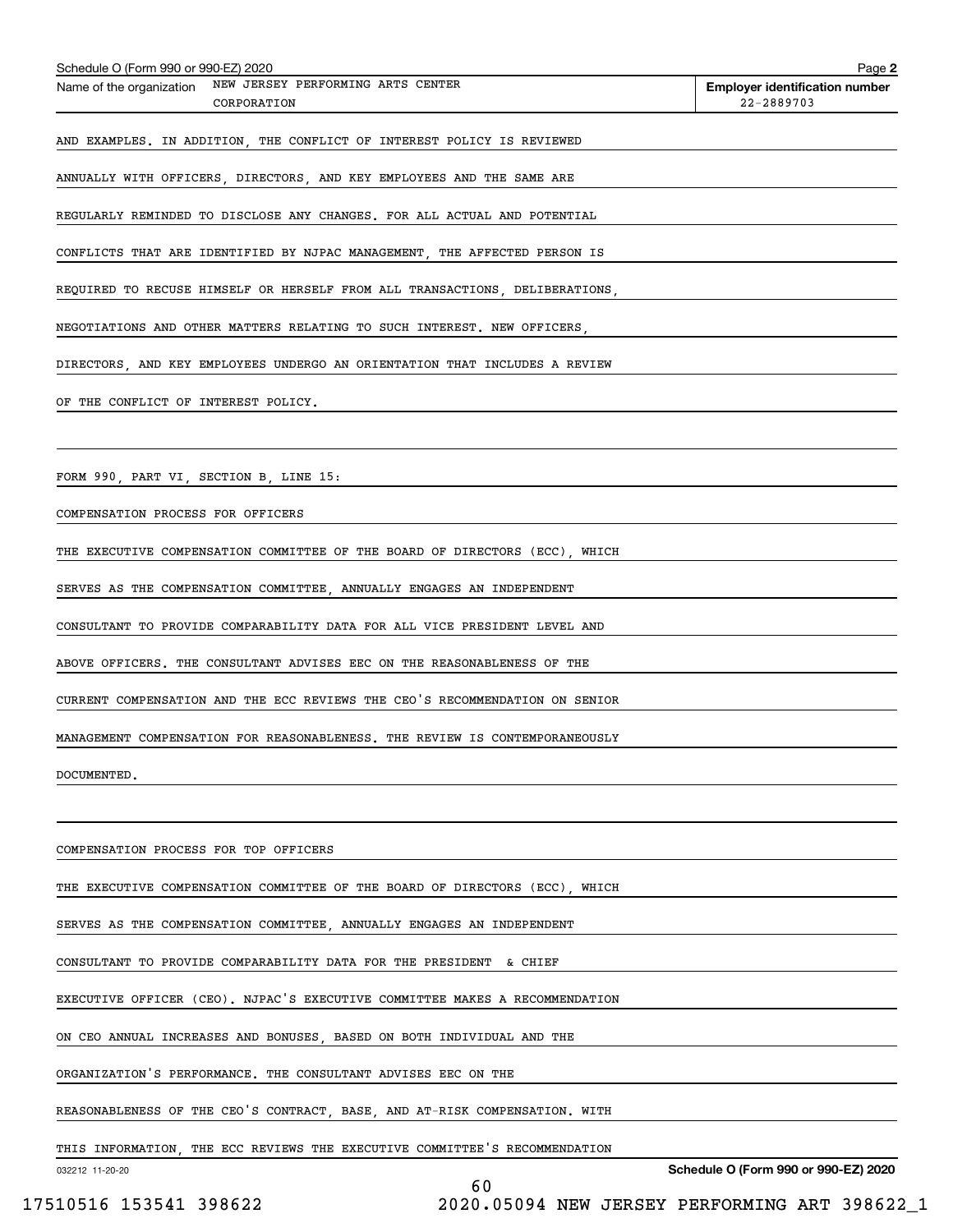Schedule O (Form 990 or 990-EZ) 2020

Name of the organization: NEW JERSEY PERFORMING ARTS CENTER CORPORATION

**Employer identification number** 22-2889703

AND EXAMPLES. IN ADDITION, THE CONFLICT OF INTEREST POLICY IS REVIEWED ANNUALLY WITH OFFICERS, DIRECTORS, AND KEY EMPLOYEES AND THE SAME ARE REGULARLY REMINDED TO DISCLOSE ANY CHANGES. FOR ALL ACTUAL AND POTENTIAL CONFLICTS THAT ARE IDENTIFIED BY NJPAC MANAGEMENT, THE AFFECTED PERSON IS REQUIRED TO RECUSE HIMSELF OR HERSELF FROM ALL TRANSACTIONS, DELIBERATIONS, NEGOTIATIONS AND OTHER MATTERS RELATING TO SUCH INTEREST. NEW OFFICERS, DIRECTORS, AND KEY EMPLOYEES UNDERGO AN ORIENTATION THAT INCLUDES A REVIEW OF THE CONFLICT OF INTEREST POLICY.

FORM 990, PART VI, SECTION B, LINE 15:

COMPENSATION PROCESS FOR OFFICERS

THE EXECUTIVE COMPENSATION COMMITTEE OF THE BOARD OF DIRECTORS (ECC), WHICH SERVES AS THE COMPENSATION COMMITTEE, ANNUALLY ENGAGES AN INDEPENDENT CONSULTANT TO PROVIDE COMPARABILITY DATA FOR ALL VICE PRESIDENT LEVEL AND ABOVE OFFICERS. THE CONSULTANT ADVISES EEC ON THE REASONABLENESS OF THE CURRENT COMPENSATION AND THE ECC REVIEWS THE CEO'S RECOMMENDATION ON SENIOR MANAGEMENT COMPENSATION FOR REASONABLENESS. THE REVIEW IS CONTEMPORANEOUSLY DOCUMENTED.

COMPENSATION PROCESS FOR TOP OFFICERS

THE EXECUTIVE COMPENSATION COMMITTEE OF THE BOARD OF DIRECTORS (ECC), WHICH SERVES AS THE COMPENSATION COMMITTEE, ANNUALLY ENGAGES AN INDEPENDENT CONSULTANT TO PROVIDE COMPARABILITY DATA FOR THE PRESIDENT & CHIEF EXECUTIVE OFFICER (CEO). NJPAC'S EXECUTIVE COMMITTEE MAKES A RECOMMENDATION ON CEO ANNUAL INCREASES AND BONUSES, BASED ON BOTH INDIVIDUAL AND THE ORGANIZATION'S PERFORMANCE. THE CONSULTANT ADVISES EEC ON THE REASONABLENESS OF THE CEO'S CONTRACT, BASE, AND AT-RISK COMPENSATION. WITH THIS INFORMATION, THE ECC REVIEWS THE EXECUTIVE COMMITTEE'S RECOMMENDATION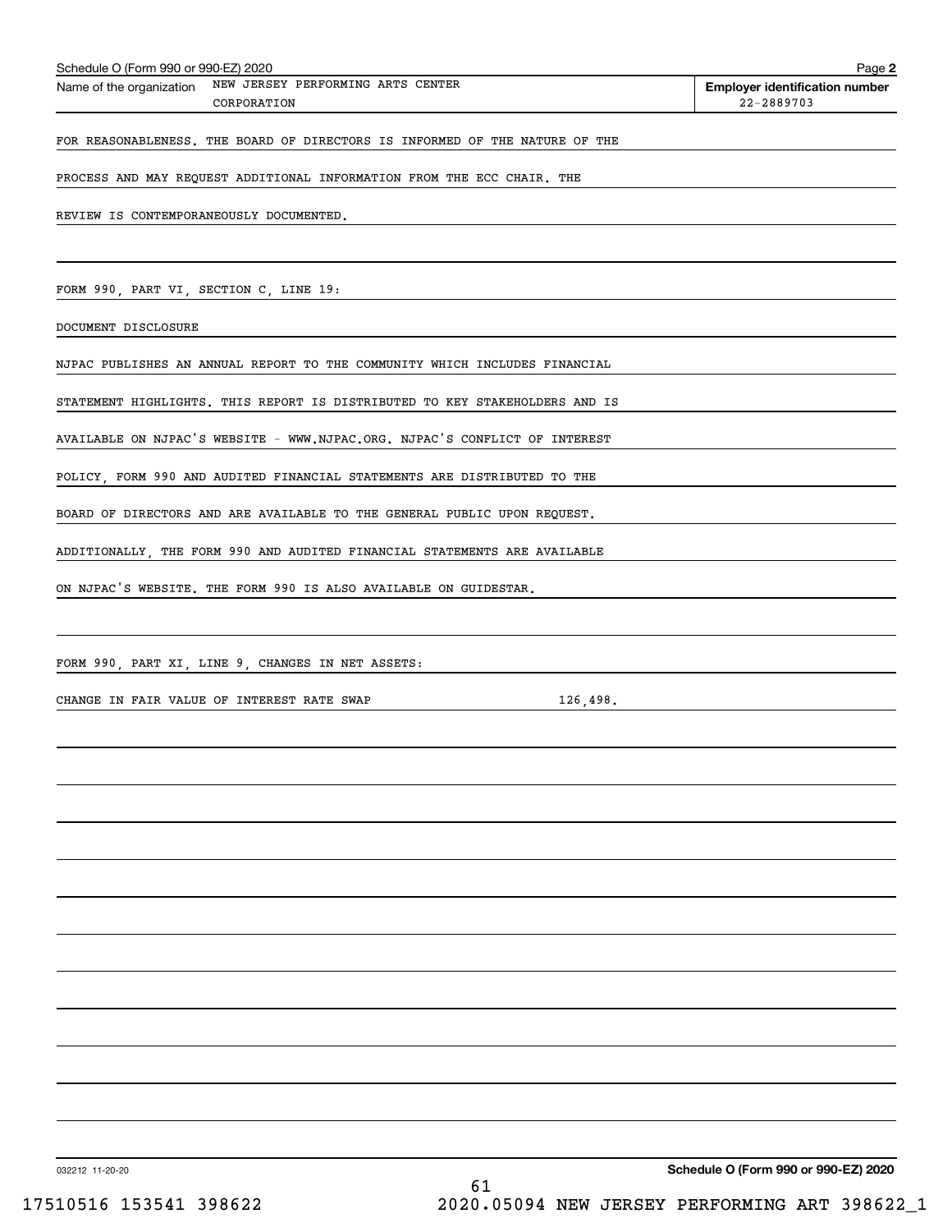Schedule O (Form 990 or 990-EZ) 2020 Page **2**

Name of the organization NEW JERSEY PERFORMING ARTS CENTER CORPORATION

**Employer identification number** 22-2889703

FOR REASONABLENESS. THE BOARD OF DIRECTORS IS INFORMED OF THE NATURE OF THE PROCESS AND MAY REQUEST ADDITIONAL INFORMATION FROM THE ECC CHAIR. THE REVIEW IS CONTEMPORANEOUSLY DOCUMENTED.

FORM 990, PART VI, SECTION C, LINE 19:

DOCUMENT DISCLOSURE

NJPAC PUBLISHES AN ANNUAL REPORT TO THE COMMUNITY WHICH INCLUDES FINANCIAL STATEMENT HIGHLIGHTS. THIS REPORT IS DISTRIBUTED TO KEY STAKEHOLDERS AND IS AVAILABLE ON NJPAC'S WEBSITE - WWW.NJPAC.ORG. NJPAC'S CONFLICT OF INTEREST POLICY, FORM 990 AND AUDITED FINANCIAL STATEMENTS ARE DISTRIBUTED TO THE BOARD OF DIRECTORS AND ARE AVAILABLE TO THE GENERAL PUBLIC UPON REQUEST. ADDITIONALLY, THE FORM 990 AND AUDITED FINANCIAL STATEMENTS ARE AVAILABLE ON NJPAC'S WEBSITE. THE FORM 990 IS ALSO AVAILABLE ON GUIDESTAR.

FORM 990, PART XI, LINE 9, CHANGES IN NET ASSETS:

CHANGE IN FAIR VALUE OF INTEREST RATE SWAP 126,498.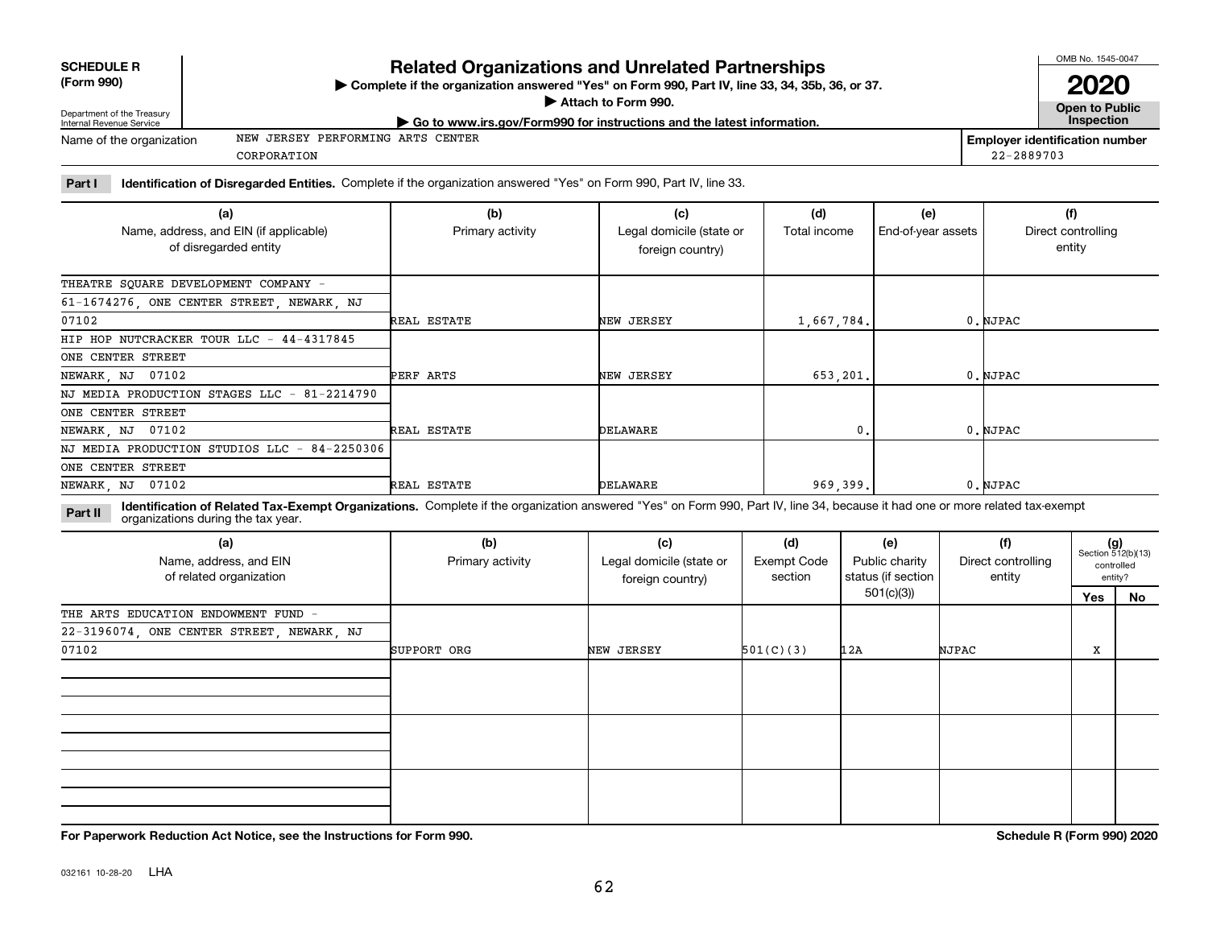**SCHEDULE R (Form 990)**

Department of the Treasury
Internal Revenue Service

# Related Organizations and Unrelated Partnerships

▶ Complete if the organization answered "Yes" on Form 990, Part IV, line 33, 34, 35b, 36, or 37.

▶ Attach to Form 990.

▶ Go to www.irs.gov/Form990 for instructions and the latest information.

OMB No. 1545-0047

**2020**

**Open to Public Inspection**

Name of the organization: NEW JERSEY PERFORMING ARTS CENTER CORPORATION

**Employer identification number** 22-2889703

**Part I** **Identification of Disregarded Entities.** Complete if the organization answered "Yes" on Form 990, Part IV, line 33.

| (a) Name, address, and EIN (if applicable) of disregarded entity | (b) Primary activity | (c) Legal domicile (state or foreign country) | (d) Total income | (e) End-of-year assets | (f) Direct controlling entity |
|---|---|---|---|---|---|
| THEATRE SQUARE DEVELOPMENT COMPANY - 61-1674276, ONE CENTER STREET, NEWARK, NJ 07102 | REAL ESTATE | NEW JERSEY | 1,667,784. | 0. | NJPAC |
| HIP HOP NUTCRACKER TOUR LLC - 44-4317845 ONE CENTER STREET NEWARK, NJ 07102 | PERF ARTS | NEW JERSEY | 653,201. | 0. | NJPAC |
| NJ MEDIA PRODUCTION STAGES LLC - 81-2214790 ONE CENTER STREET NEWARK, NJ 07102 | REAL ESTATE | DELAWARE | 0. | 0. | NJPAC |
| NJ MEDIA PRODUCTION STUDIOS LLC - 84-2250306 ONE CENTER STREET NEWARK, NJ 07102 | REAL ESTATE | DELAWARE | 969,399. | 0. | NJPAC |

**Part II** **Identification of Related Tax-Exempt Organizations.** Complete if the organization answered "Yes" on Form 990, Part IV, line 34, because it had one or more related tax-exempt organizations during the tax year.

| (a) Name, address, and EIN of related organization | (b) Primary activity | (c) Legal domicile (state or foreign country) | (d) Exempt Code section | (e) Public charity status (if section 501(c)(3)) | (f) Direct controlling entity | (g) Section 512(b)(13) controlled entity? Yes | No |
|---|---|---|---|---|---|---|---|
| THE ARTS EDUCATION ENDOWMENT FUND - 22-3196074, ONE CENTER STREET, NEWARK, NJ 07102 | SUPPORT ORG | NEW JERSEY | 501(C)(3) | 12A | NJPAC | X | |
| | | | | | | | |
| | | | | | | | |
| | | | | | | | |

**For Paperwork Reduction Act Notice, see the Instructions for Form 990.** **Schedule R (Form 990) 2020**

032161 10-28-20 LHA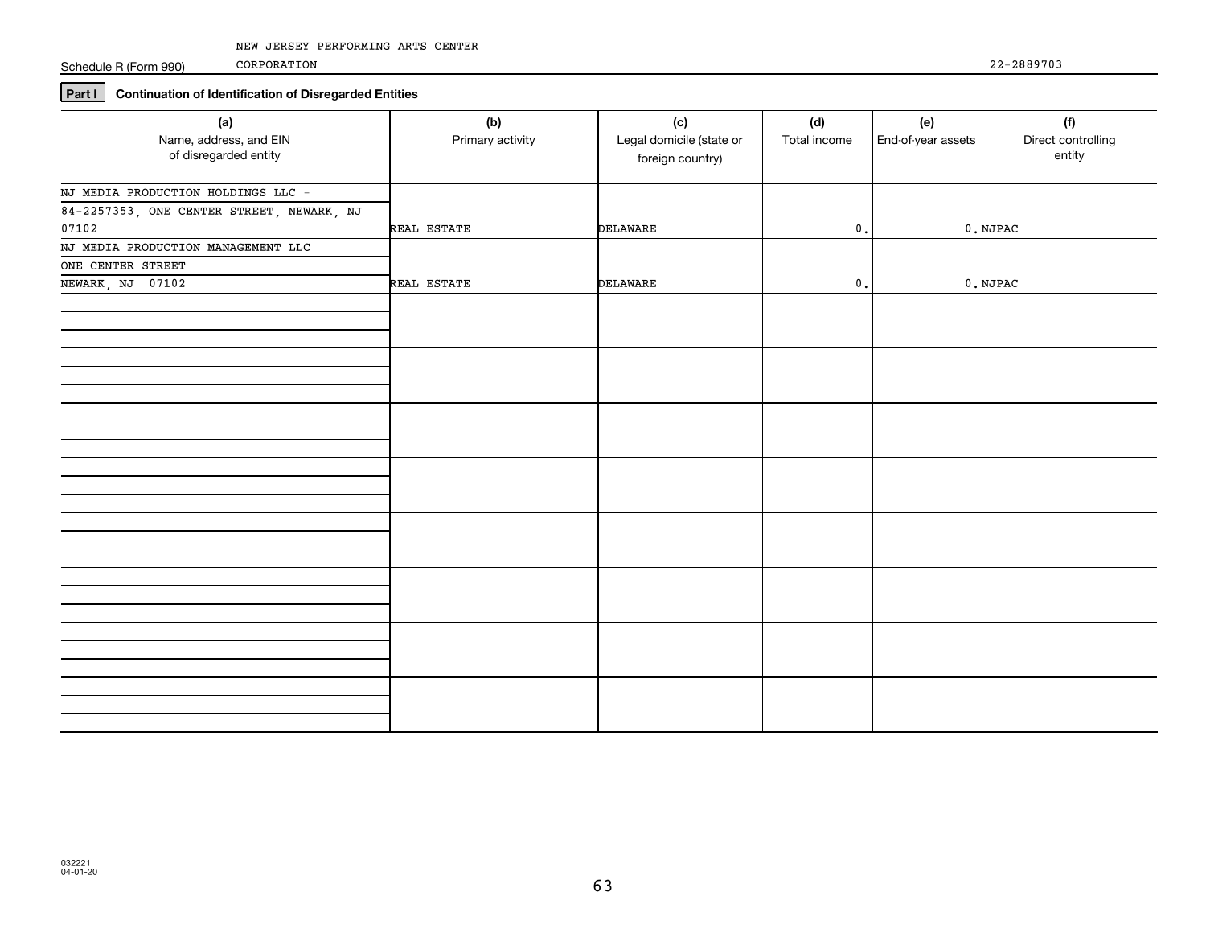Schedule R (Form 990) NEW JERSEY PERFORMING ARTS CENTER CORPORATION 22-2889703

**Part I** **Continuation of Identification of Disregarded Entities**

| (a) Name, address, and EIN of disregarded entity | (b) Primary activity | (c) Legal domicile (state or foreign country) | (d) Total income | (e) End-of-year assets | (f) Direct controlling entity |
|---|---|---|---|---|---|
| NJ MEDIA PRODUCTION HOLDINGS LLC - 84-2257353, ONE CENTER STREET, NEWARK, NJ 07102 | REAL ESTATE | DELAWARE | 0. | 0. | NJPAC |
| NJ MEDIA PRODUCTION MANAGEMENT LLC ONE CENTER STREET NEWARK, NJ 07102 | REAL ESTATE | DELAWARE | 0. | 0. | NJPAC |

032221 04-01-20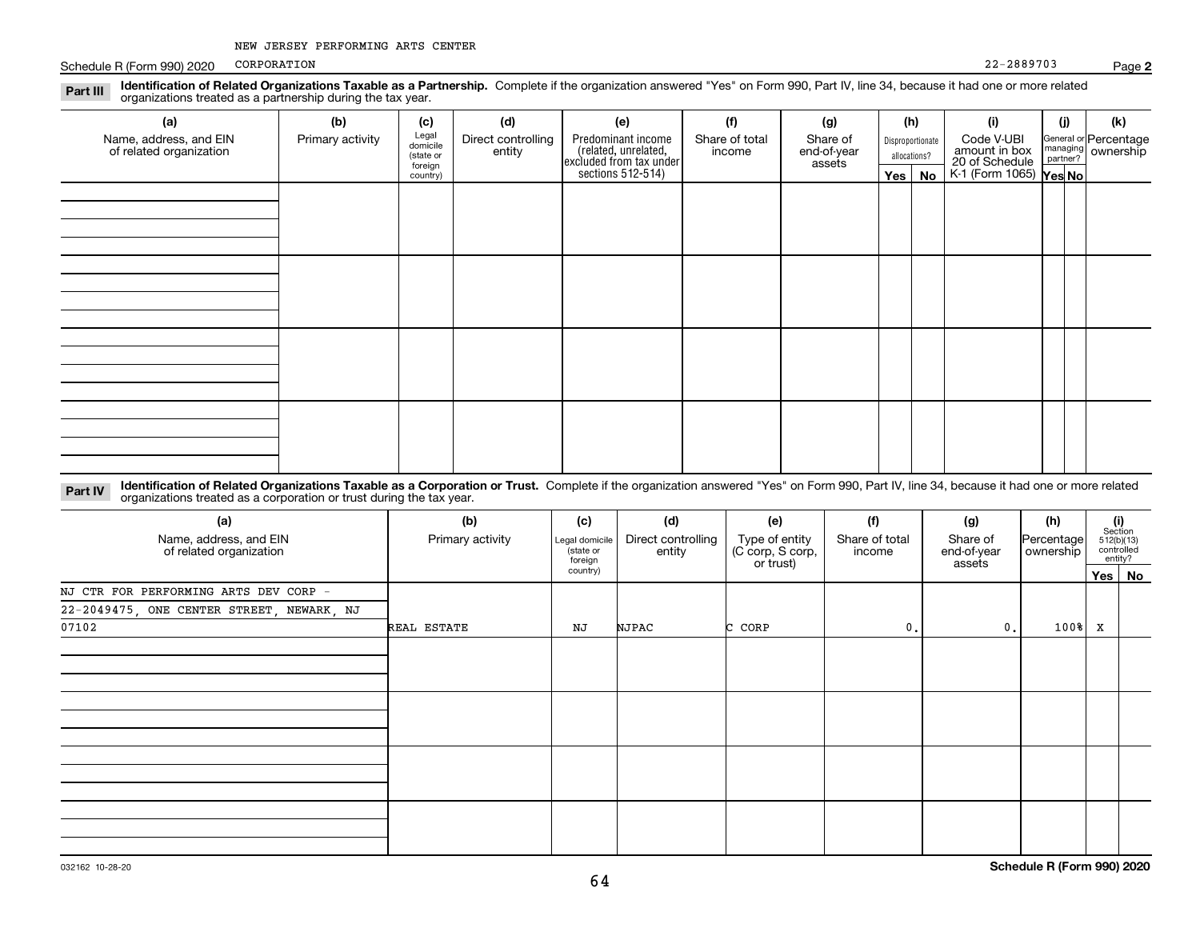NEW JERSEY PERFORMING ARTS CENTER CORPORATION

Schedule R (Form 990) 2020 — 22-2889703 — Page **2**

**Part III** **Identification of Related Organizations Taxable as a Partnership.** Complete if the organization answered "Yes" on Form 990, Part IV, line 34, because it had one or more related organizations treated as a partnership during the tax year.

| (a) Name, address, and EIN of related organization | (b) Primary activity | (c) Legal domicile (state or foreign country) | (d) Direct controlling entity | (e) Predominant income (related, unrelated, excluded from tax under sections 512-514) | (f) Share of total income | (g) Share of end-of-year assets | (h) Disproportionate allocations? Yes | (h) No | (i) Code V-UBI amount in box 20 of Schedule K-1 (Form 1065) | (j) General or managing partner? Yes | (j) No | (k) Percentage ownership |
|---|---|---|---|---|---|---|---|---|---|---|---|---|
| | | | | | | | | | | | | |
| | | | | | | | | | | | | |
| | | | | | | | | | | | | |
| | | | | | | | | | | | | |

**Part IV** **Identification of Related Organizations Taxable as a Corporation or Trust.** Complete if the organization answered "Yes" on Form 990, Part IV, line 34, because it had one or more related organizations treated as a corporation or trust during the tax year.

| (a) Name, address, and EIN of related organization | (b) Primary activity | (c) Legal domicile (state or foreign country) | (d) Direct controlling entity | (e) Type of entity (C corp, S corp, or trust) | (f) Share of total income | (g) Share of end-of-year assets | (h) Percentage ownership | (i) Section 512(b)(13) controlled entity? Yes | (i) No |
|---|---|---|---|---|---|---|---|---|---|
| NJ CTR FOR PERFORMING ARTS DEV CORP - 22-2049475, ONE CENTER STREET, NEWARK, NJ 07102 | REAL ESTATE | NJ | NJPAC | C CORP | 0. | 0. | 100% | X | |
| | | | | | | | | | |
| | | | | | | | | | |
| | | | | | | | | | |
| | | | | | | | | | |

032162 10-28-20 **Schedule R (Form 990) 2020**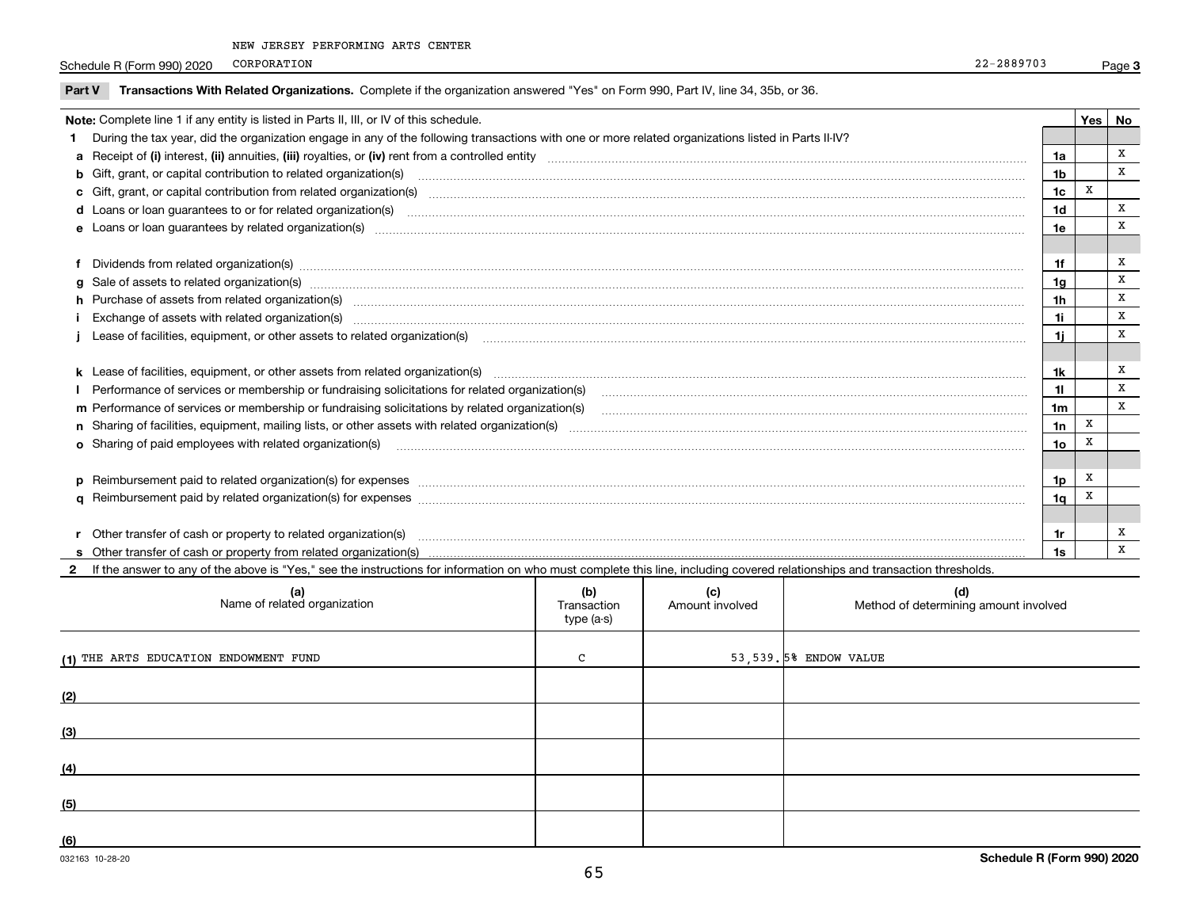NEW JERSEY PERFORMING ARTS CENTER
Schedule R (Form 990) 2020 CORPORATION 22-2889703 Page **3**

**Part V** **Transactions With Related Organizations.** Complete if the organization answered "Yes" on Form 990, Part IV, line 34, 35b, or 36.

| **Note:** Complete line 1 if any entity is listed in Parts II, III, or IV of this schedule. | | **Yes** | **No** |
|---|---|---|---|
| **1** During the tax year, did the organization engage in any of the following transactions with one or more related organizations listed in Parts II-IV? | | | |
| **a** Receipt of **(i)** interest, **(ii)** annuities, **(iii)** royalties, or **(iv)** rent from a controlled entity | **1a** | | X |
| **b** Gift, grant, or capital contribution to related organization(s) | **1b** | | X |
| **c** Gift, grant, or capital contribution from related organization(s) | **1c** | X | |
| **d** Loans or loan guarantees to or for related organization(s) | **1d** | | X |
| **e** Loans or loan guarantees by related organization(s) | **1e** | | X |
| **f** Dividends from related organization(s) | **1f** | | X |
| **g** Sale of assets to related organization(s) | **1g** | | X |
| **h** Purchase of assets from related organization(s) | **1h** | | X |
| **i** Exchange of assets with related organization(s) | **1i** | | X |
| **j** Lease of facilities, equipment, or other assets to related organization(s) | **1j** | | X |
| **k** Lease of facilities, equipment, or other assets from related organization(s) | **1k** | | X |
| **l** Performance of services or membership or fundraising solicitations for related organization(s) | **1l** | | X |
| **m** Performance of services or membership or fundraising solicitations by related organization(s) | **1m** | | X |
| **n** Sharing of facilities, equipment, mailing lists, or other assets with related organization(s) | **1n** | X | |
| **o** Sharing of paid employees with related organization(s) | **1o** | X | |
| **p** Reimbursement paid to related organization(s) for expenses | **1p** | X | |
| **q** Reimbursement paid by related organization(s) for expenses | **1q** | X | |
| **r** Other transfer of cash or property to related organization(s) | **1r** | | X |
| **s** Other transfer of cash or property from related organization(s) | **1s** | | X |

**2** If the answer to any of the above is "Yes," see the instructions for information on who must complete this line, including covered relationships and transaction thresholds.

| | (a) Name of related organization | (b) Transaction type (a-s) | (c) Amount involved | (d) Method of determining amount involved |
|---|---|---|---|---|
| (1) | THE ARTS EDUCATION ENDOWMENT FUND | C | 53,539. | 5% ENDOW VALUE |
| (2) | | | | |
| (3) | | | | |
| (4) | | | | |
| (5) | | | | |
| (6) | | | | |

032163 10-28-20 **Schedule R (Form 990) 2020**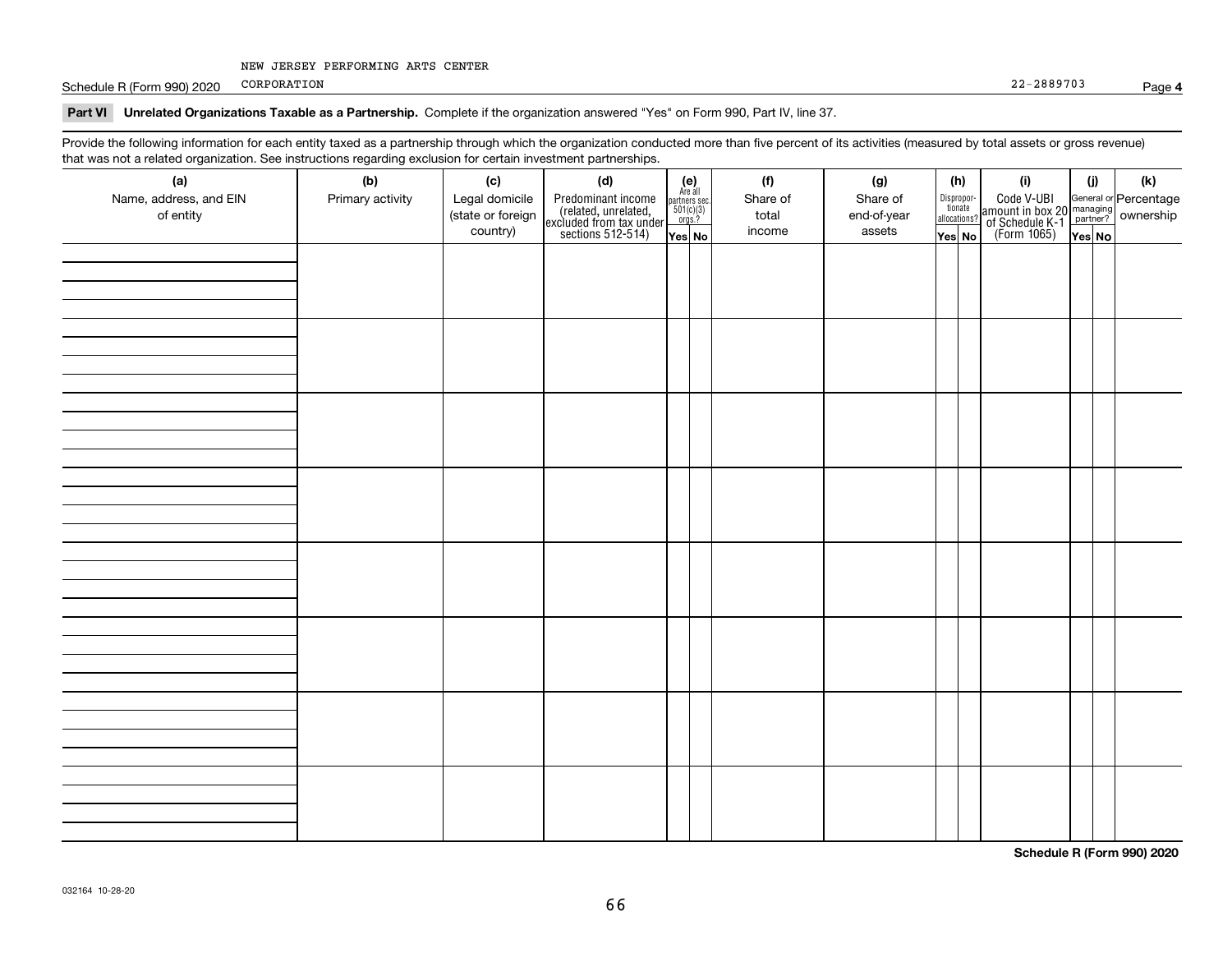NEW JERSEY PERFORMING ARTS CENTER

Schedule R (Form 990) 2020 CORPORATION 22-2889703 Page **4**

**Part VI Unrelated Organizations Taxable as a Partnership.** Complete if the organization answered "Yes" on Form 990, Part IV, line 37.

Provide the following information for each entity taxed as a partnership through which the organization conducted more than five percent of its activities (measured by total assets or gross revenue) that was not a related organization. See instructions regarding exclusion for certain investment partnerships.

| (a) Name, address, and EIN of entity | (b) Primary activity | (c) Legal domicile (state or foreign country) | (d) Predominant income (related, unrelated, excluded from tax under sections 512-514) | (e) Are all partners sec. 501(c)(3) orgs.? | | (f) Share of total income | (g) Share of end-of-year assets | (h) Disproportionate allocations? | | (i) Code V-UBI amount in box 20 of Schedule K-1 (Form 1065) | (j) General or managing partner? | | (k) Percentage ownership |
|---|---|---|---|---|---|---|---|---|---|---|---|---|---|
| | | | | Yes | No | | | Yes | No | | Yes | No | |
| | | | | | | | | | | | | | |
| | | | | | | | | | | | | | |
| | | | | | | | | | | | | | |
| | | | | | | | | | | | | | |
| | | | | | | | | | | | | | |
| | | | | | | | | | | | | | |
| | | | | | | | | | | | | | |
| | | | | | | | | | | | | | |

**Schedule R (Form 990) 2020**

032164 10-28-20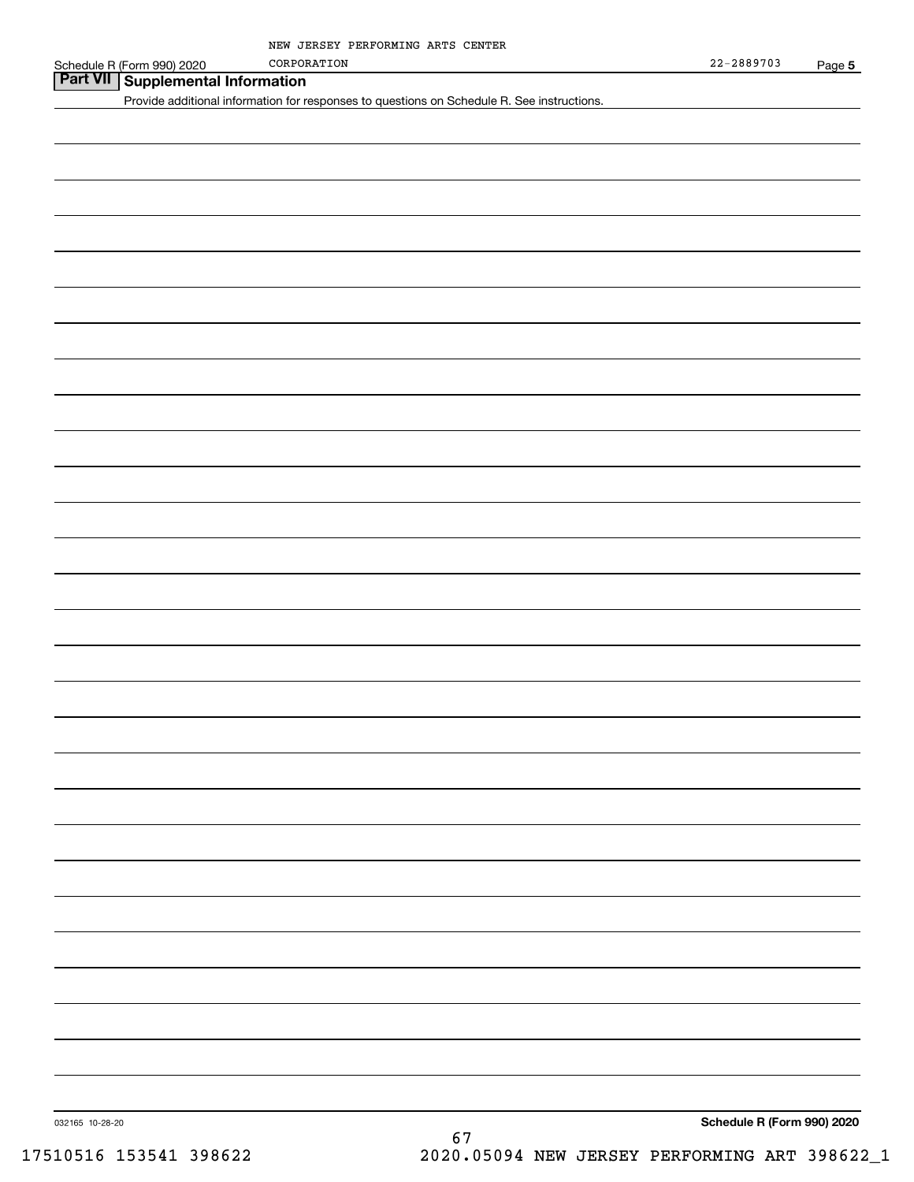NEW JERSEY PERFORMING ARTS CENTER CORPORATION 22-2889703

## Part VII Supplemental Information

Provide additional information for responses to questions on Schedule R. See instructions.